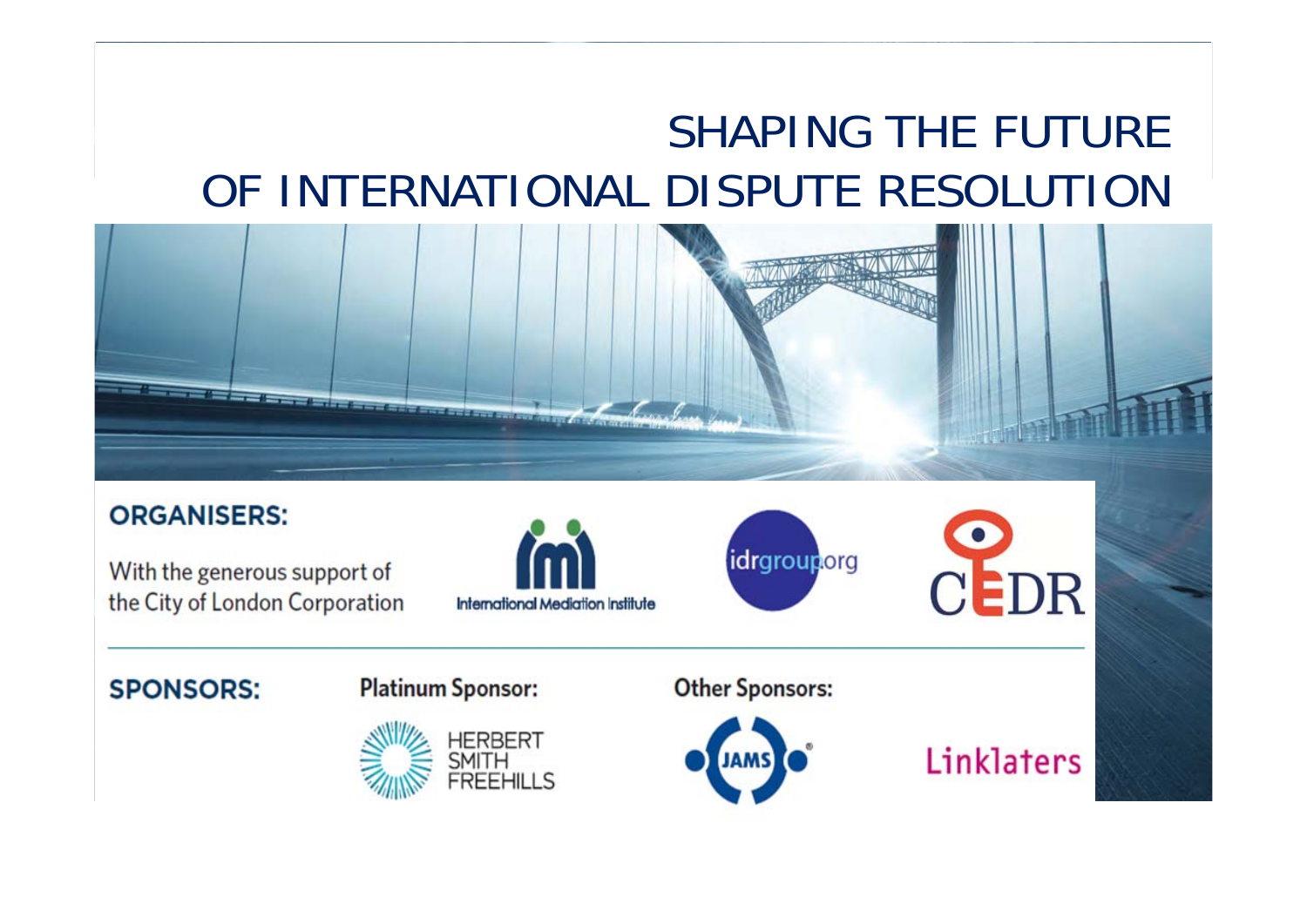# SHAPING THE FUTURE OF INTERNATIONAL DISPUTE RESOLUTION

**ORGANISERS:**

With the generous support of the City of London Corporation

International Mediation Institute

idrgroup.org

CEDR

**SPONSORS:**

**Platinum Sponsor:**

HERBERT SMITH FREEHILLS

**Other Sponsors:**

JAMS

Linklaters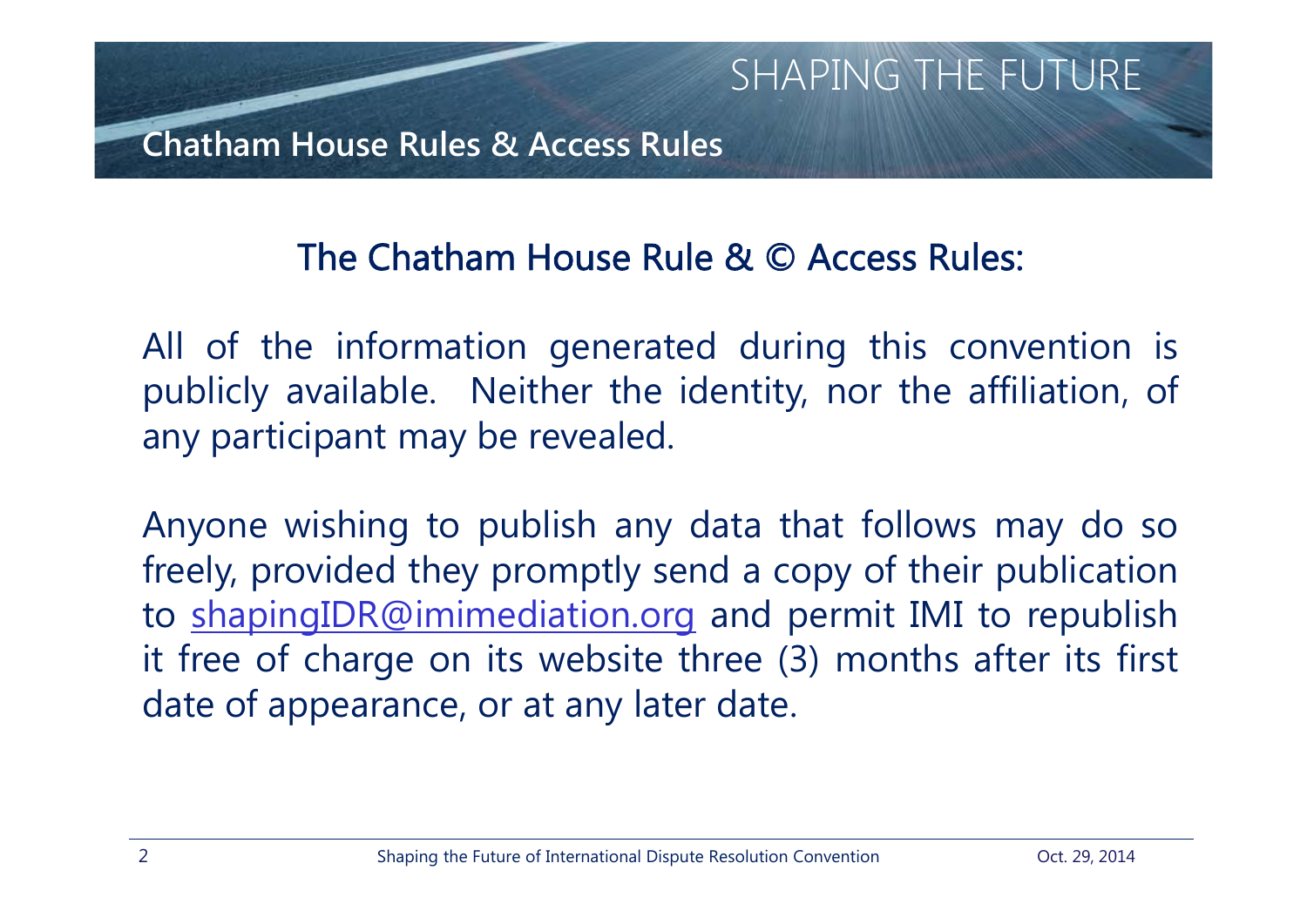## Chatham House Rules & Access Rules

### The Chatham House Rule & © Access Rules:

All of the information generated during this convention is publicly available. Neither the identity, nor the affiliation, of any participant may be revealed.

Anyone wishing to publish any data that follows may do so freely, provided they promptly send a copy of their publication to shapingIDR@imimediation.org and permit IMI to republish it free of charge on its website three (3) months after its first date of appearance, or at any later date.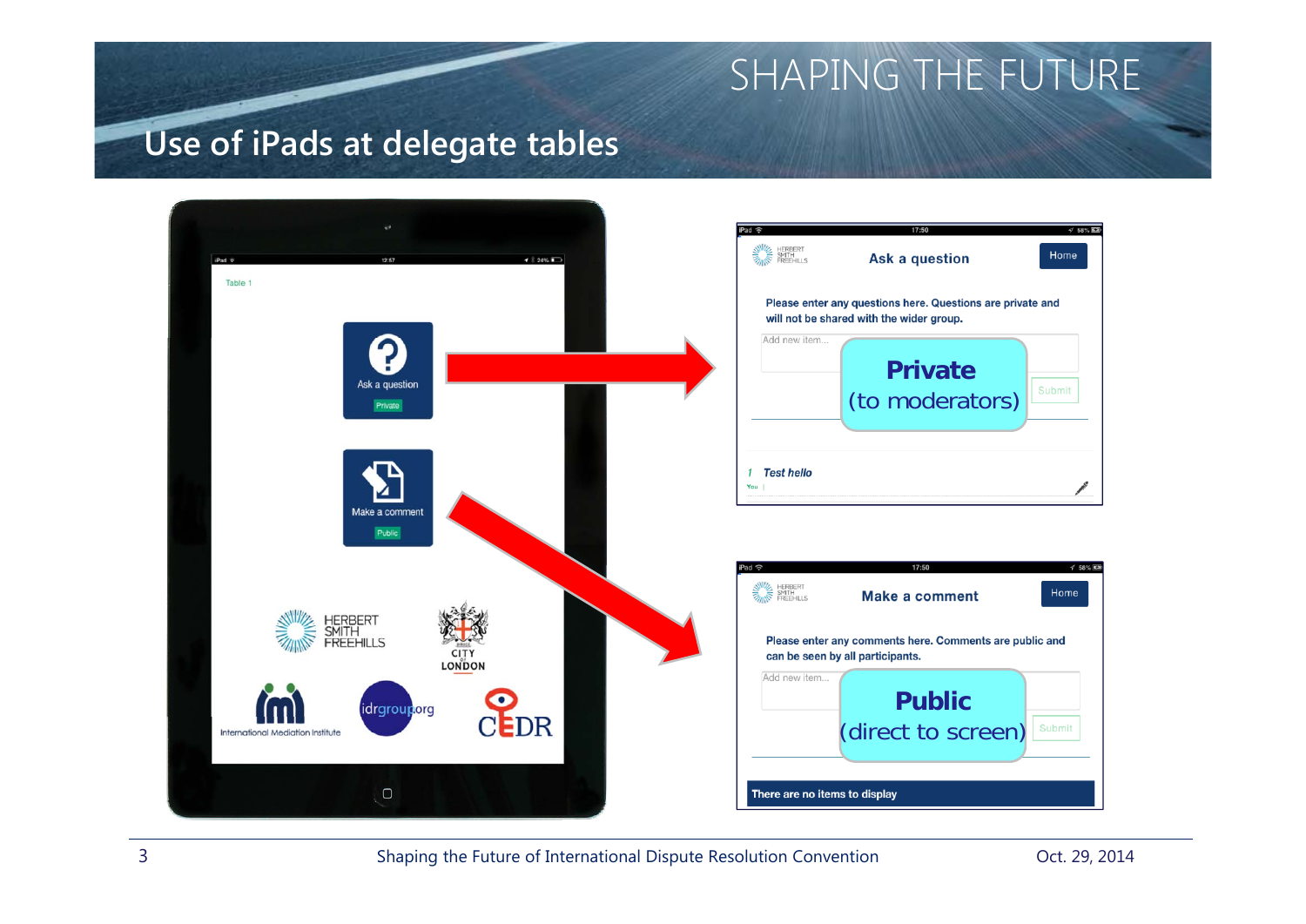# Use of iPads at delegate tables

Table 1

Ask a question

Private

Make a comment

Public

**Ask a question**

Please enter any questions here. Questions are private and will not be shared with the wider group.

**Private**
(to moderators)

1 *Test hello*

**Make a comment**

Please enter any comments here. Comments are public and can be seen by all participants.

**Public**
(direct to screen)

There are no items to display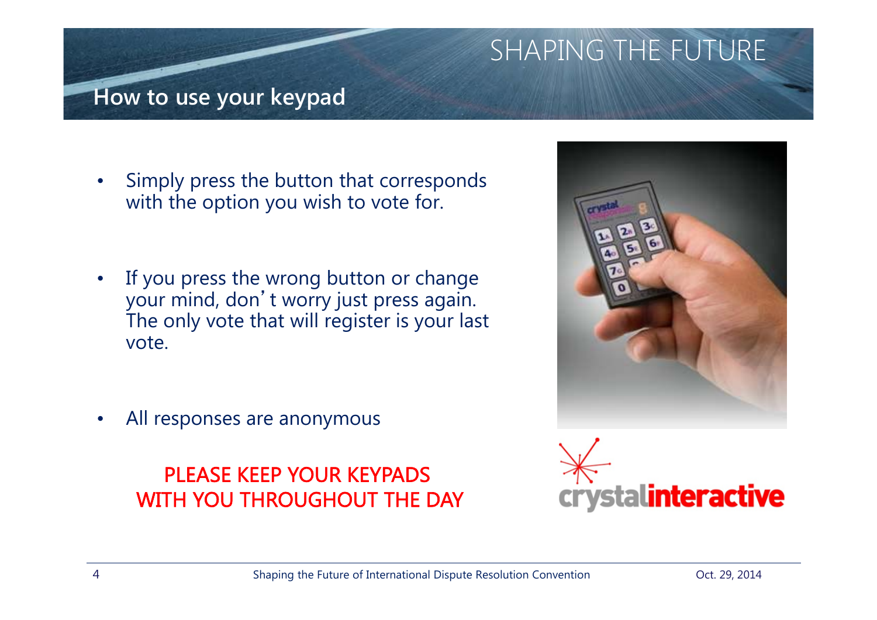# SHAPING THE FUTURE

## How to use your keypad

- Simply press the button that corresponds with the option you wish to vote for.
- If you press the wrong button or change your mind, don't worry just press again. The only vote that will register is your last vote.
- All responses are anonymous

**PLEASE KEEP YOUR KEYPADS WITH YOU THROUGHOUT THE DAY**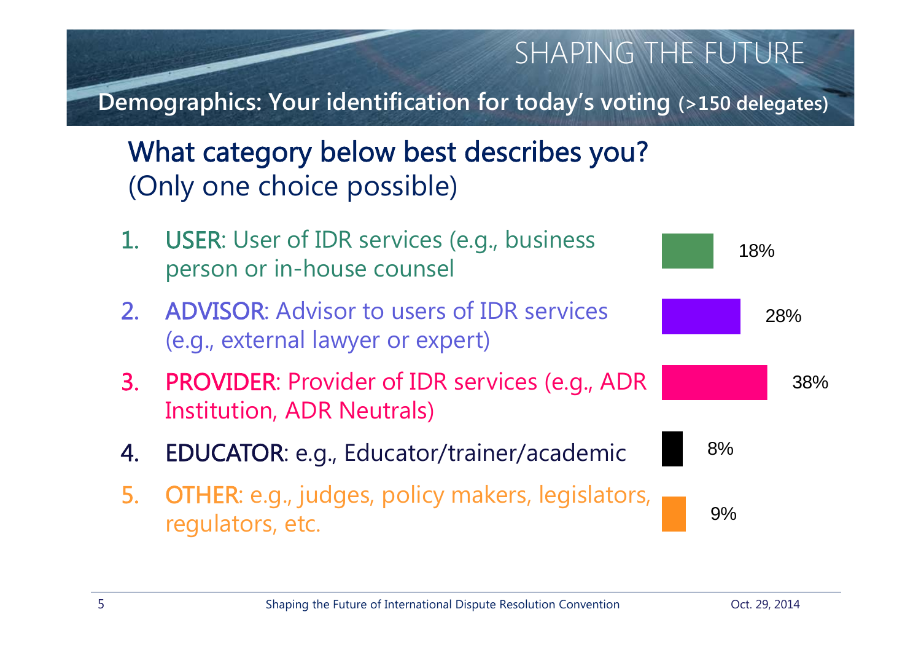# SHAPING THE FUTURE

## Demographics: Your identification for today's voting (>150 delegates)

### What category below best describes you?
(Only one choice possible)

1. **USER**: User of IDR services (e.g., business person or in-house counsel — 18%
2. **ADVISOR**: Advisor to users of IDR services (e.g., external lawyer or expert) — 28%
3. **PROVIDER**: Provider of IDR services (e.g., ADR Institution, ADR Neutrals) — 38%
4. **EDUCATOR**: e.g., Educator/trainer/academic — 8%
5. **OTHER**: e.g., judges, policy makers, legislators, regulators, etc. — 9%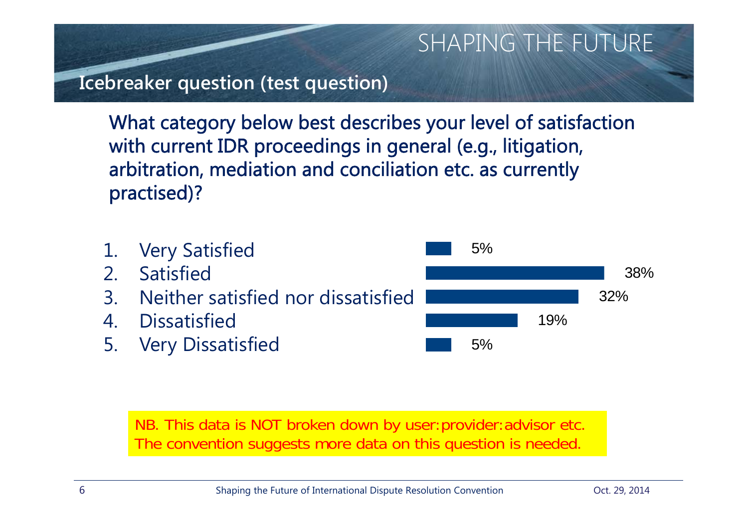## Icebreaker question (test question)

What category below best describes your level of satisfaction with current IDR proceedings in general (e.g., litigation, arbitration, mediation and conciliation etc. as currently practised)?

| Response | % |
| --- | --- |
| 1. Very Satisfied | 5% |
| 2. Satisfied | 38% |
| 3. Neither satisfied nor dissatisfied | 32% |
| 4. Dissatisfied | 19% |
| 5. Very Dissatisfied | 5% |

NB. This data is NOT broken down by user:provider:advisor etc. The convention suggests more data on this question is needed.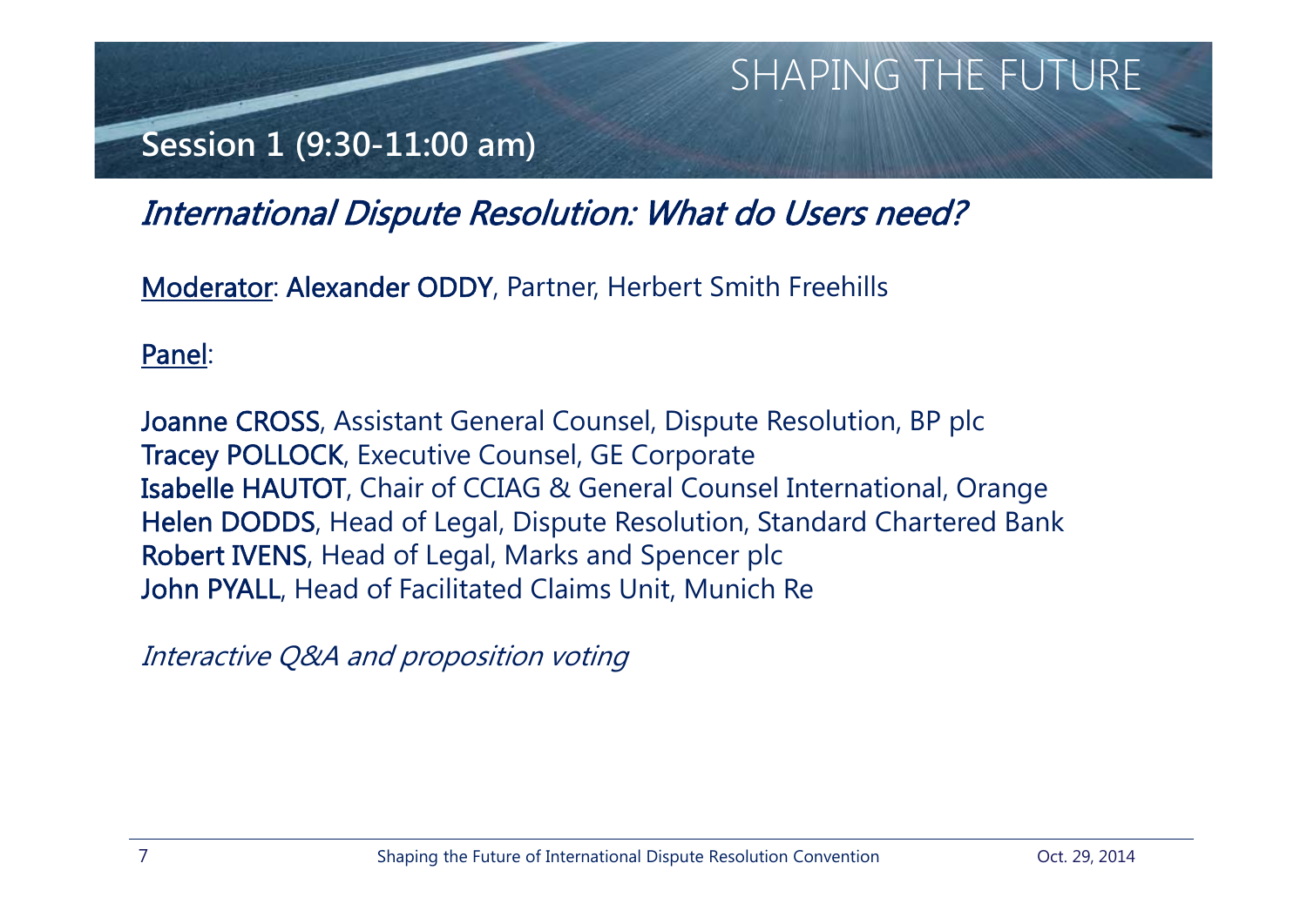# SHAPING THE FUTURE

## Session 1 (9:30-11:00 am)

### *International Dispute Resolution: What do Users need?*

Moderator: **Alexander ODDY**, Partner, Herbert Smith Freehills

Panel:

**Joanne CROSS**, Assistant General Counsel, Dispute Resolution, BP plc
**Tracey POLLOCK**, Executive Counsel, GE Corporate
**Isabelle HAUTOT**, Chair of CCIAG & General Counsel International, Orange
**Helen DODDS**, Head of Legal, Dispute Resolution, Standard Chartered Bank
**Robert IVENS**, Head of Legal, Marks and Spencer plc
**John PYALL**, Head of Facilitated Claims Unit, Munich Re

*Interactive Q&A and proposition voting*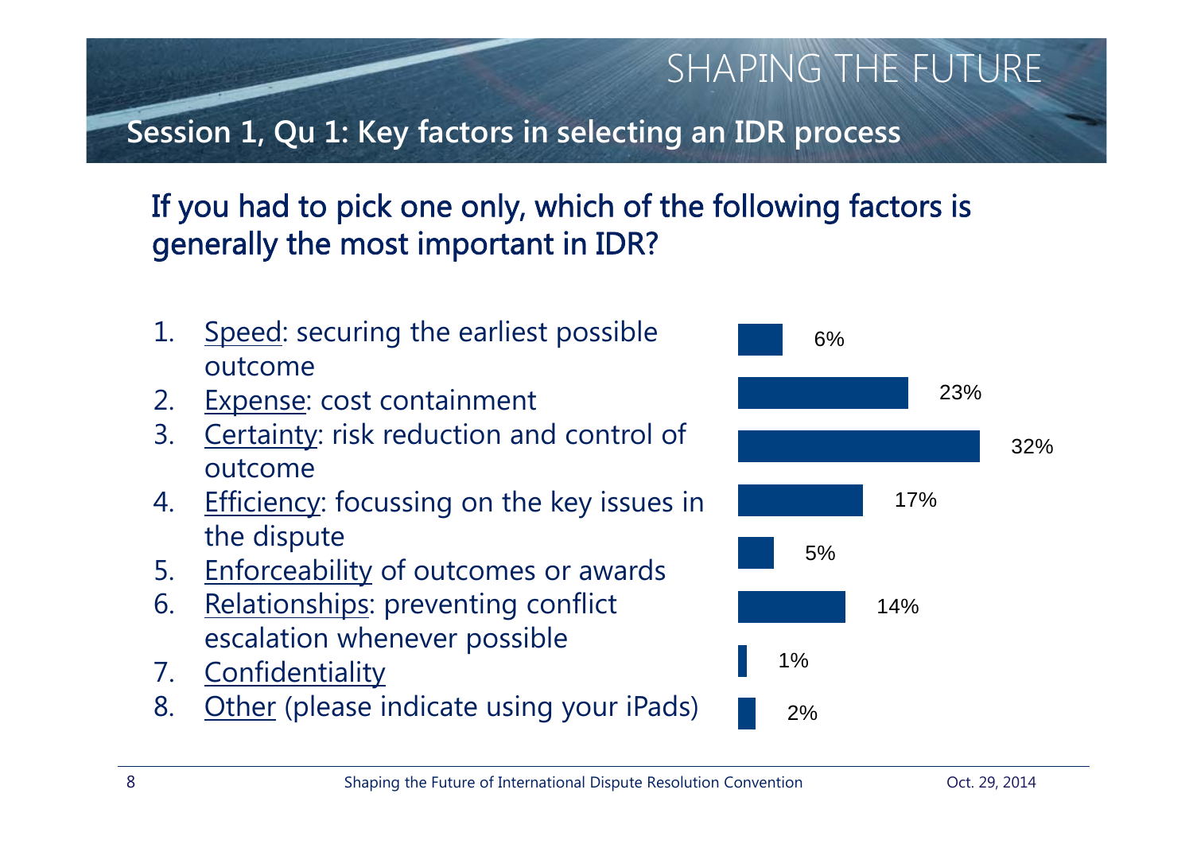## Session 1, Qu 1: Key factors in selecting an IDR process

### If you had to pick one only, which of the following factors is generally the most important in IDR?

1. Speed: securing the earliest possible outcome
2. Expense: cost containment
3. Certainty: risk reduction and control of outcome
4. Efficiency: focussing on the key issues in the dispute
5. Enforceability of outcomes or awards
6. Relationships: preventing conflict escalation whenever possible
7. Confidentiality
8. Other (please indicate using your iPads)

| Factor | Response |
| --- | --- |
| 1. Speed | 6% |
| 2. Expense | 23% |
| 3. Certainty | 32% |
| 4. Efficiency | 17% |
| 5. Enforceability | 5% |
| 6. Relationships | 14% |
| 7. Confidentiality | 1% |
| 8. Other | 2% |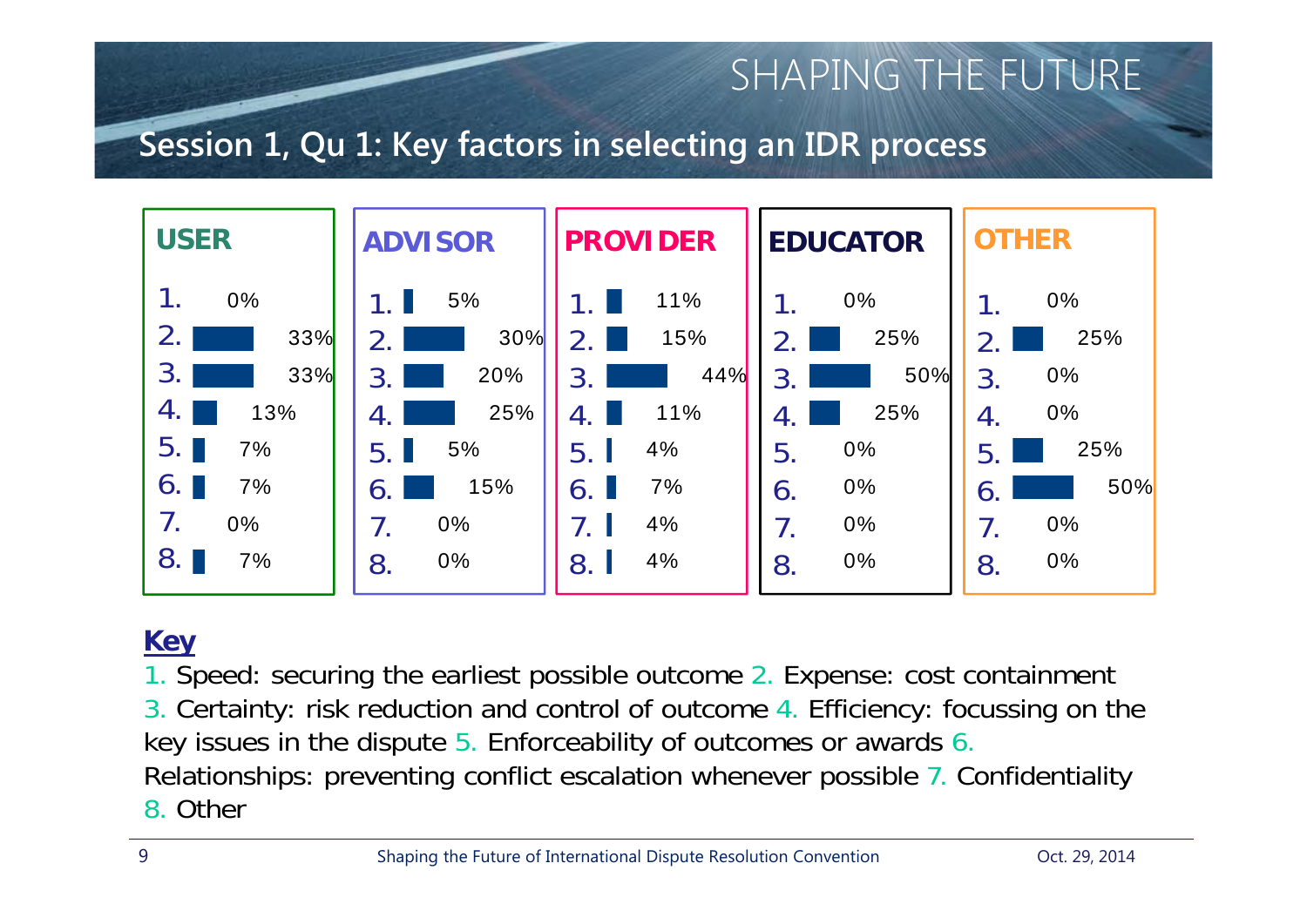# SHAPING THE FUTURE

## Session 1, Qu 1: Key factors in selecting an IDR process

| | USER | ADVISOR | PROVIDER | EDUCATOR | OTHER |
|---|---|---|---|---|---|
| 1. | 0% | 5% | 11% | 0% | 0% |
| 2. | 33% | 30% | 15% | 25% | 25% |
| 3. | 33% | 20% | 44% | 50% | 0% |
| 4. | 13% | 25% | 11% | 25% | 0% |
| 5. | 7% | 5% | 4% | 0% | 25% |
| 6. | 7% | 15% | 7% | 0% | 50% |
| 7. | 0% | 0% | 4% | 0% | 0% |
| 8. | 7% | 0% | 4% | 0% | 0% |

**Key**

1. Speed: securing the earliest possible outcome 2. Expense: cost containment 3. Certainty: risk reduction and control of outcome 4. Efficiency: focussing on the key issues in the dispute 5. Enforceability of outcomes or awards 6. Relationships: preventing conflict escalation whenever possible 7. Confidentiality 8. Other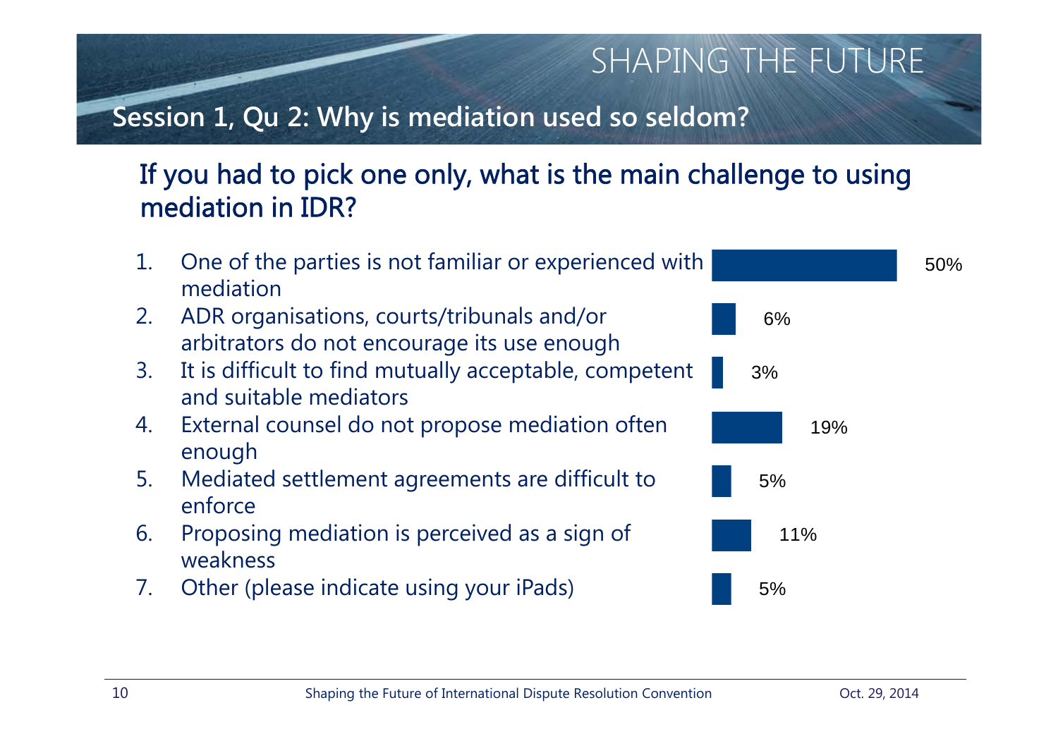## Session 1, Qu 2: Why is mediation used so seldom?

### If you had to pick one only, what is the main challenge to using mediation in IDR?

| Option | Response |
| --- | --- |
| 1. One of the parties is not familiar or experienced with mediation | 50% |
| 2. ADR organisations, courts/tribunals and/or arbitrators do not encourage its use enough | 6% |
| 3. It is difficult to find mutually acceptable, competent and suitable mediators | 3% |
| 4. External counsel do not propose mediation often enough | 19% |
| 5. Mediated settlement agreements are difficult to enforce | 5% |
| 6. Proposing mediation is perceived as a sign of weakness | 11% |
| 7. Other (please indicate using your iPads) | 5% |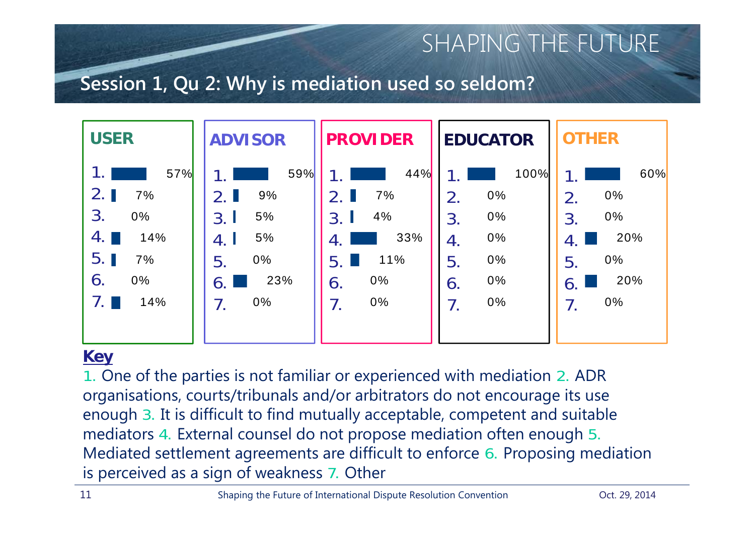# SHAPING THE FUTURE

## Session 1, Qu 2: Why is mediation used so seldom?

| | USER | ADVISOR | PROVIDER | EDUCATOR | OTHER |
|---|---|---|---|---|---|
| 1. | 57% | 59% | 44% | 100% | 60% |
| 2. | 7% | 9% | 7% | 0% | 0% |
| 3. | 0% | 5% | 4% | 0% | 0% |
| 4. | 14% | 5% | 33% | 0% | 20% |
| 5. | 7% | 0% | 11% | 0% | 0% |
| 6. | 0% | 23% | 0% | 0% | 20% |
| 7. | 14% | 0% | 0% | 0% | 0% |

**Key**

1. One of the parties is not familiar or experienced with mediation 2. ADR organisations, courts/tribunals and/or arbitrators do not encourage its use enough 3. It is difficult to find mutually acceptable, competent and suitable mediators 4. External counsel do not propose mediation often enough 5. Mediated settlement agreements are difficult to enforce 6. Proposing mediation is perceived as a sign of weakness 7. Other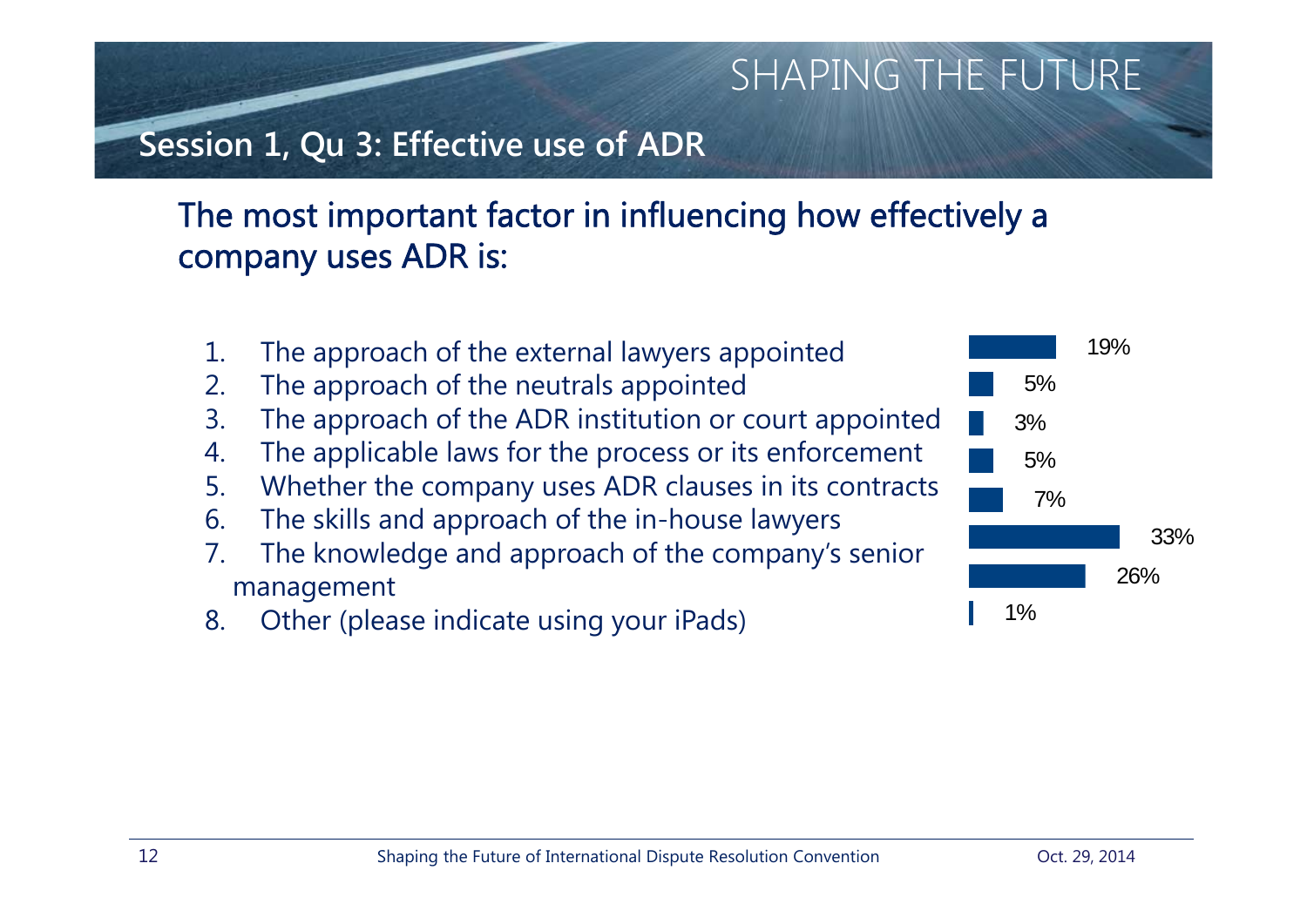## Session 1, Qu 3: Effective use of ADR

### The most important factor in influencing how effectively a company uses ADR is:

| Option | Response |
|---|---|
| 1. The approach of the external lawyers appointed | 19% |
| 2. The approach of the neutrals appointed | 5% |
| 3. The approach of the ADR institution or court appointed | 3% |
| 4. The applicable laws for the process or its enforcement | 5% |
| 5. Whether the company uses ADR clauses in its contracts | 7% |
| 6. The skills and approach of the in-house lawyers | 33% |
| 7. The knowledge and approach of the company's senior management | 26% |
| 8. Other (please indicate using your iPads) | 1% |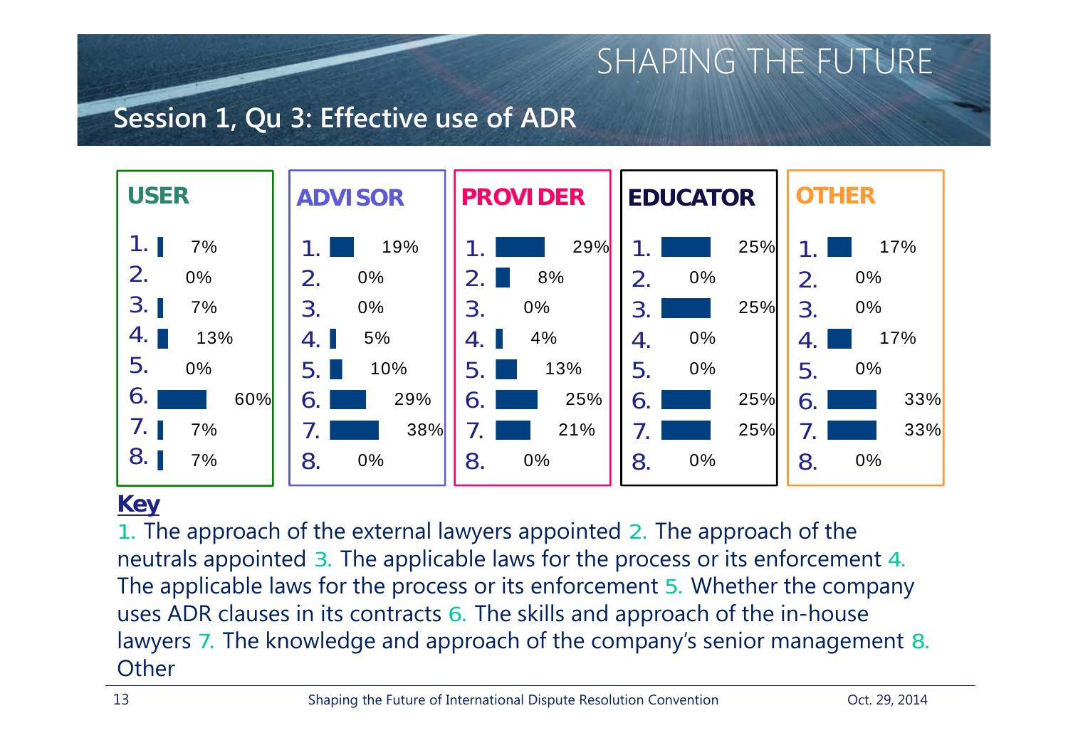# Session 1, Qu 3: Effective use of ADR

| | USER | ADVISOR | PROVIDER | EDUCATOR | OTHER |
|---|---|---|---|---|---|
| 1. | 7% | 19% | 29% | 25% | 17% |
| 2. | 0% | 0% | 8% | 0% | 0% |
| 3. | 7% | 0% | 0% | 25% | 0% |
| 4. | 13% | 5% | 4% | 0% | 17% |
| 5. | 0% | 10% | 13% | 0% | 0% |
| 6. | 60% | 29% | 25% | 25% | 33% |
| 7. | 7% | 38% | 21% | 25% | 33% |
| 8. | 7% | 0% | 0% | 0% | 0% |

**Key**

1. The approach of the external lawyers appointed 2. The approach of the neutrals appointed 3. The applicable laws for the process or its enforcement 4. The applicable laws for the process or its enforcement 5. Whether the company uses ADR clauses in its contracts 6. The skills and approach of the in-house lawyers 7. The knowledge and approach of the company's senior management 8. Other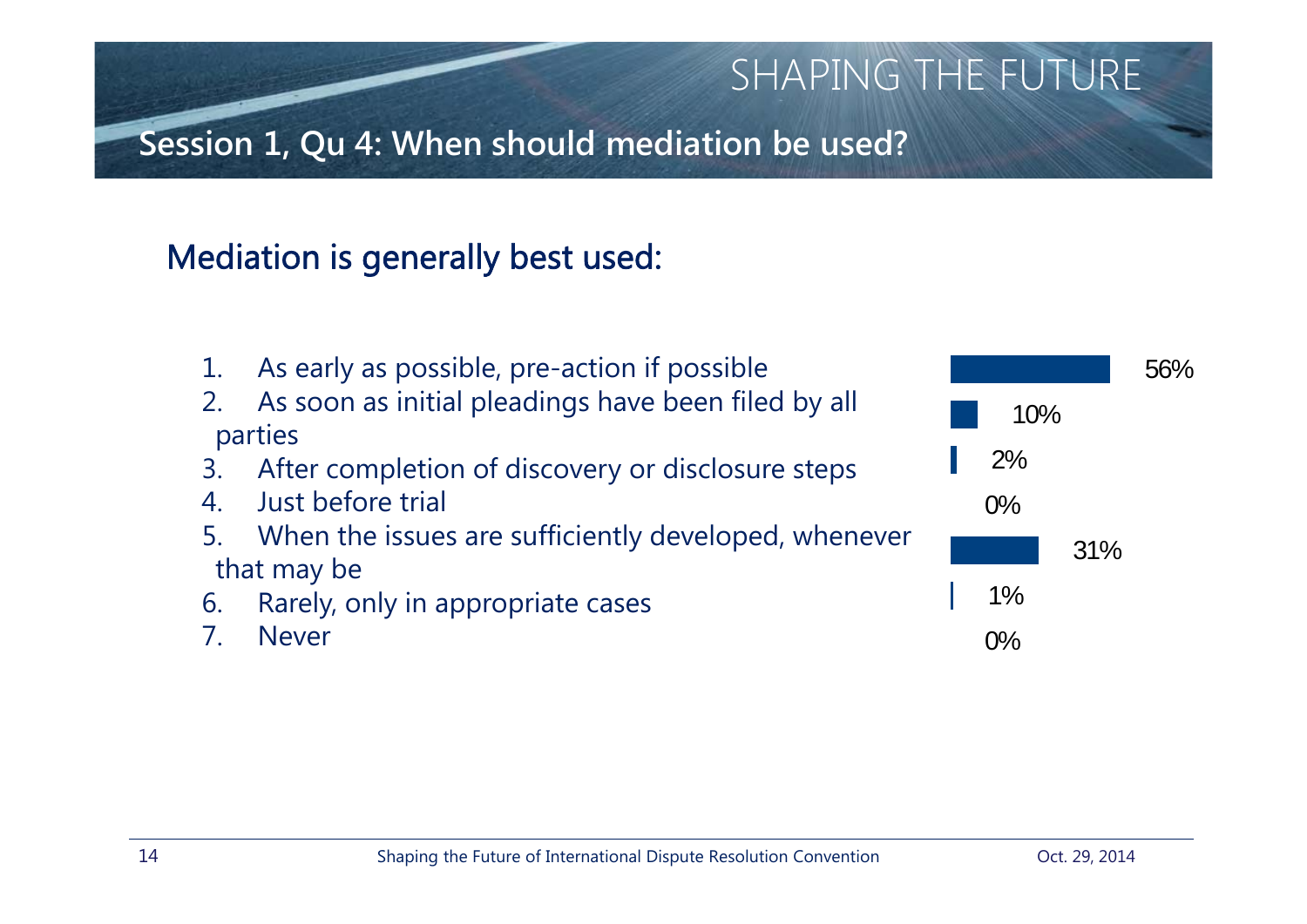# Session 1, Qu 4: When should mediation be used?

## Mediation is generally best used:

| Option | Response |
|---|---|
| 1. As early as possible, pre-action if possible | 56% |
| 2. As soon as initial pleadings have been filed by all parties | 10% |
| 3. After completion of discovery or disclosure steps | 2% |
| 4. Just before trial | 0% |
| 5. When the issues are sufficiently developed, whenever that may be | 31% |
| 6. Rarely, only in appropriate cases | 1% |
| 7. Never | 0% |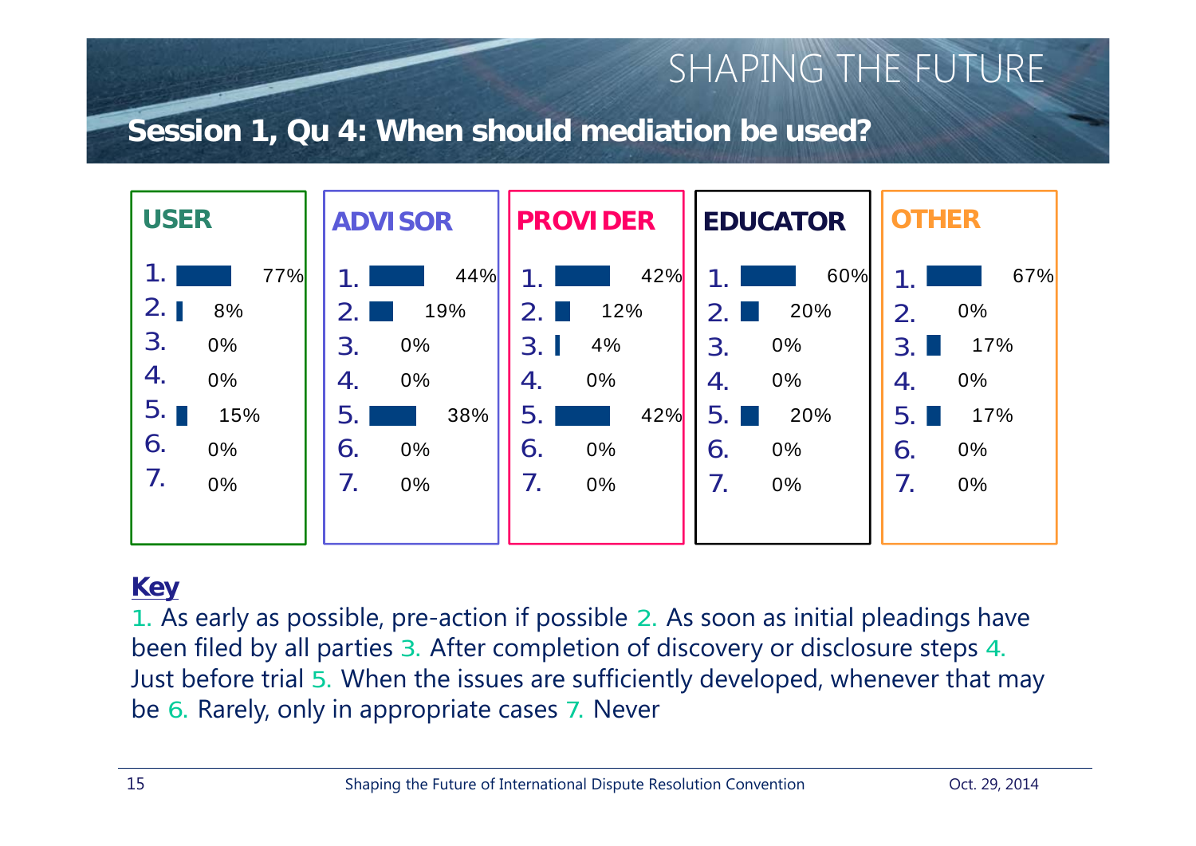## SHAPING THE FUTURE

### Session 1, Qu 4: When should mediation be used?

| | USER | ADVISOR | PROVIDER | EDUCATOR | OTHER |
|---|---|---|---|---|---|
| 1. | 77% | 44% | 42% | 60% | 67% |
| 2. | 8% | 19% | 12% | 20% | 0% |
| 3. | 0% | 0% | 4% | 0% | 17% |
| 4. | 0% | 0% | 0% | 0% | 0% |
| 5. | 15% | 38% | 42% | 20% | 17% |
| 6. | 0% | 0% | 0% | 0% | 0% |
| 7. | 0% | 0% | 0% | 0% | 0% |

**Key**

1. As early as possible, pre-action if possible 2. As soon as initial pleadings have been filed by all parties 3. After completion of discovery or disclosure steps 4. Just before trial 5. When the issues are sufficiently developed, whenever that may be 6. Rarely, only in appropriate cases 7. Never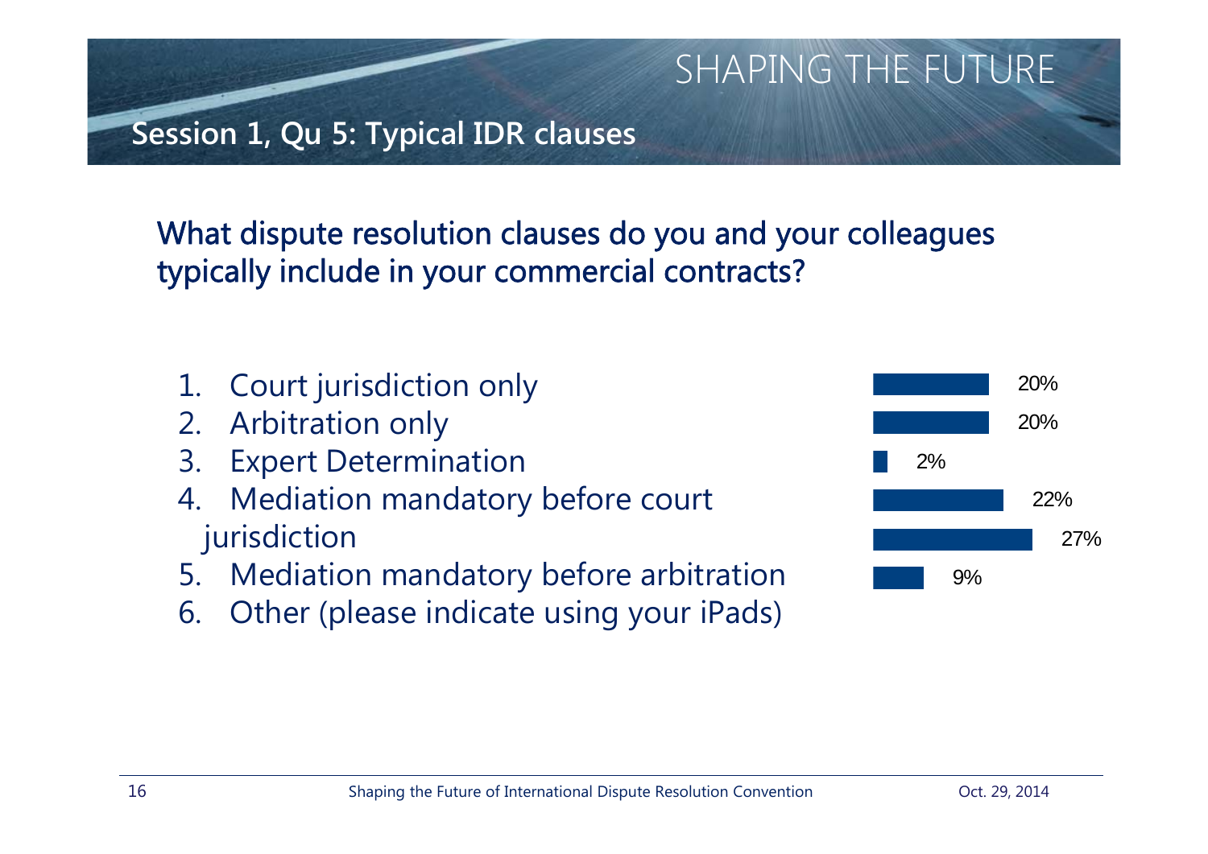## Session 1, Qu 5: Typical IDR clauses

### What dispute resolution clauses do you and your colleagues typically include in your commercial contracts?

| Option | Response |
| --- | --- |
| 1. Court jurisdiction only | 20% |
| 2. Arbitration only | 20% |
| 3. Expert Determination | 2% |
| 4. Mediation mandatory before court jurisdiction | 22% |
| 5. Mediation mandatory before arbitration | 27% |
| 6. Other (please indicate using your iPads) | 9% |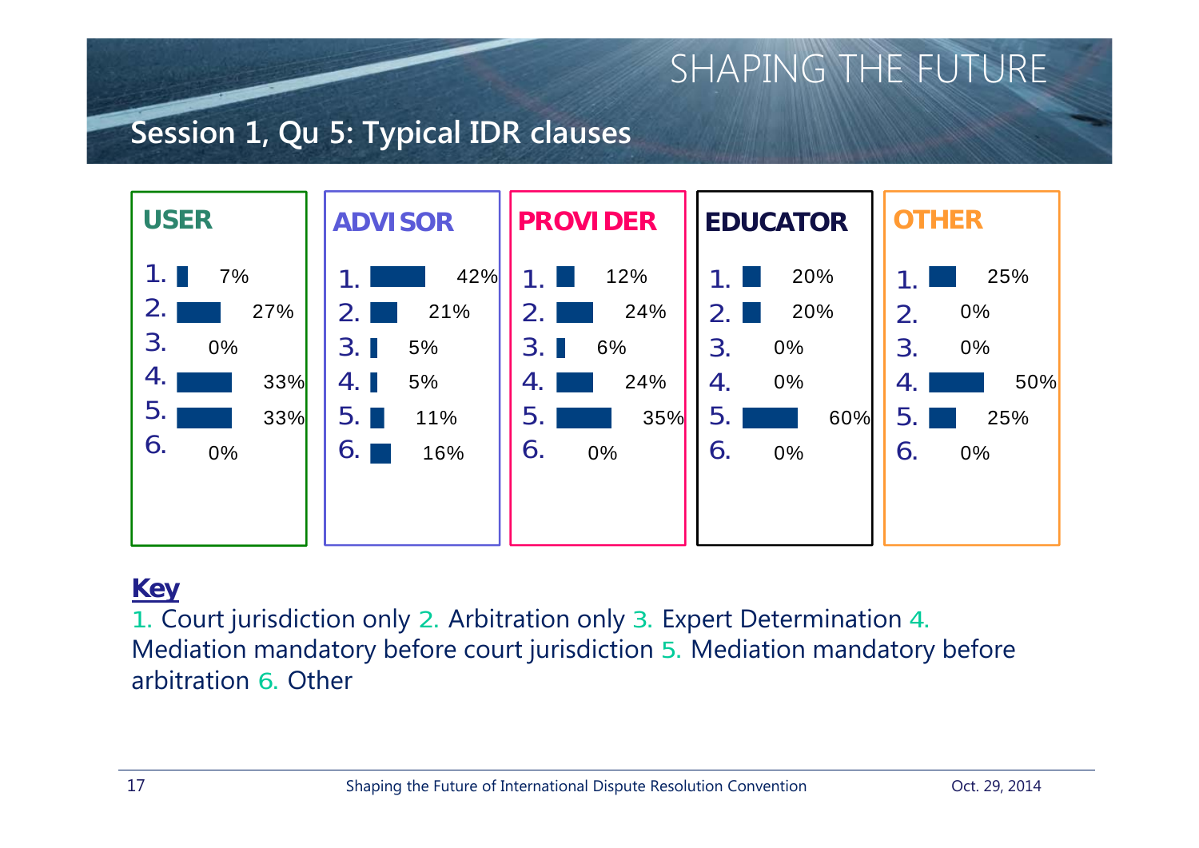# SHAPING THE FUTURE

## Session 1, Qu 5: Typical IDR clauses

| | USER | ADVISOR | PROVIDER | EDUCATOR | OTHER |
|---|---|---|---|---|---|
| 1. | 7% | 42% | 12% | 20% | 25% |
| 2. | 27% | 21% | 24% | 20% | 0% |
| 3. | 0% | 5% | 6% | 0% | 0% |
| 4. | 33% | 5% | 24% | 0% | 50% |
| 5. | 33% | 11% | 35% | 60% | 25% |
| 6. | 0% | 16% | 0% | 0% | 0% |

**Key**

1. Court jurisdiction only 2. Arbitration only 3. Expert Determination 4. Mediation mandatory before court jurisdiction 5. Mediation mandatory before arbitration 6. Other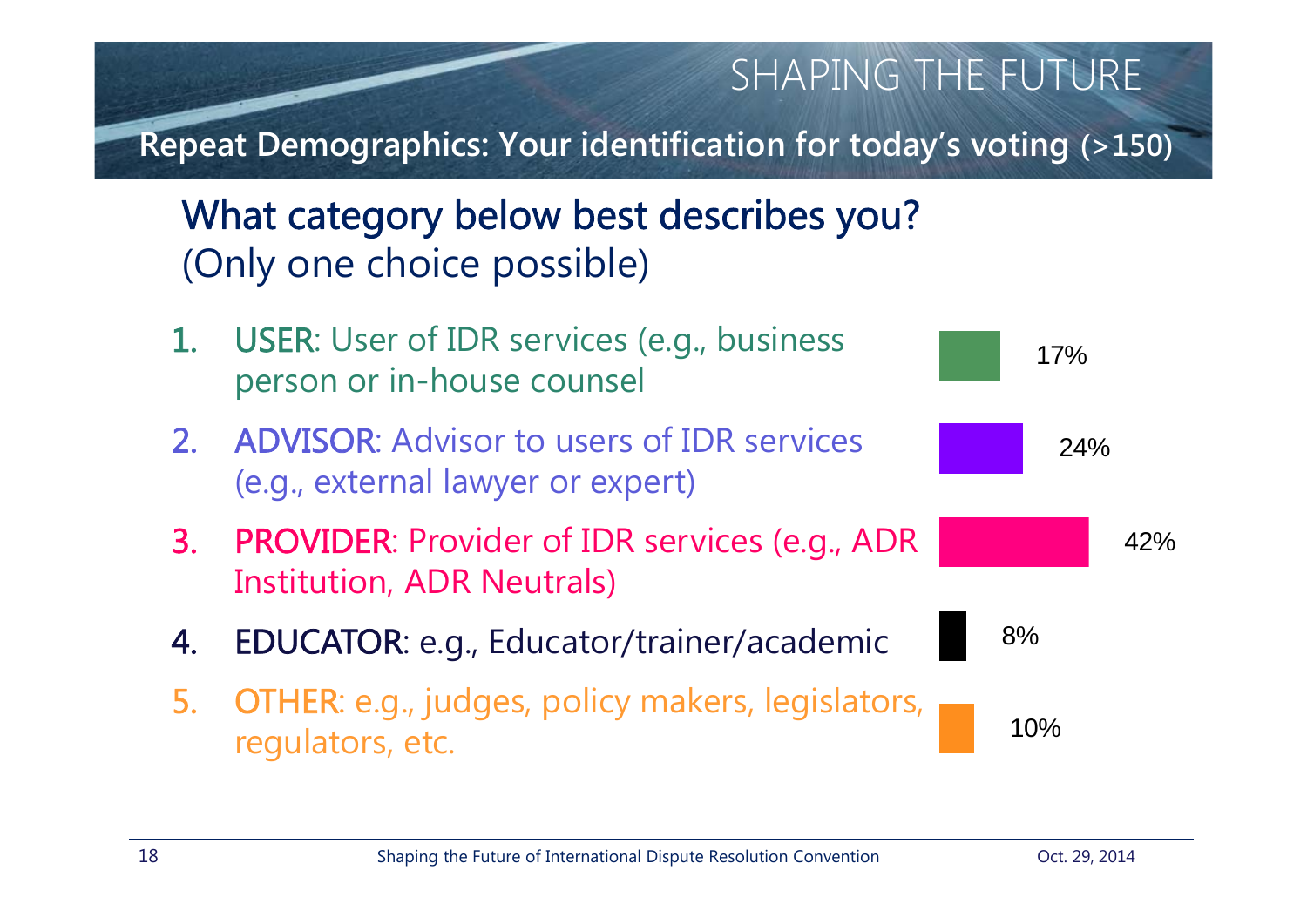## Repeat Demographics: Your identification for today's voting (>150)

### What category below best describes you?
(Only one choice possible)

| Category | % |
|---|---|
| 1. **USER**: User of IDR services (e.g., business person or in-house counsel | 17% |
| 2. **ADVISOR**: Advisor to users of IDR services (e.g., external lawyer or expert) | 24% |
| 3. **PROVIDER**: Provider of IDR services (e.g., ADR Institution, ADR Neutrals) | 42% |
| 4. **EDUCATOR**: e.g., Educator/trainer/academic | 8% |
| 5. **OTHER**: e.g., judges, policy makers, legislators, regulators, etc. | 10% |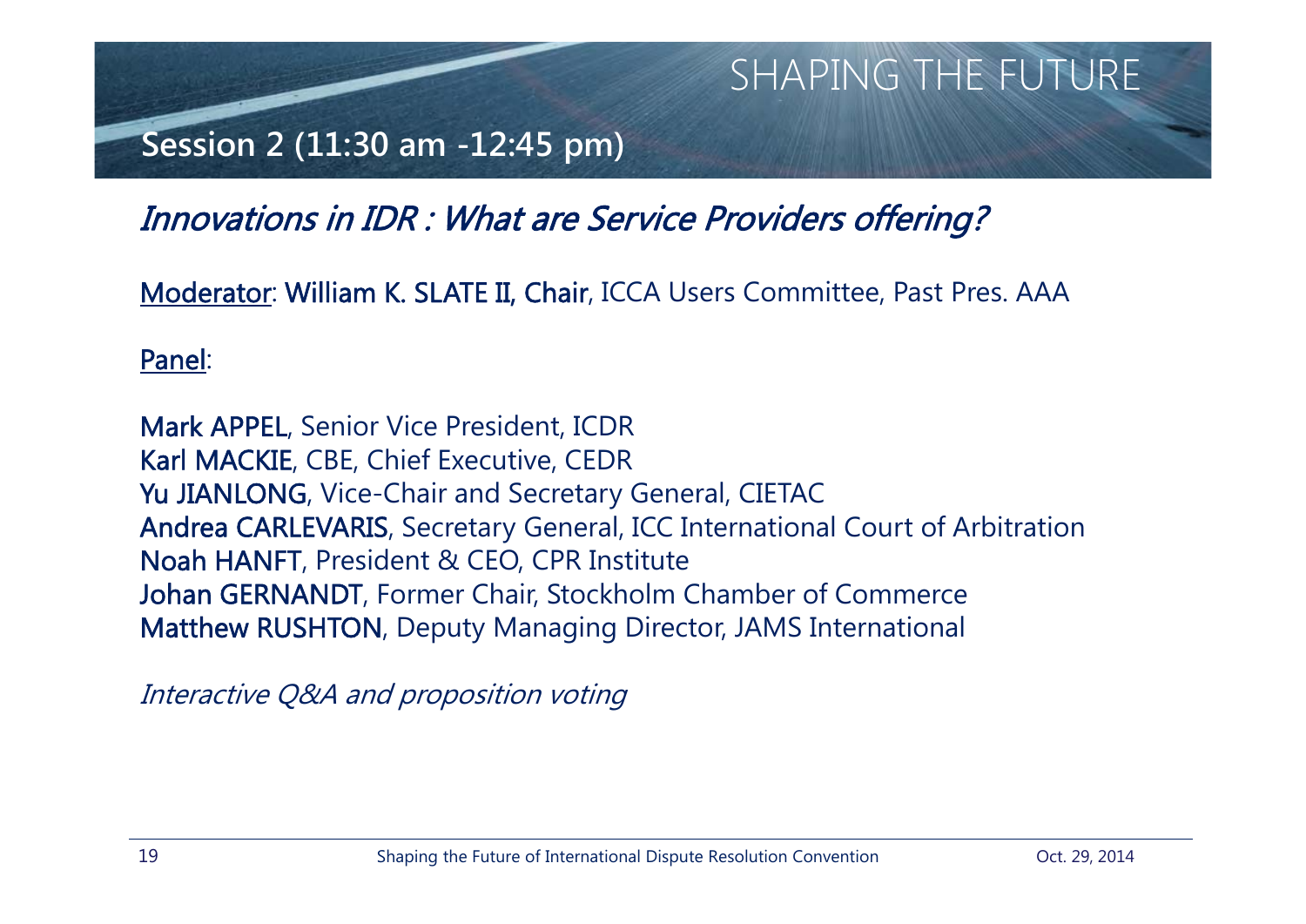# SHAPING THE FUTURE

## Session 2 (11:30 am -12:45 pm)

## *Innovations in IDR : What are Service Providers offering?*

Moderator: **William K. SLATE II, Chair**, ICCA Users Committee, Past Pres. AAA

Panel:

**Mark APPEL**, Senior Vice President, ICDR
**Karl MACKIE**, CBE, Chief Executive, CEDR
**Yu JIANLONG**, Vice-Chair and Secretary General, CIETAC
**Andrea CARLEVARIS**, Secretary General, ICC International Court of Arbitration
**Noah HANFT**, President & CEO, CPR Institute
**Johan GERNANDT**, Former Chair, Stockholm Chamber of Commerce
**Matthew RUSHTON**, Deputy Managing Director, JAMS International

*Interactive Q&A and proposition voting*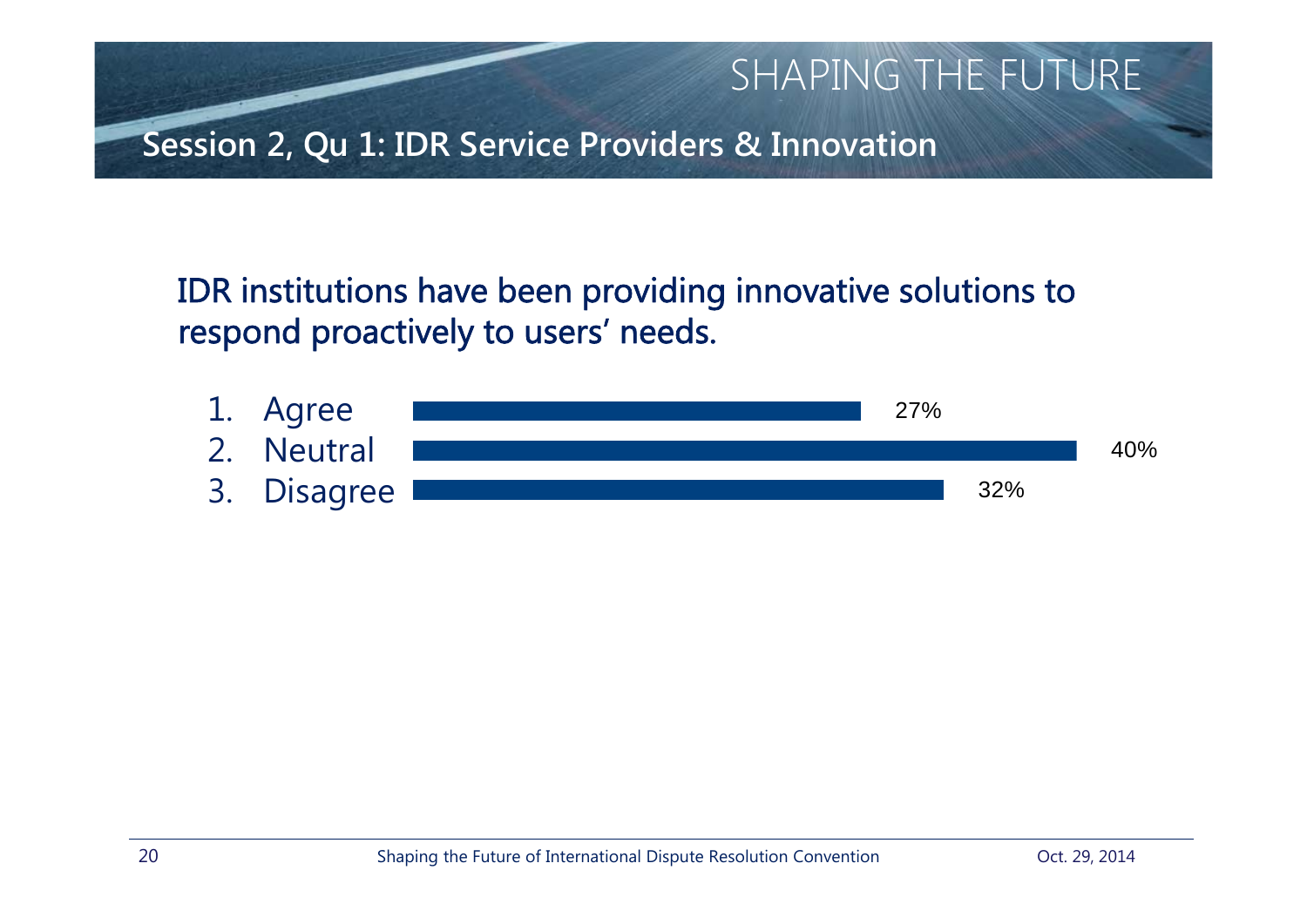## Session 2, Qu 1: IDR Service Providers & Innovation

**IDR institutions have been providing innovative solutions to respond proactively to users' needs.**

| Response | Percentage |
| --- | --- |
| 1. Agree | 27% |
| 2. Neutral | 40% |
| 3. Disagree | 32% |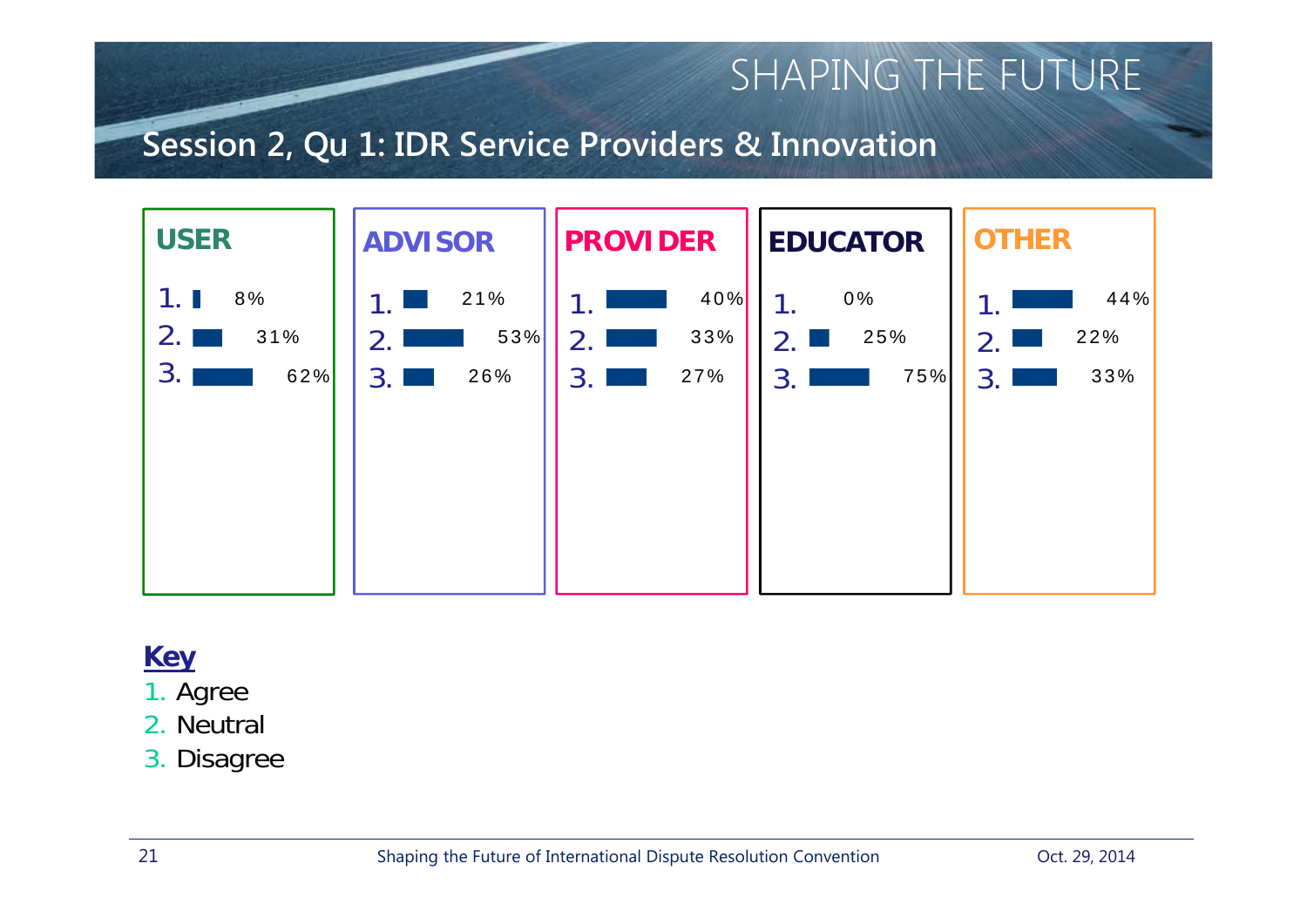# SHAPING THE FUTURE

## Session 2, Qu 1: IDR Service Providers & Innovation

| | USER | ADVISOR | PROVIDER | EDUCATOR | OTHER |
|---|---|---|---|---|---|
| 1. | 8% | 21% | 40% | 0% | 44% |
| 2. | 31% | 53% | 33% | 25% | 22% |
| 3. | 62% | 26% | 27% | 75% | 33% |

**Key**

1. Agree
2. Neutral
3. Disagree

Shaping the Future of International Dispute Resolution Convention

Oct. 29, 2014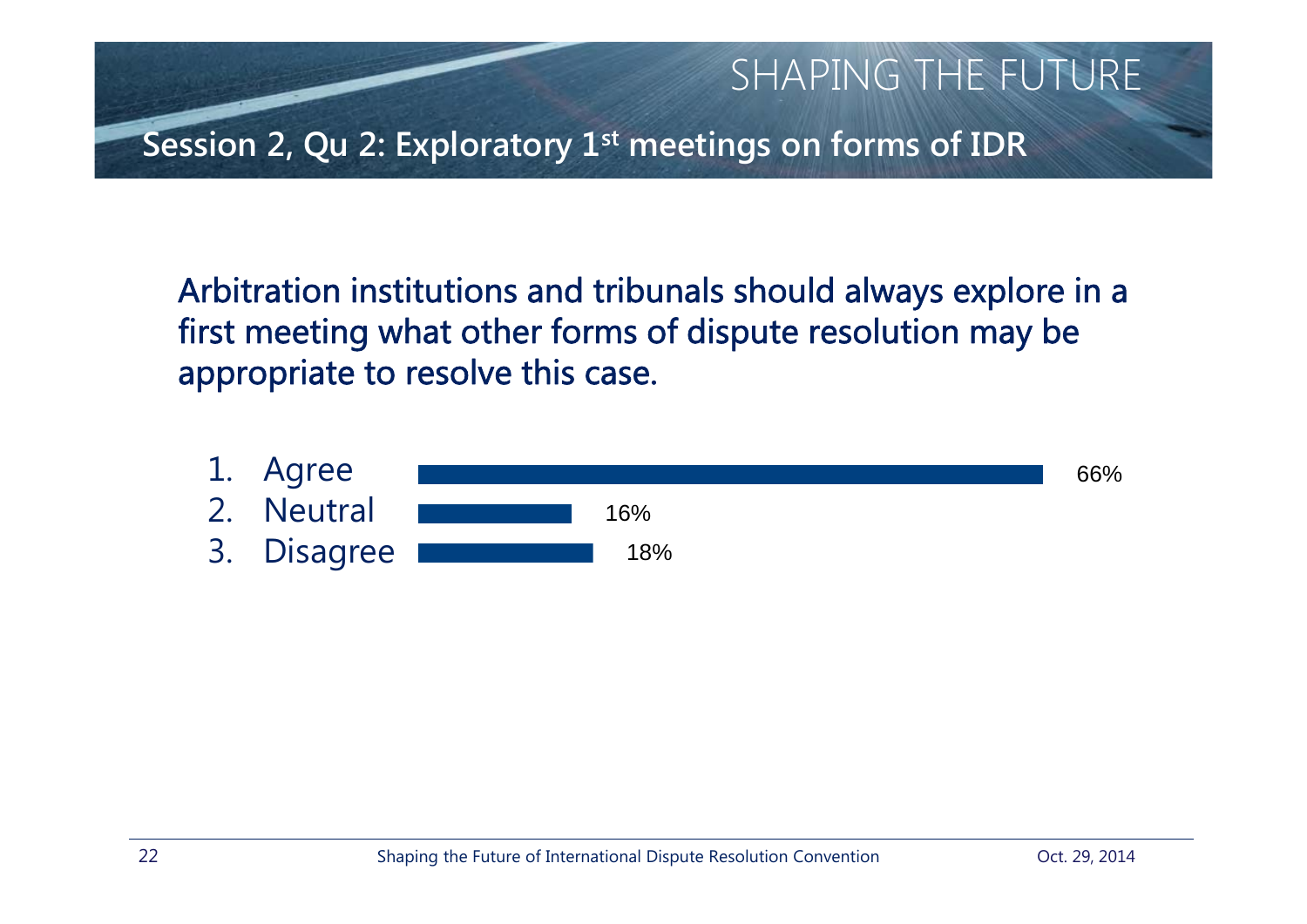# Session 2, Qu 2: Exploratory 1st meetings on forms of IDR

Arbitration institutions and tribunals should always explore in a first meeting what other forms of dispute resolution may be appropriate to resolve this case.

| Response | Percentage |
| --- | --- |
| 1. Agree | 66% |
| 2. Neutral | 16% |
| 3. Disagree | 18% |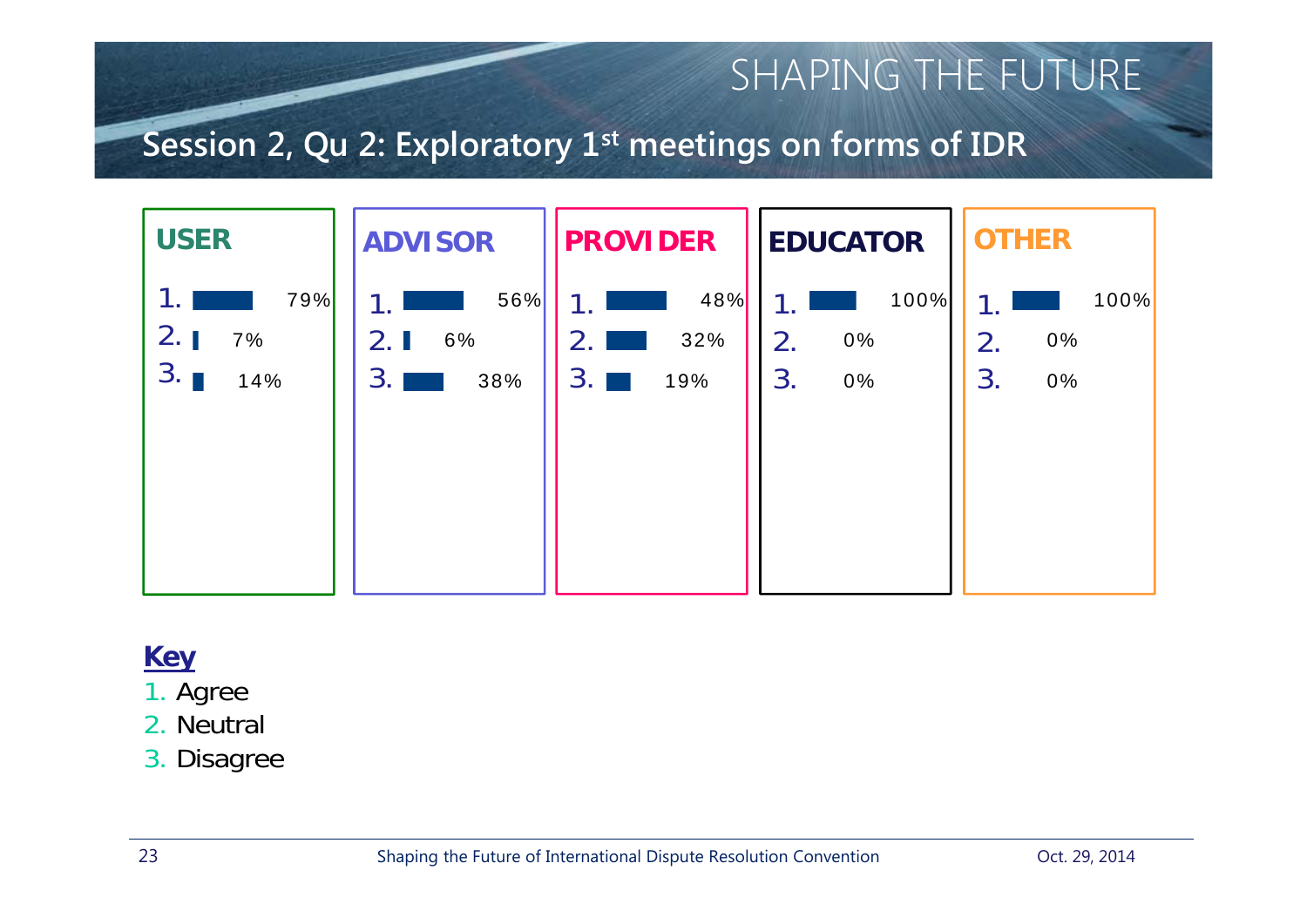# SHAPING THE FUTURE

## Session 2, Qu 2: Exploratory 1st meetings on forms of IDR

| | USER | ADVISOR | PROVIDER | EDUCATOR | OTHER |
|---|---|---|---|---|---|
| 1. | 79% | 56% | 48% | 100% | 100% |
| 2. | 7% | 6% | 32% | 0% | 0% |
| 3. | 14% | 38% | 19% | 0% | 0% |

**Key**

1. Agree
2. Neutral
3. Disagree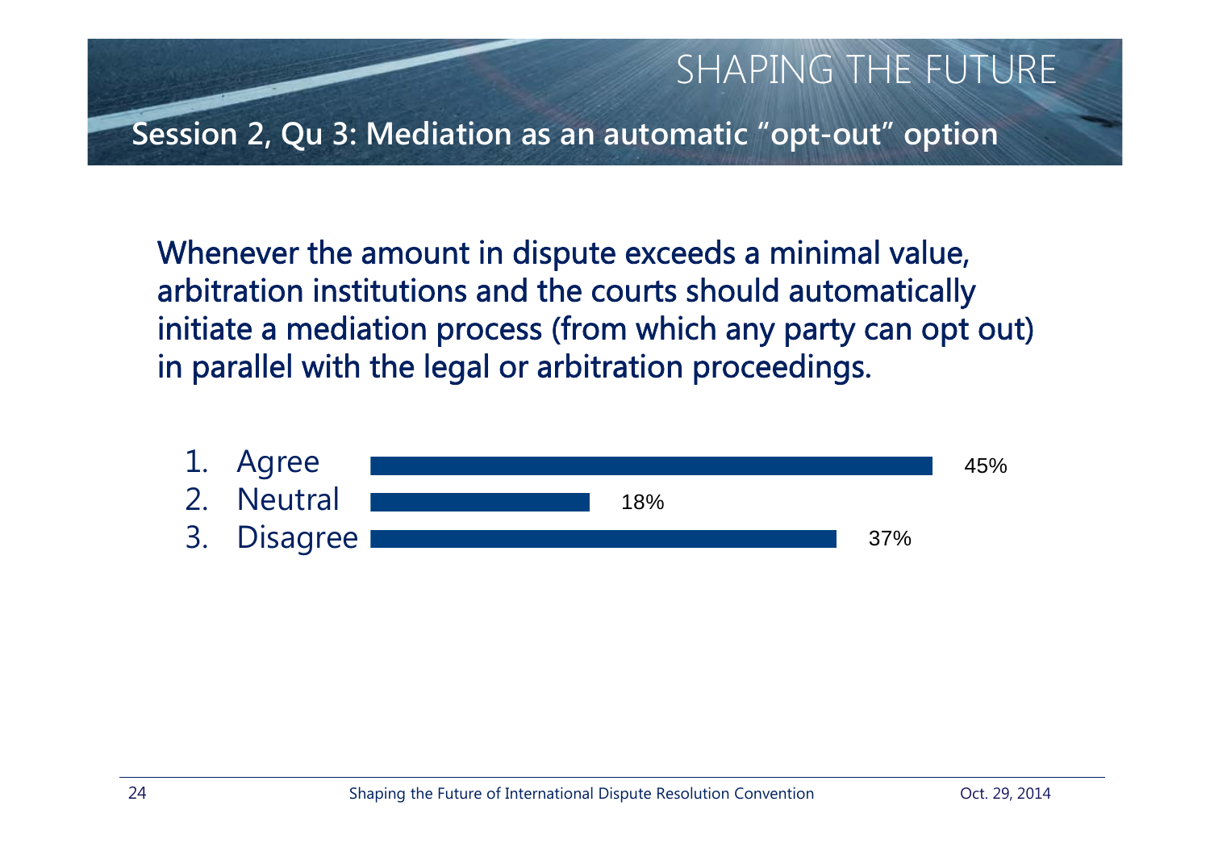## Session 2, Qu 3: Mediation as an automatic "opt-out" option

Whenever the amount in dispute exceeds a minimal value, arbitration institutions and the courts should automatically initiate a mediation process (from which any party can opt out) in parallel with the legal or arbitration proceedings.

| Response | Percentage |
| --- | --- |
| 1. Agree | 45% |
| 2. Neutral | 18% |
| 3. Disagree | 37% |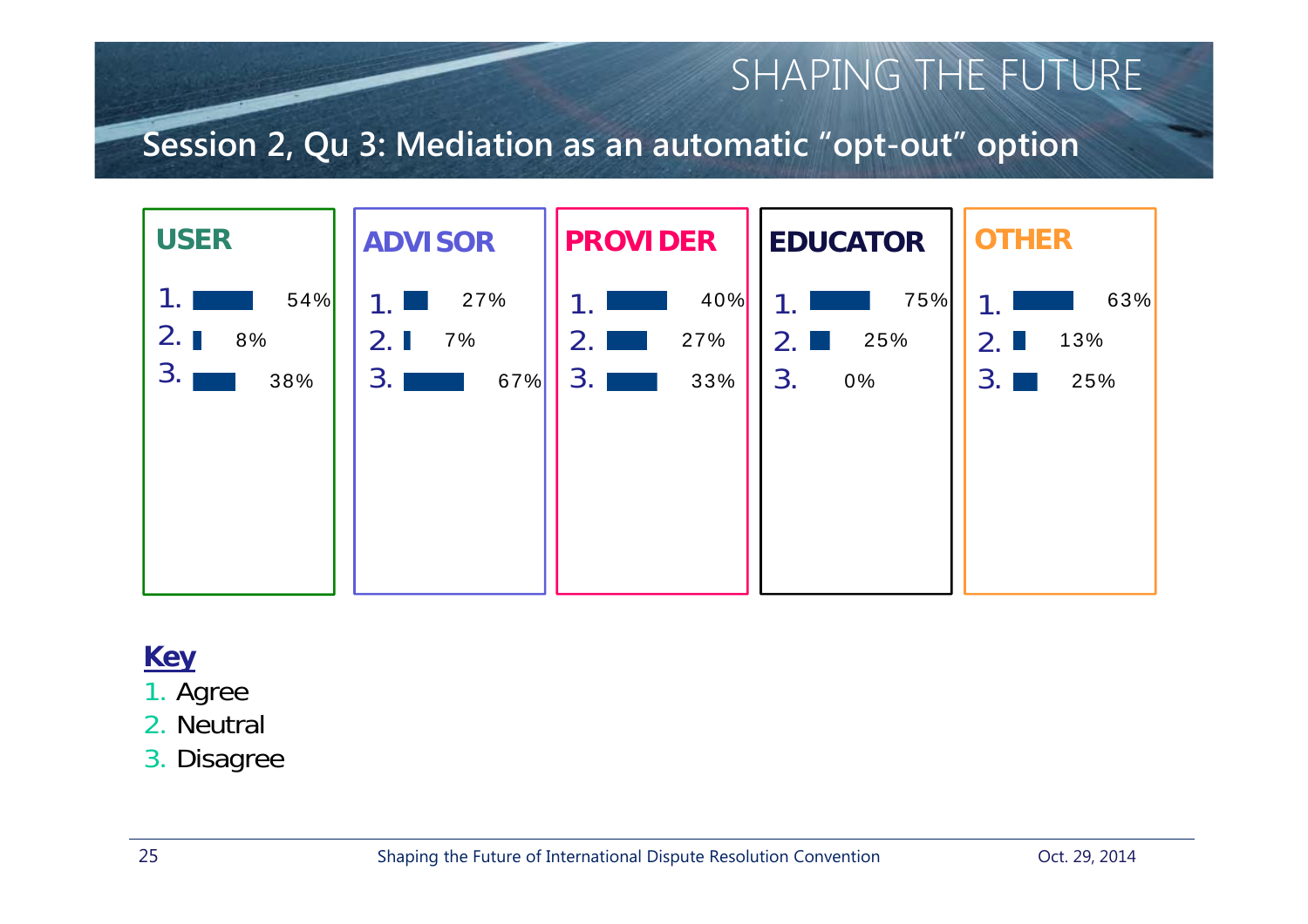# SHAPING THE FUTURE

## Session 2, Qu 3: Mediation as an automatic "opt-out" option

| | USER | ADVISOR | PROVIDER | EDUCATOR | OTHER |
|---|---|---|---|---|---|
| 1. | 54% | 27% | 40% | 75% | 63% |
| 2. | 8% | 7% | 27% | 25% | 13% |
| 3. | 38% | 67% | 33% | 0% | 25% |

**Key**

1. Agree
2. Neutral
3. Disagree

Shaping the Future of International Dispute Resolution Convention — Oct. 29, 2014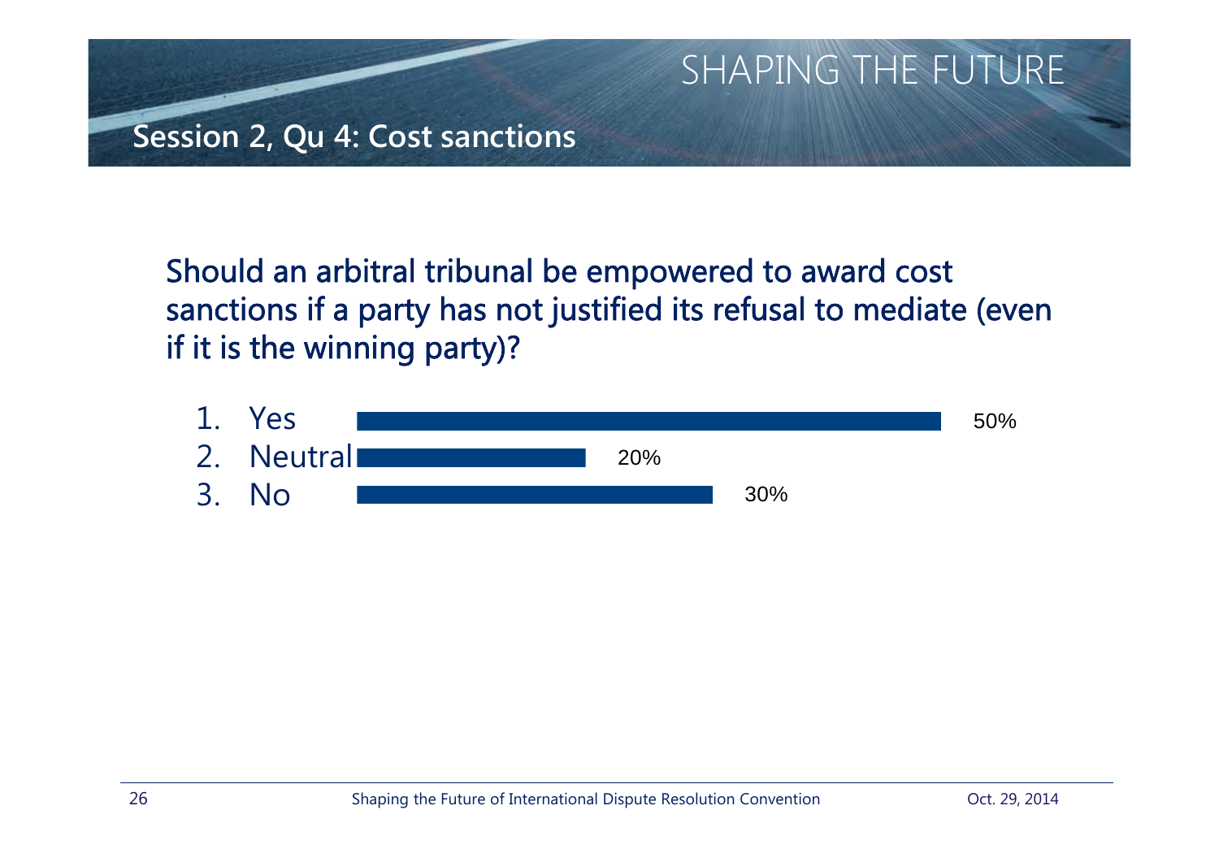## Session 2, Qu 4: Cost sanctions

**Should an arbitral tribunal be empowered to award cost sanctions if a party has not justified its refusal to mediate (even if it is the winning party)?**

| Response | Percentage |
|---|---|
| 1. Yes | 50% |
| 2. Neutral | 20% |
| 3. No | 30% |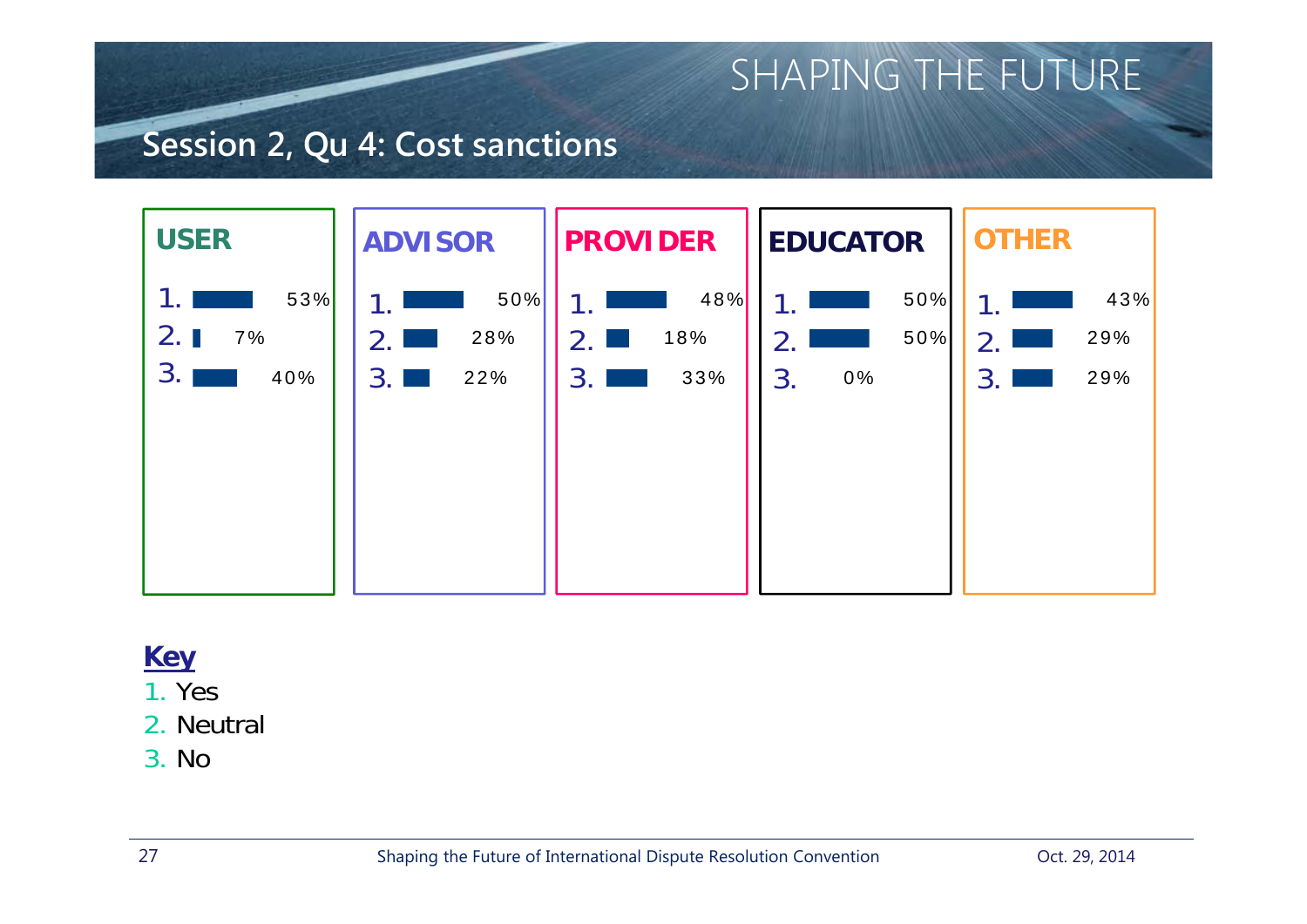# SHAPING THE FUTURE

## Session 2, Qu 4: Cost sanctions

| | USER | ADVISOR | PROVIDER | EDUCATOR | OTHER |
|---|---|---|---|---|---|
| 1. | 53% | 50% | 48% | 50% | 43% |
| 2. | 7% | 28% | 18% | 50% | 29% |
| 3. | 40% | 22% | 33% | 0% | 29% |

**Key**

1. Yes
2. Neutral
3. No

Shaping the Future of International Dispute Resolution Convention

Oct. 29, 2014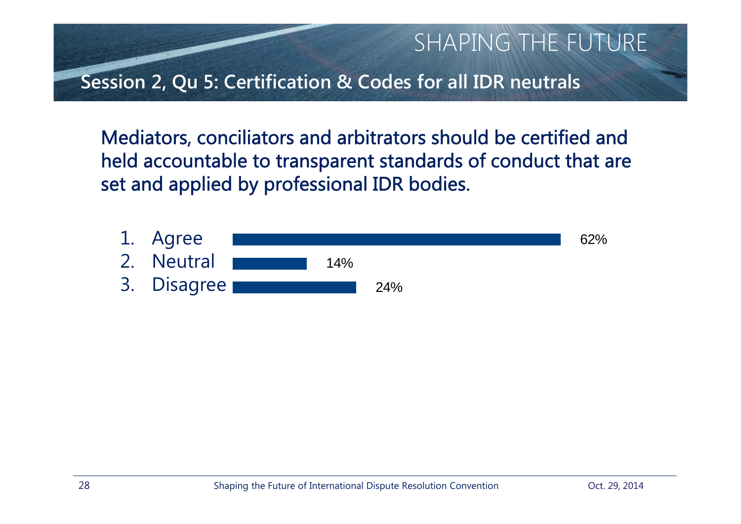## Session 2, Qu 5: Certification & Codes for all IDR neutrals

Mediators, conciliators and arbitrators should be certified and held accountable to transparent standards of conduct that are set and applied by professional IDR bodies.

| Response | Percentage |
|---|---|
| 1. Agree | 62% |
| 2. Neutral | 14% |
| 3. Disagree | 24% |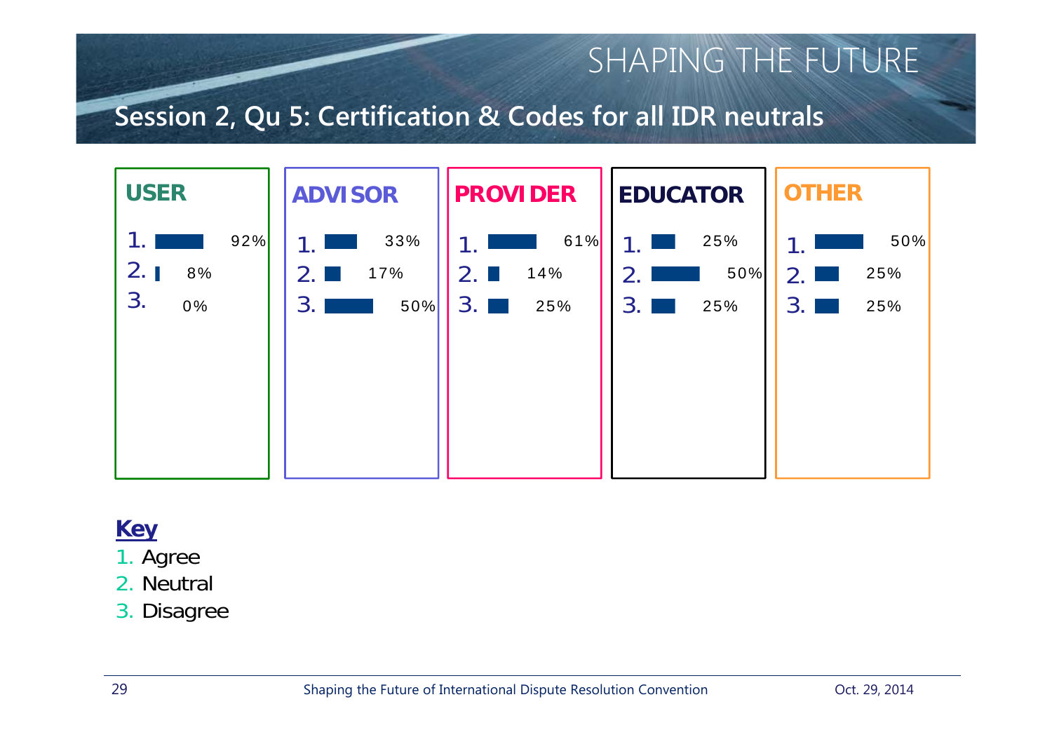SHAPING THE FUTURE

## Session 2, Qu 5: Certification & Codes for all IDR neutrals

| | USER | ADVISOR | PROVIDER | EDUCATOR | OTHER |
|---|---|---|---|---|---|
| 1. | 92% | 33% | 61% | 25% | 50% |
| 2. | 8% | 17% | 14% | 50% | 25% |
| 3. | 0% | 50% | 25% | 25% | 25% |

**Key**

1. Agree
2. Neutral
3. Disagree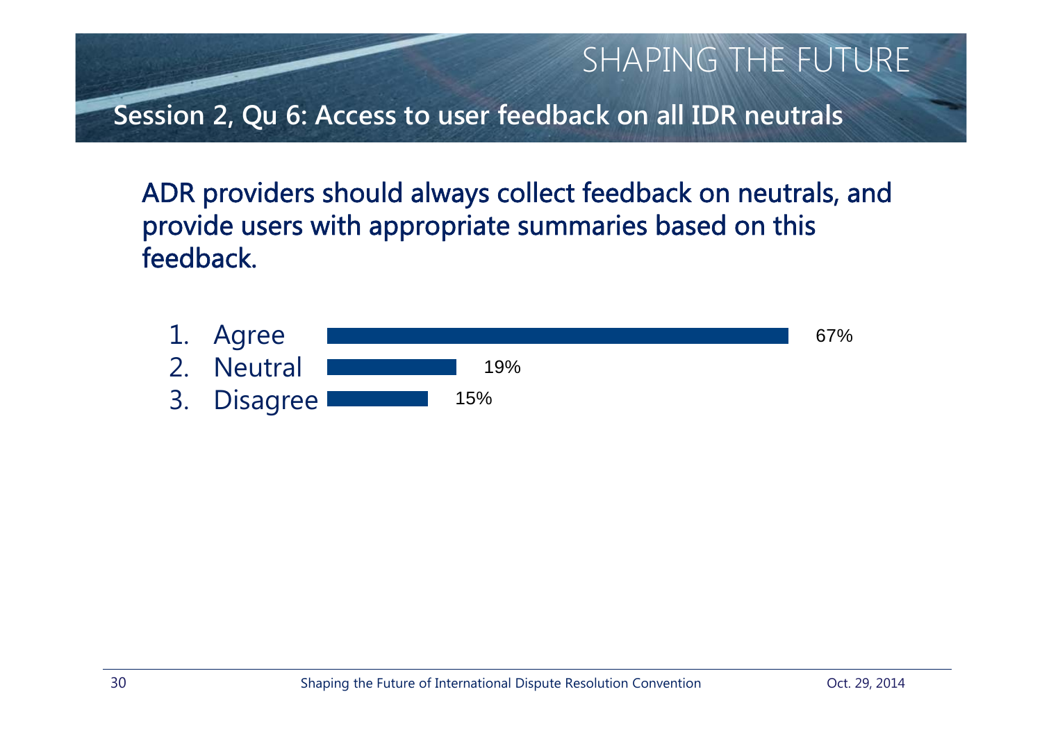SHAPING THE FUTURE

## Session 2, Qu 6: Access to user feedback on all IDR neutrals

ADR providers should always collect feedback on neutrals, and provide users with appropriate summaries based on this feedback.

| Response | Percentage |
|---|---|
| 1. Agree | 67% |
| 2. Neutral | 19% |
| 3. Disagree | 15% |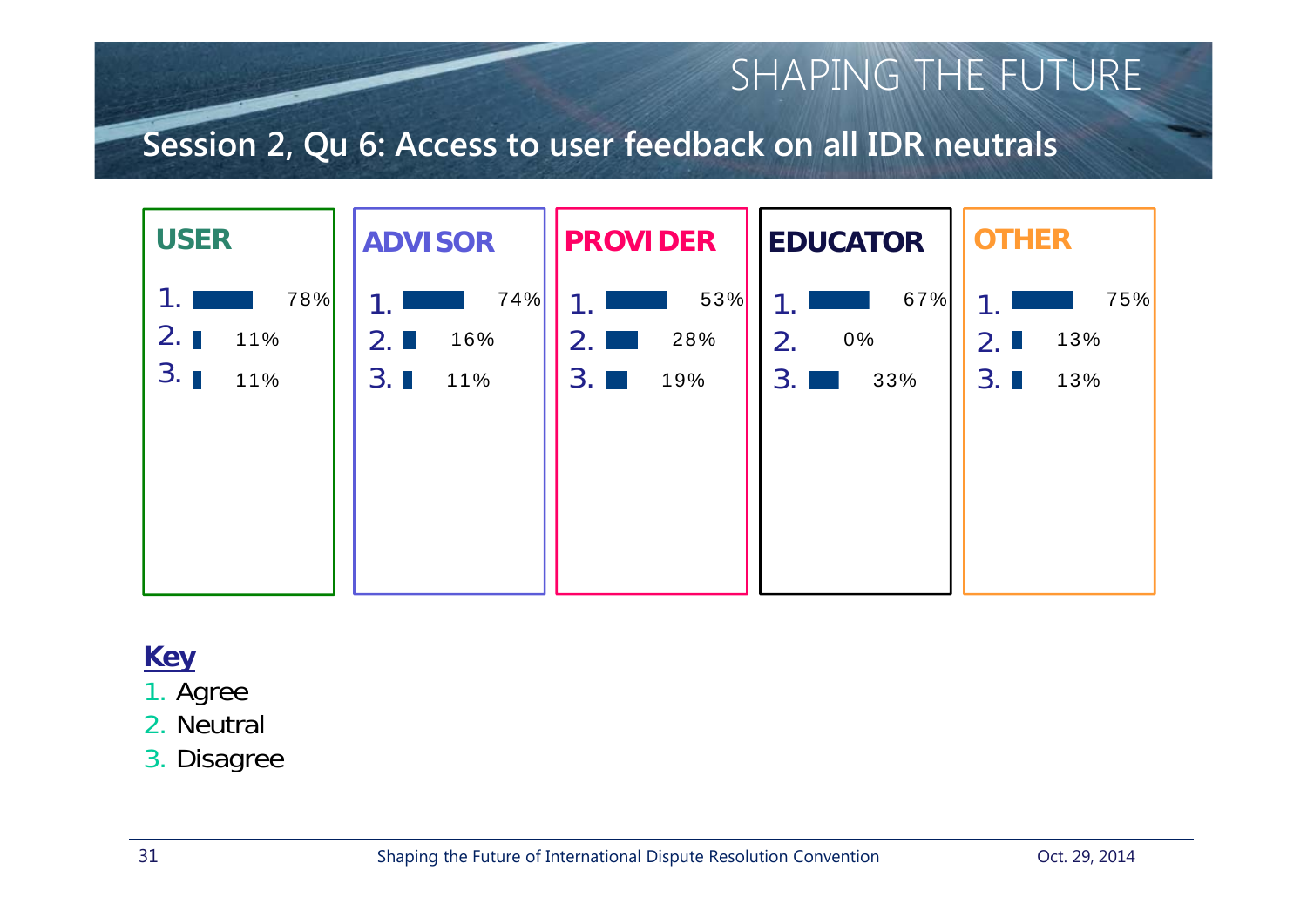# SHAPING THE FUTURE

## Session 2, Qu 6: Access to user feedback on all IDR neutrals

| | USER | ADVISOR | PROVIDER | EDUCATOR | OTHER |
|---|---|---|---|---|---|
| 1. | 78% | 74% | 53% | 67% | 75% |
| 2. | 11% | 16% | 28% | 0% | 13% |
| 3. | 11% | 11% | 19% | 33% | 13% |

**Key**

1. Agree
2. Neutral
3. Disagree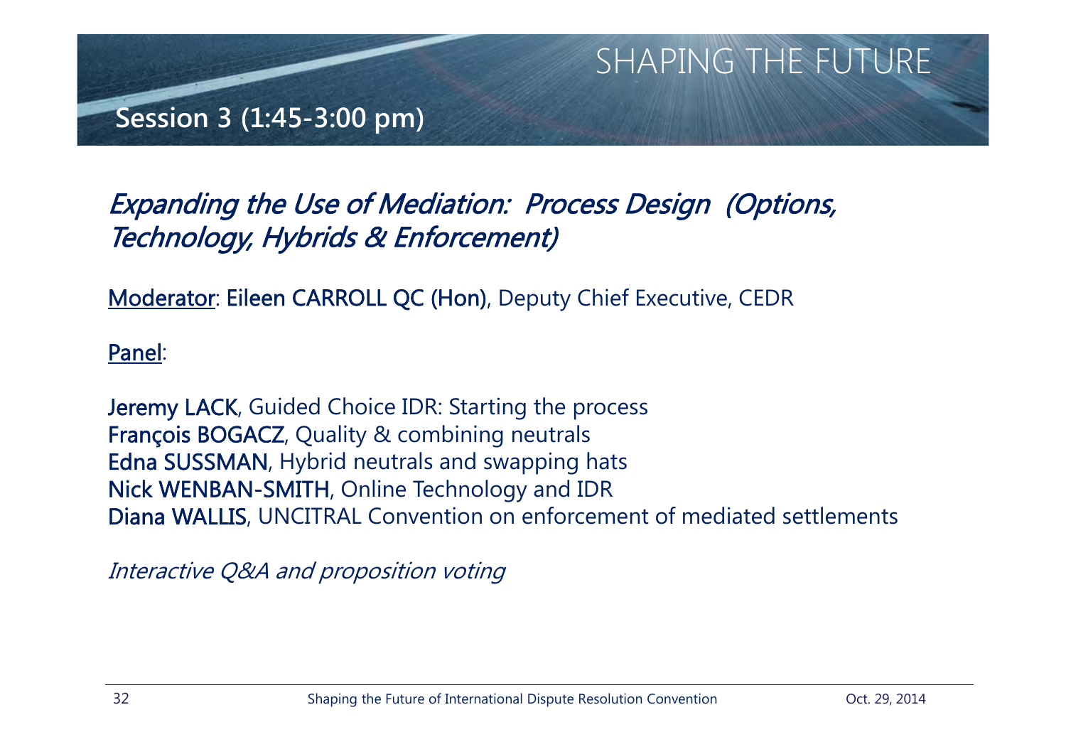SHAPING THE FUTURE

## Session 3 (1:45-3:00 pm)

### *Expanding the Use of Mediation: Process Design (Options, Technology, Hybrids & Enforcement)*

<u>Moderator</u>: **Eileen CARROLL QC (Hon)**, Deputy Chief Executive, CEDR

<u>Panel</u>:

**Jeremy LACK**, Guided Choice IDR: Starting the process
**François BOGACZ**, Quality & combining neutrals
**Edna SUSSMAN**, Hybrid neutrals and swapping hats
**Nick WENBAN-SMITH**, Online Technology and IDR
**Diana WALLIS**, UNCITRAL Convention on enforcement of mediated settlements

*Interactive Q&A and proposition voting*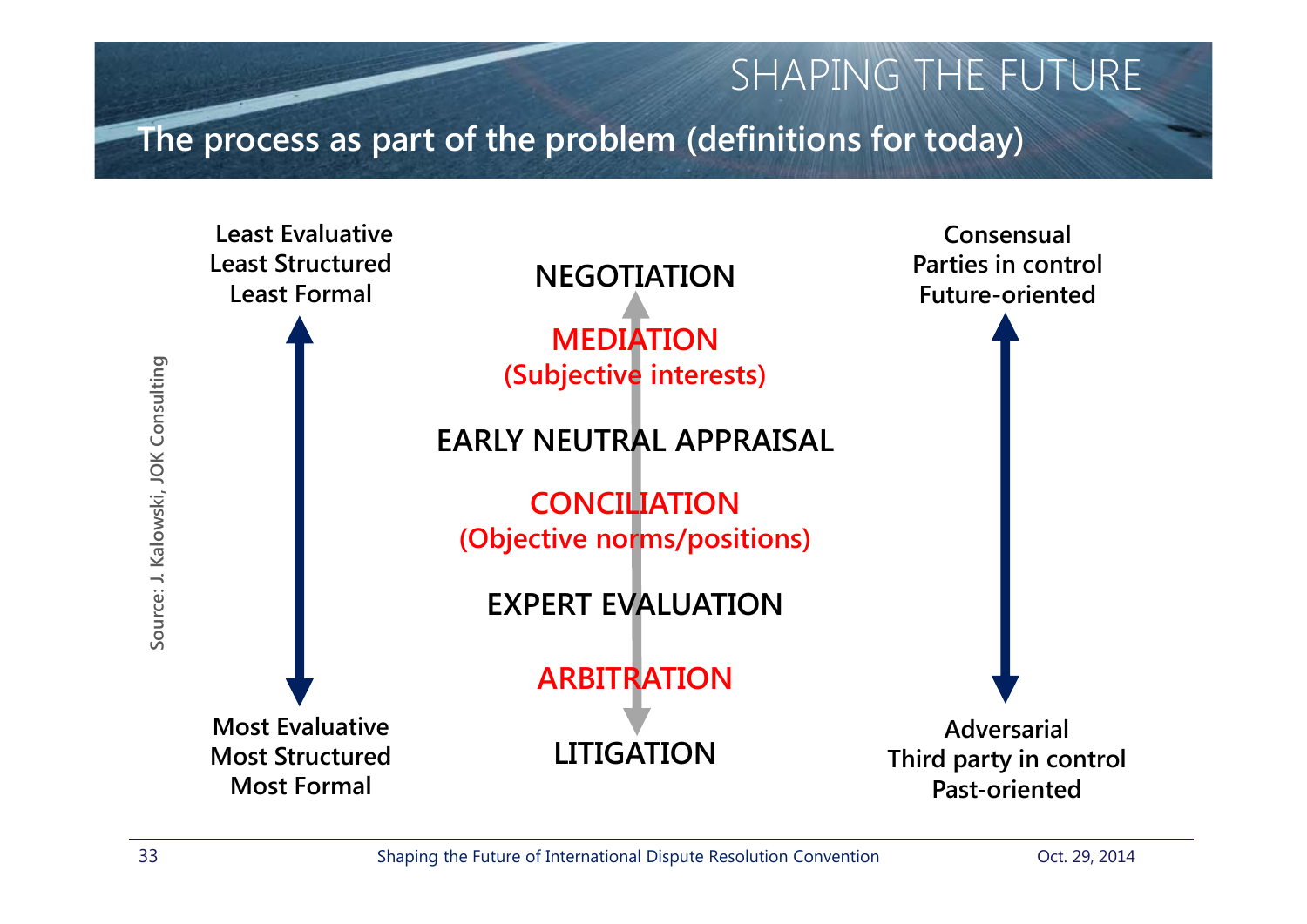## SHAPING THE FUTURE

### The process as part of the problem (definitions for today)

**Least Evaluative**
**Least Structured**
**Least Formal**

**Consensual**
**Parties in control**
**Future-oriented**

**NEGOTIATION**

**MEDIATION**
**(Subjective interests)**

**EARLY NEUTRAL APPRAISAL**

**CONCILIATION**
**(Objective norms/positions)**

**EXPERT EVALUATION**

**ARBITRATION**

**LITIGATION**

**Most Evaluative**
**Most Structured**
**Most Formal**

**Adversarial**
**Third party in control**
**Past-oriented**

Source: J. Kalowski, JOK Consulting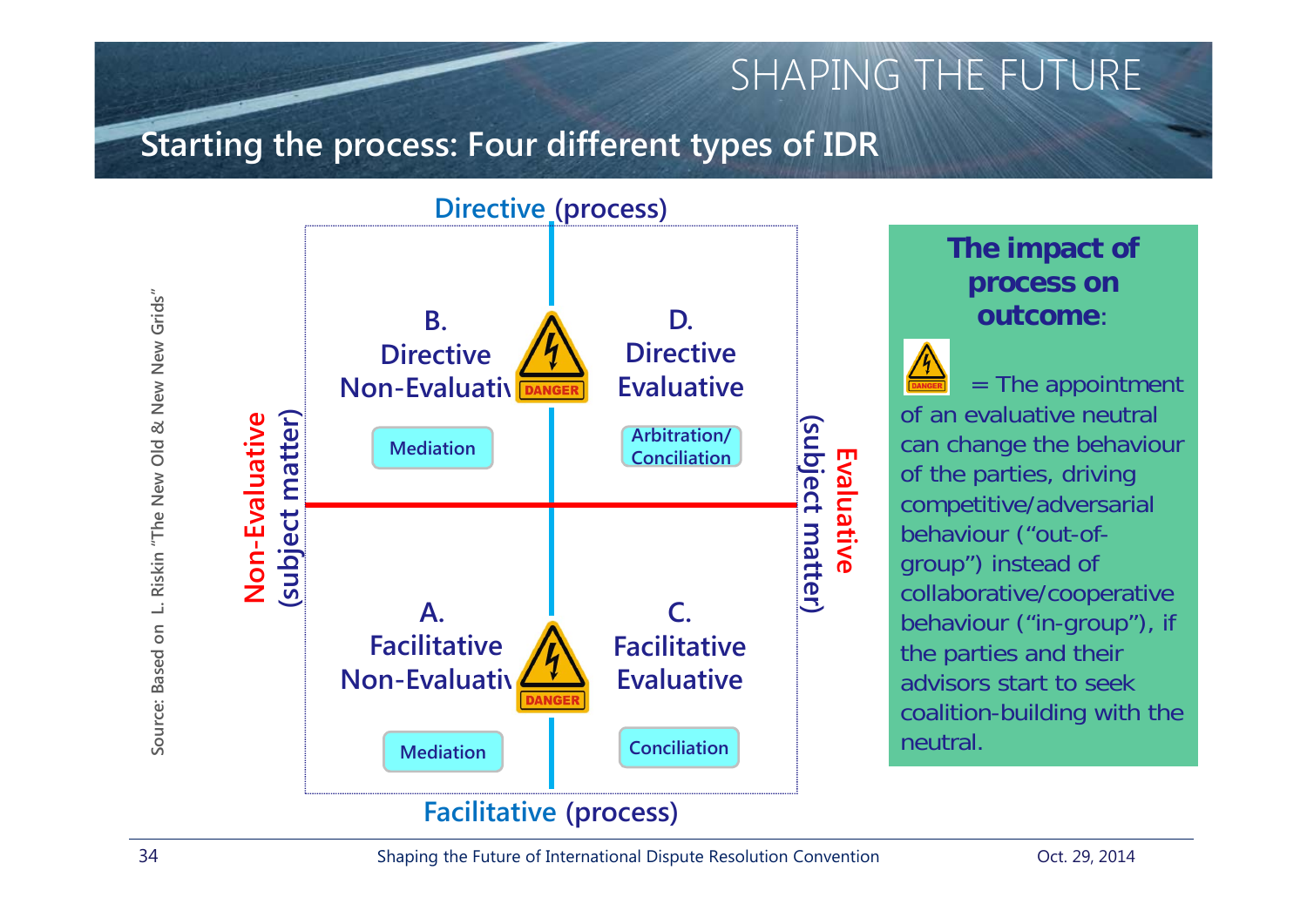# SHAPING THE FUTURE

## Starting the process: Four different types of IDR

**Directive (process)**

| | **Non-Evaluative (subject matter)** | **Evaluative (subject matter)** |
|---|---|---|
| **Directive (process)** | **B. Directive Non-Evaluative** — Mediation | **D. Directive Evaluative** — Arbitration/ Conciliation |
| **Facilitative (process)** | **A. Facilitative Non-Evaluative** — Mediation | **C. Facilitative Evaluative** — Conciliation |

DANGER (between B and D; between A and C)

**Facilitative (process)**

Source: Based on L. Riskin "The New Old & New New Grids"

### The impact of process on outcome:

DANGER = The appointment of an evaluative neutral can change the behaviour of the parties, driving competitive/adversarial behaviour ("out-of-group") instead of collaborative/cooperative behaviour ("in-group"), if the parties and their advisors start to seek coalition-building with the neutral.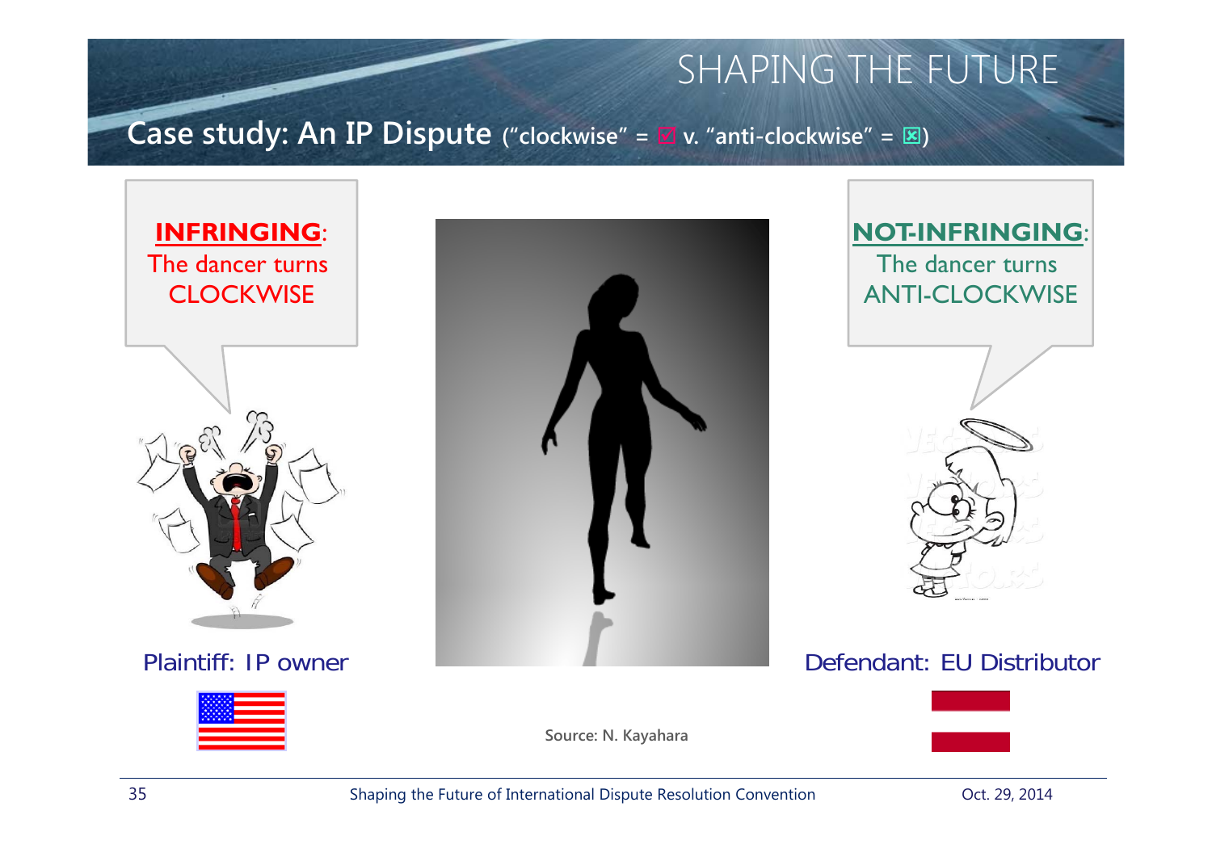SHAPING THE FUTURE

## Case study: An IP Dispute ("clockwise" = ☑ v. "anti-clockwise" = ☒)

**INFRINGING**: The dancer turns CLOCKWISE

**NOT-INFRINGING**: The dancer turns ANTI-CLOCKWISE

Plaintiff: IP owner

Defendant: EU Distributor

Source: N. Kayahara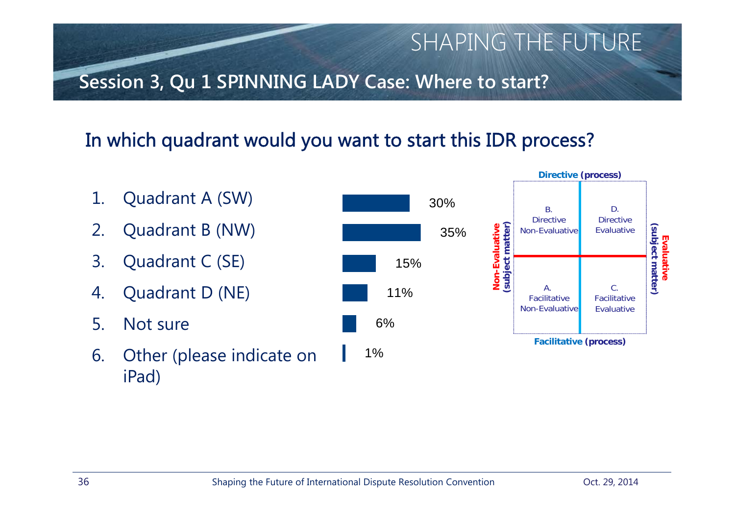# Session 3, Qu 1 SPINNING LADY Case: Where to start?

## In which quadrant would you want to start this IDR process?

| Option | Response |
|---|---|
| 1. Quadrant A (SW) | 30% |
| 2. Quadrant B (NW) | 35% |
| 3. Quadrant C (SE) | 15% |
| 4. Quadrant D (NE) | 11% |
| 5. Not sure | 6% |
| 6. Other (please indicate on iPad) | 1% |

**Directive (process)**

| Non-Evaluative (subject matter) | | Evaluative (subject matter) |
|---|---|---|
| B. Directive Non-Evaluative | D. Directive Evaluative | |
| A. Facilitative Non-Evaluative | C. Facilitative Evaluative | |

**Facilitative (process)**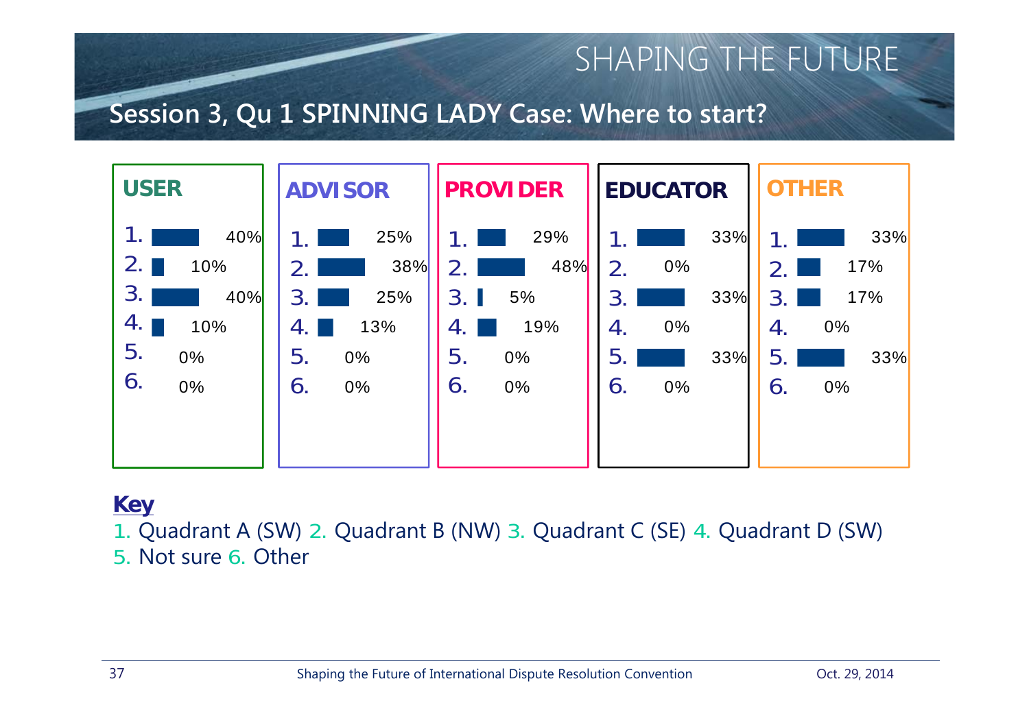# SHAPING THE FUTURE

## Session 3, Qu 1 SPINNING LADY Case: Where to start?

| | USER | ADVISOR | PROVIDER | EDUCATOR | OTHER |
|---|---|---|---|---|---|
| 1. | 40% | 25% | 29% | 33% | 33% |
| 2. | 10% | 38% | 48% | 0% | 17% |
| 3. | 40% | 25% | 5% | 33% | 17% |
| 4. | 10% | 13% | 19% | 0% | 0% |
| 5. | 0% | 0% | 0% | 33% | 33% |
| 6. | 0% | 0% | 0% | 0% | 0% |

**Key**

1. Quadrant A (SW) 2. Quadrant B (NW) 3. Quadrant C (SE) 4. Quadrant D (SW)
5. Not sure 6. Other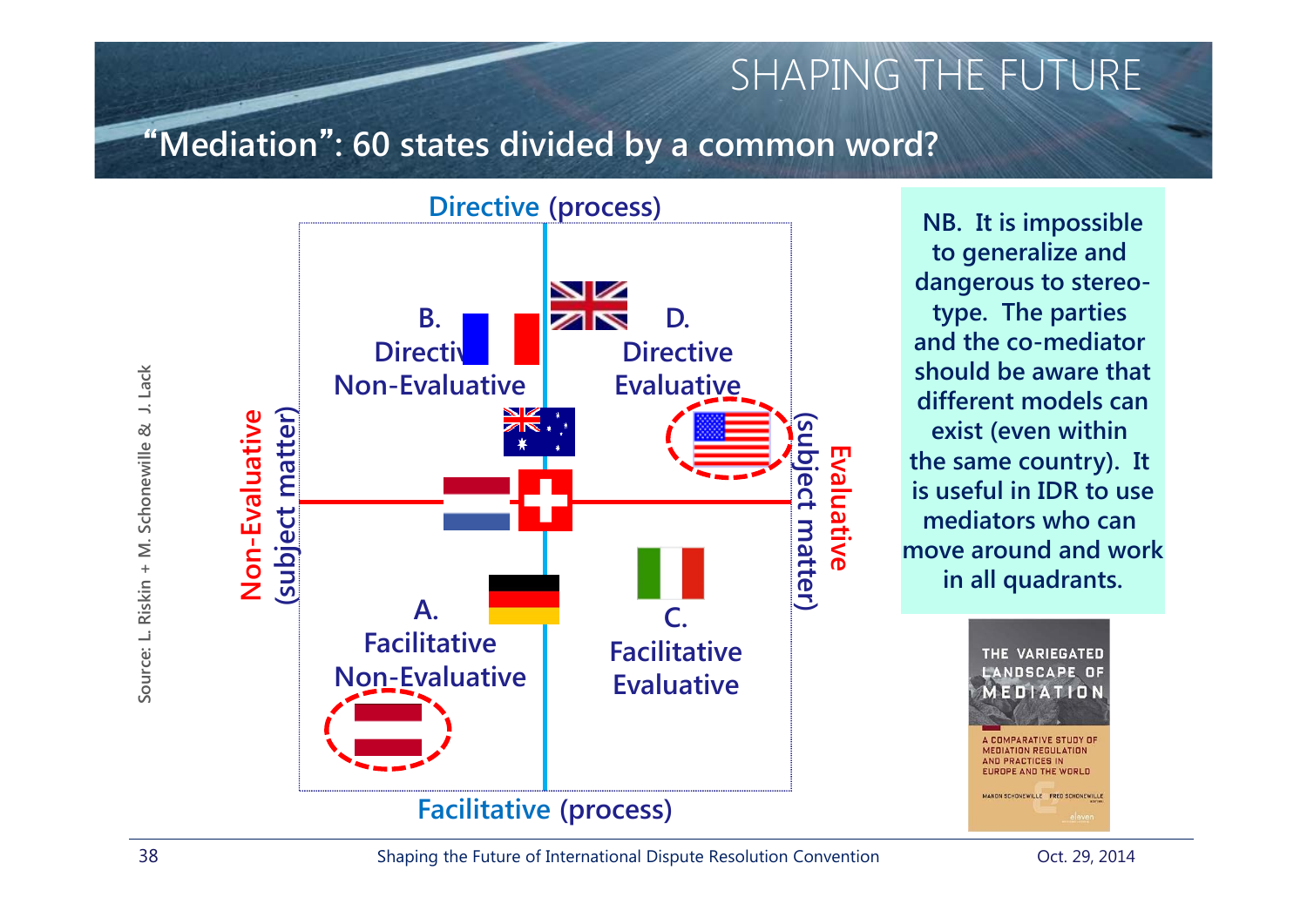# SHAPING THE FUTURE

## "Mediation": 60 states divided by a common word?

Directive (process)

B. Directive Non-Evaluative

D. Directive Evaluative

Non-Evaluative (subject matter)

Evaluative (subject matter)

A. Facilitative Non-Evaluative

C. Facilitative Evaluative

Facilitative (process)

Source: L. Riskin + M. Schonewille & J. Lack

**NB. It is impossible to generalize and dangerous to stereo-type. The parties and the co-mediator should be aware that different models can exist (even within the same country). It is useful in IDR to use mediators who can move around and work in all quadrants.**

THE VARIEGATED LANDSCAPE OF MEDIATION

A COMPARATIVE STUDY OF MEDIATION REGULATION AND PRACTICES IN EUROPE AND THE WORLD

MANON SCHONEWILLE · FRED SCHONEWILLE

Shaping the Future of International Dispute Resolution Convention

Oct. 29, 2014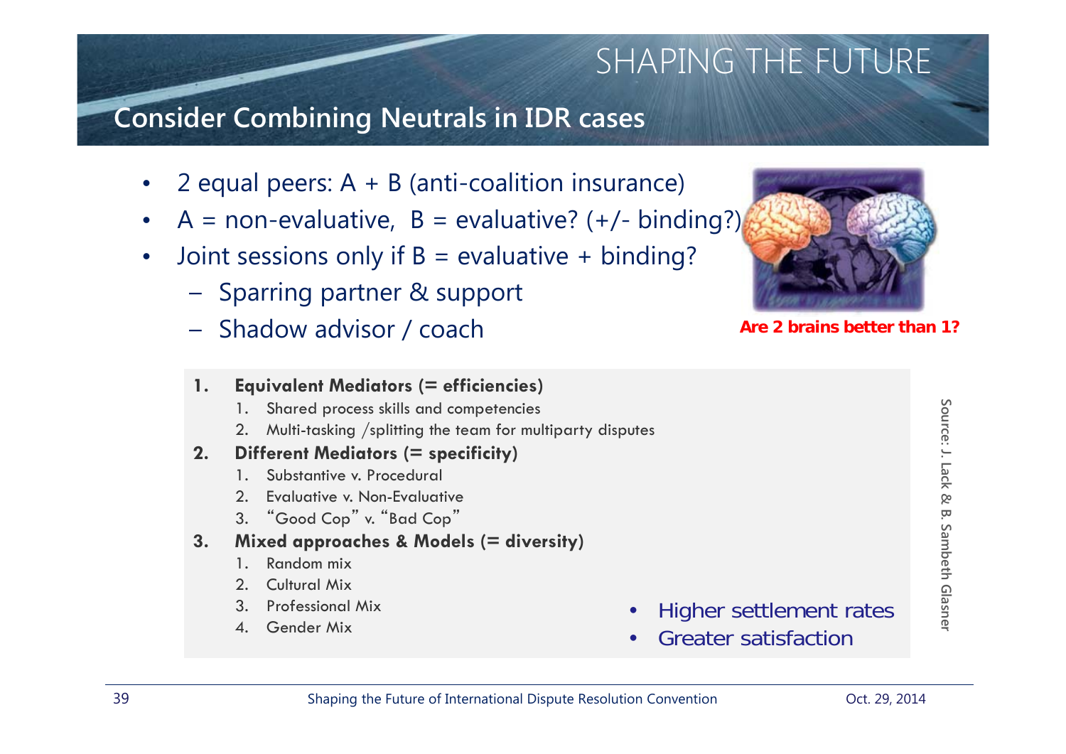# SHAPING THE FUTURE

## Consider Combining Neutrals in IDR cases

- 2 equal peers: A + B (anti-coalition insurance)
- A = non-evaluative, B = evaluative? (+/- binding?)
- Joint sessions only if B = evaluative + binding?
  - Sparring partner & support
  - Shadow advisor / coach

**Are 2 brains better than 1?**

1. **Equivalent Mediators (= efficiencies)**
   1. Shared process skills and competencies
   2. Multi-tasking /splitting the team for multiparty disputes
2. **Different Mediators (= specificity)**
   1. Substantive v. Procedural
   2. Evaluative v. Non-Evaluative
   3. "Good Cop" v. "Bad Cop"
3. **Mixed approaches & Models (= diversity)**
   1. Random mix
   2. Cultural Mix
   3. Professional Mix
   4. Gender Mix

- Higher settlement rates
- Greater satisfaction

Source: J. Lack & B. Sambeth Glasner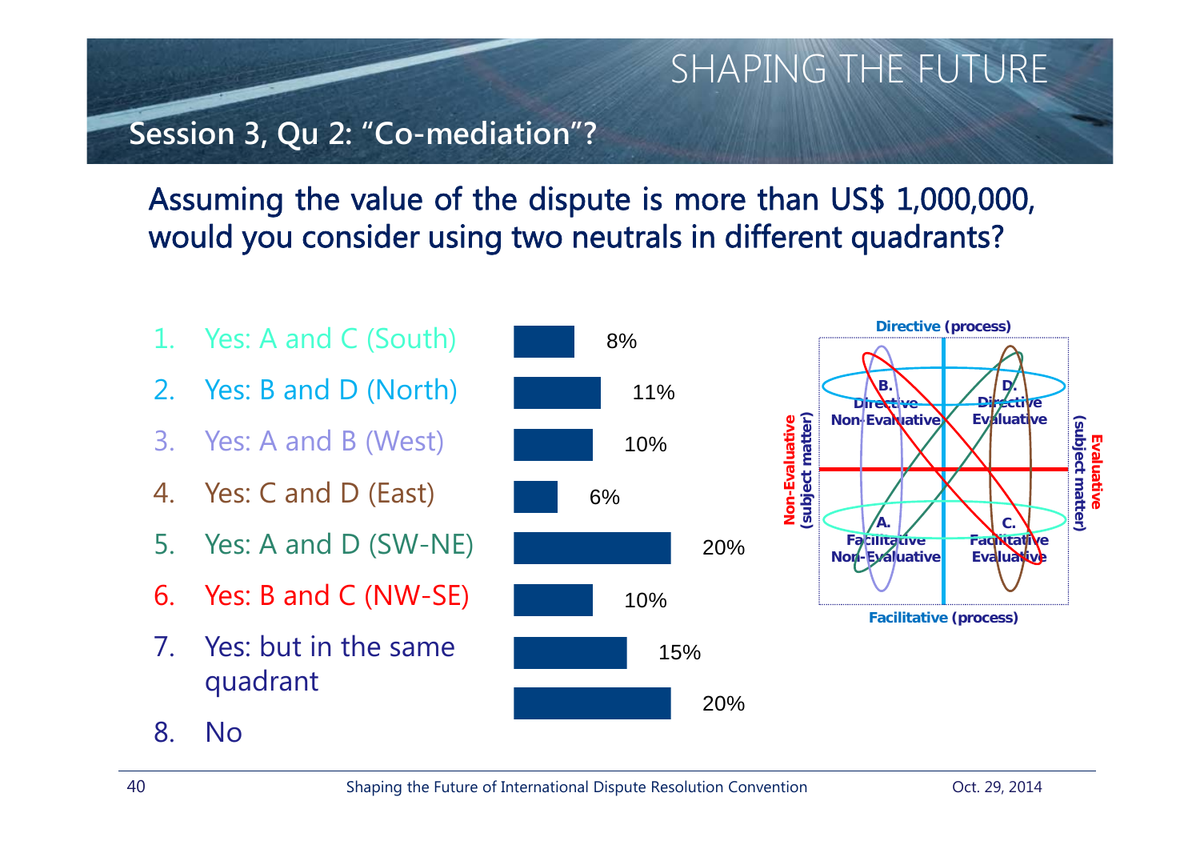## Session 3, Qu 2: “Co-mediation”?

### Assuming the value of the dispute is more than US$ 1,000,000, would you consider using two neutrals in different quadrants?

| Option | Response |
| --- | --- |
| 1. Yes: A and C (South) | 8% |
| 2. Yes: B and D (North) | 11% |
| 3. Yes: A and B (West) | 10% |
| 4. Yes: C and D (East) | 6% |
| 5. Yes: A and D (SW-NE) | 20% |
| 6. Yes: B and C (NW-SE) | 10% |
| 7. Yes: but in the same quadrant | 15% |
| 8. No | 20% |

Directive (process)

B. Directive Non-Evaluative | D. Directive Evaluative

A. Facilitative Non-Evaluative | C. Facilitative Evaluative

Facilitative (process)

Non-Evaluative (subject matter) | Evaluative (subject matter)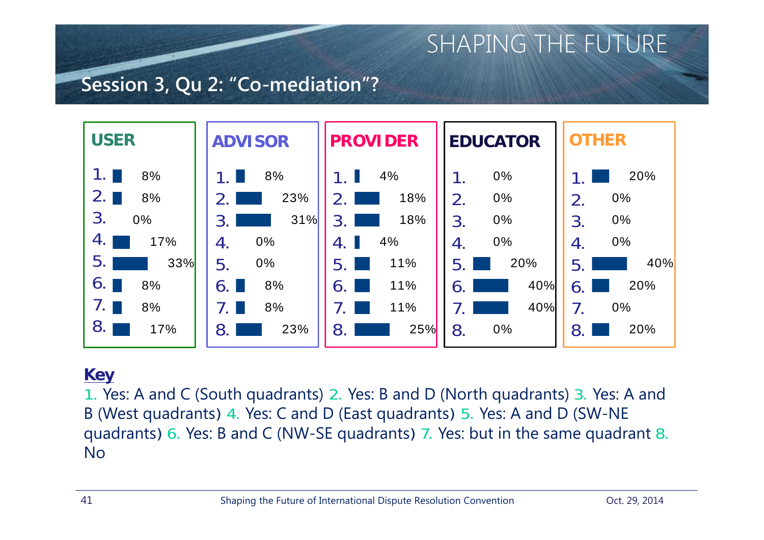# SHAPING THE FUTURE

## Session 3, Qu 2: "Co-mediation"?

| | USER | ADVISOR | PROVIDER | EDUCATOR | OTHER |
|---|---|---|---|---|---|
| 1. | 8% | 8% | 4% | 0% | 20% |
| 2. | 8% | 23% | 18% | 0% | 0% |
| 3. | 0% | 31% | 18% | 0% | 0% |
| 4. | 17% | 0% | 4% | 0% | 0% |
| 5. | 33% | 0% | 11% | 20% | 40% |
| 6. | 8% | 8% | 11% | 40% | 20% |
| 7. | 8% | 8% | 11% | 40% | 0% |
| 8. | 17% | 23% | 25% | 0% | 20% |

**Key**

1. Yes: A and C (South quadrants) 2. Yes: B and D (North quadrants) 3. Yes: A and B (West quadrants) 4. Yes: C and D (East quadrants) 5. Yes: A and D (SW-NE quadrants) 6. Yes: B and C (NW-SE quadrants) 7. Yes: but in the same quadrant 8. No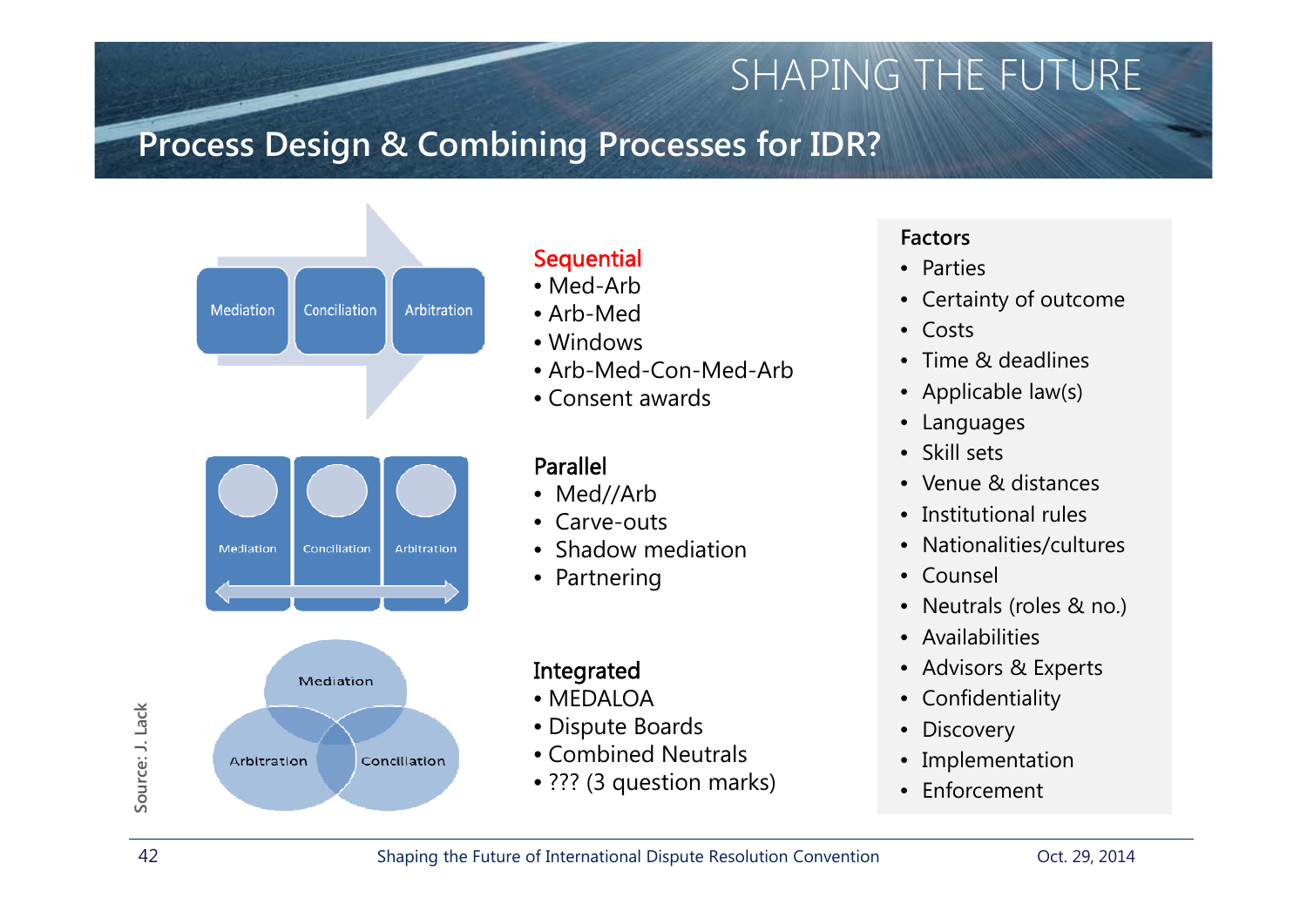# Process Design & Combining Processes for IDR?

Mediation → Conciliation → Arbitration

**Sequential**
- Med-Arb
- Arb-Med
- Windows
- Arb-Med-Con-Med-Arb
- Consent awards

Mediation | Conciliation | Arbitration

**Parallel**
- Med//Arb
- Carve-outs
- Shadow mediation
- Partnering

Mediation / Arbitration / Conciliation

**Integrated**
- MEDALOA
- Dispute Boards
- Combined Neutrals
- ??? (3 question marks)

**Factors**
- Parties
- Certainty of outcome
- Costs
- Time & deadlines
- Applicable law(s)
- Languages
- Skill sets
- Venue & distances
- Institutional rules
- Nationalities/cultures
- Counsel
- Neutrals (roles & no.)
- Availabilities
- Advisors & Experts
- Confidentiality
- Discovery
- Implementation
- Enforcement

Source: J. Lack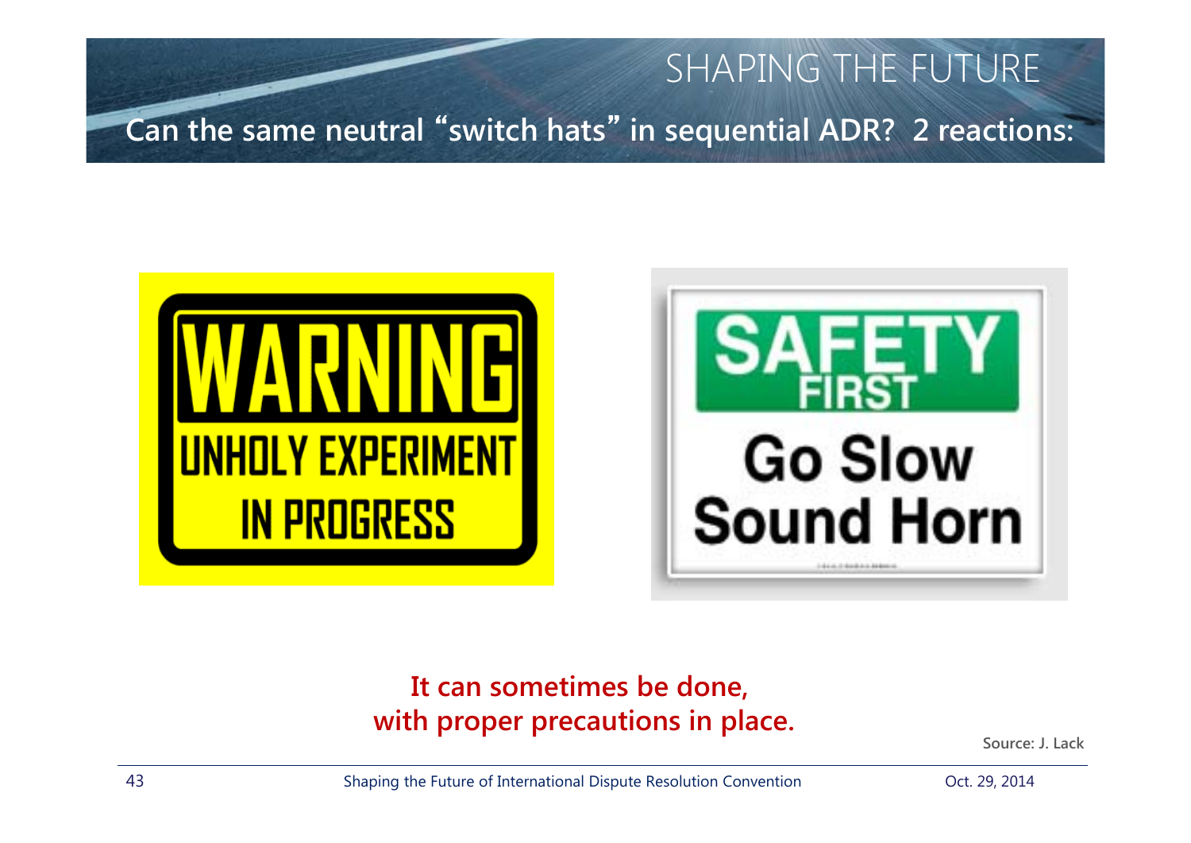# SHAPING THE FUTURE

## Can the same neutral "switch hats" in sequential ADR? 2 reactions:

WARNING
UNHOLY EXPERIMENT IN PROGRESS

SAFETY FIRST
Go Slow
Sound Horn

**It can sometimes be done, with proper precautions in place.**

Source: J. Lack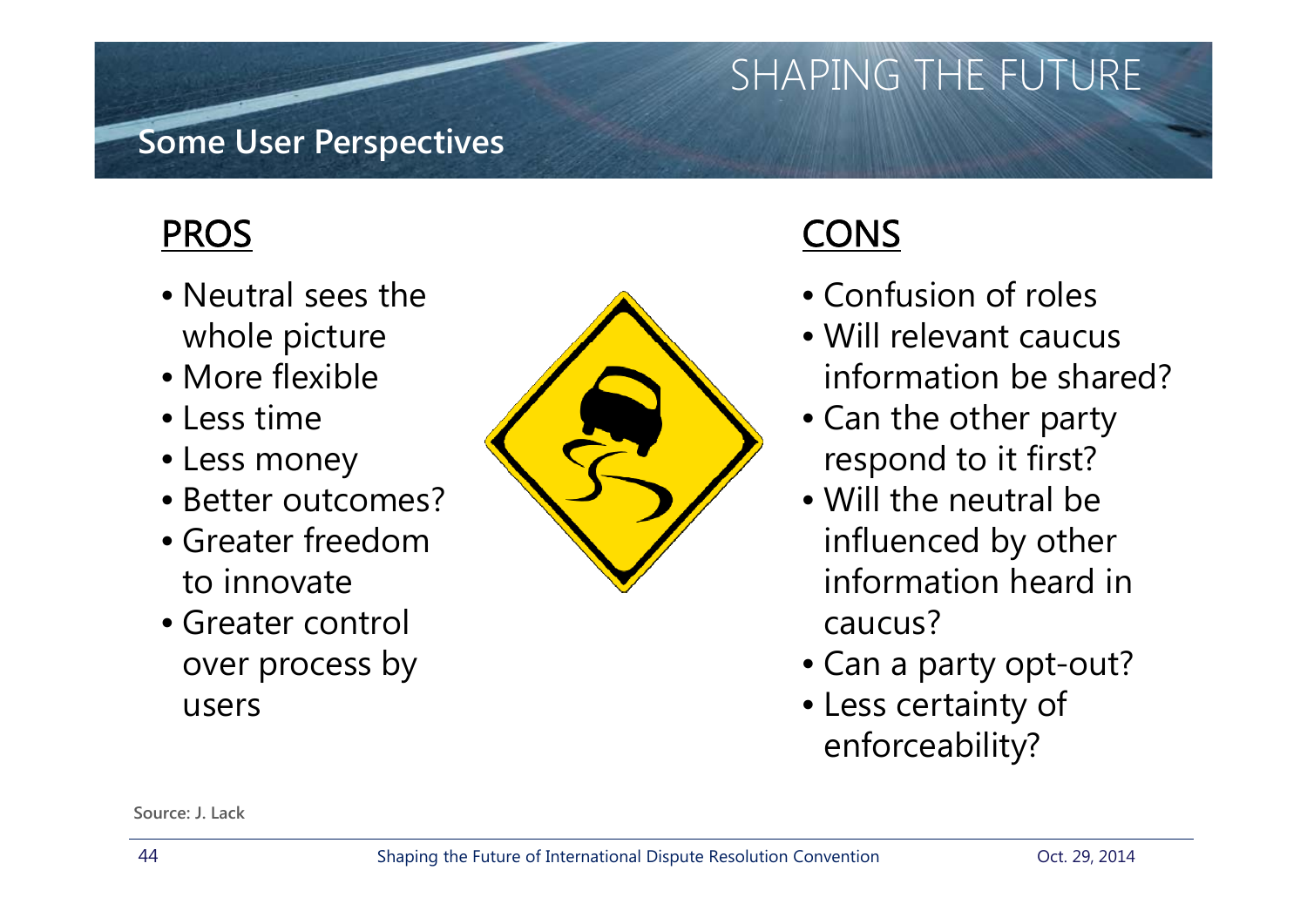## Some User Perspectives

### PROS

- Neutral sees the whole picture
- More flexible
- Less time
- Less money
- Better outcomes?
- Greater freedom to innovate
- Greater control over process by users

### CONS

- Confusion of roles
- Will relevant caucus information be shared?
- Can the other party respond to it first?
- Will the neutral be influenced by other information heard in caucus?
- Can a party opt-out?
- Less certainty of enforceability?

Source: J. Lack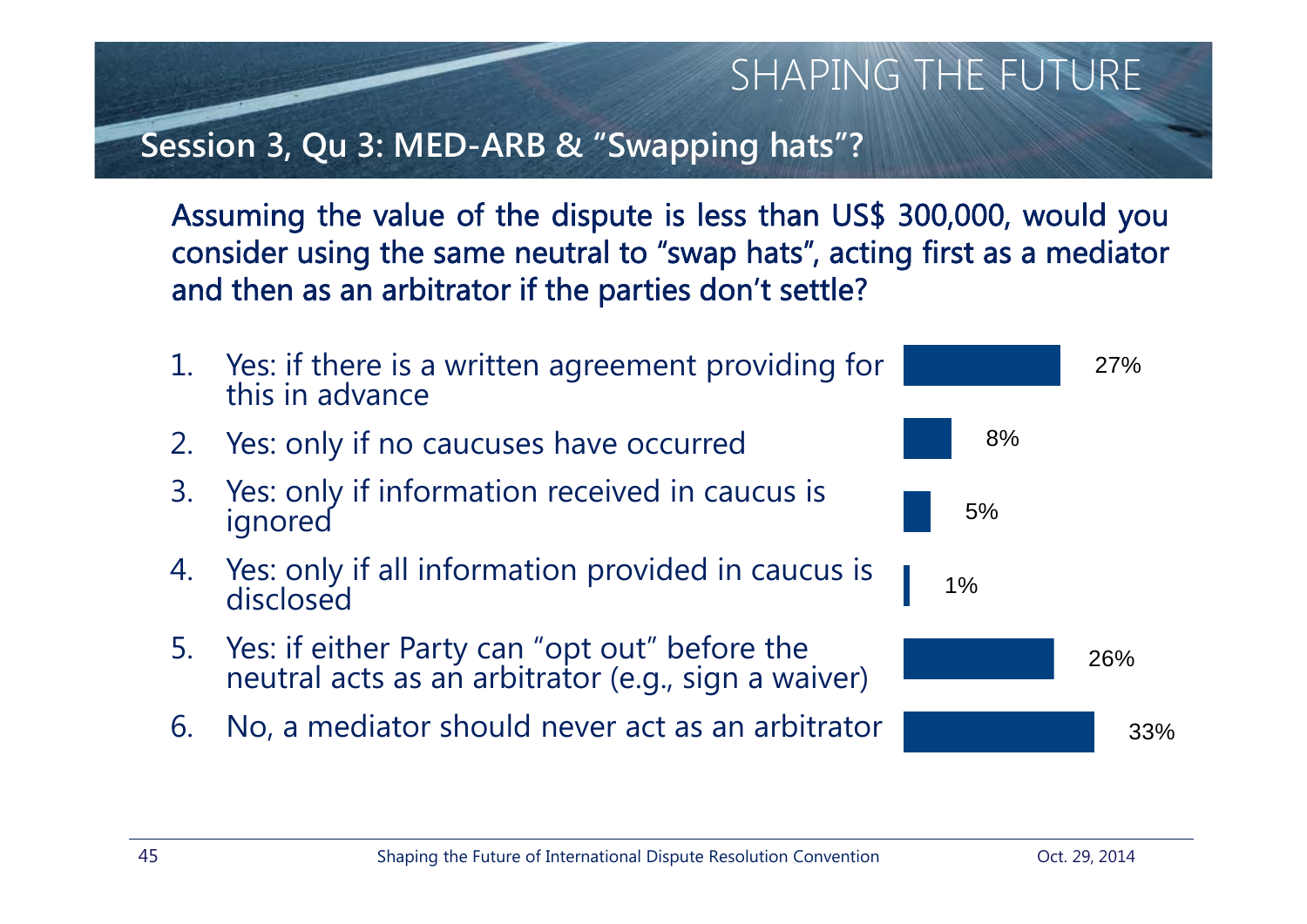SHAPING THE FUTURE

## Session 3, Qu 3: MED-ARB & "Swapping hats"?

**Assuming the value of the dispute is less than US$ 300,000, would you consider using the same neutral to "swap hats", acting first as a mediator and then as an arbitrator if the parties don't settle?**

| Option | Response |
|---|---|
| 1. Yes: if there is a written agreement providing for this in advance | 27% |
| 2. Yes: only if no caucuses have occurred | 8% |
| 3. Yes: only if information received in caucus is ignored | 5% |
| 4. Yes: only if all information provided in caucus is disclosed | 1% |
| 5. Yes: if either Party can "opt out" before the neutral acts as an arbitrator (e.g., sign a waiver) | 26% |
| 6. No, a mediator should never act as an arbitrator | 33% |

Shaping the Future of International Dispute Resolution Convention

Oct. 29, 2014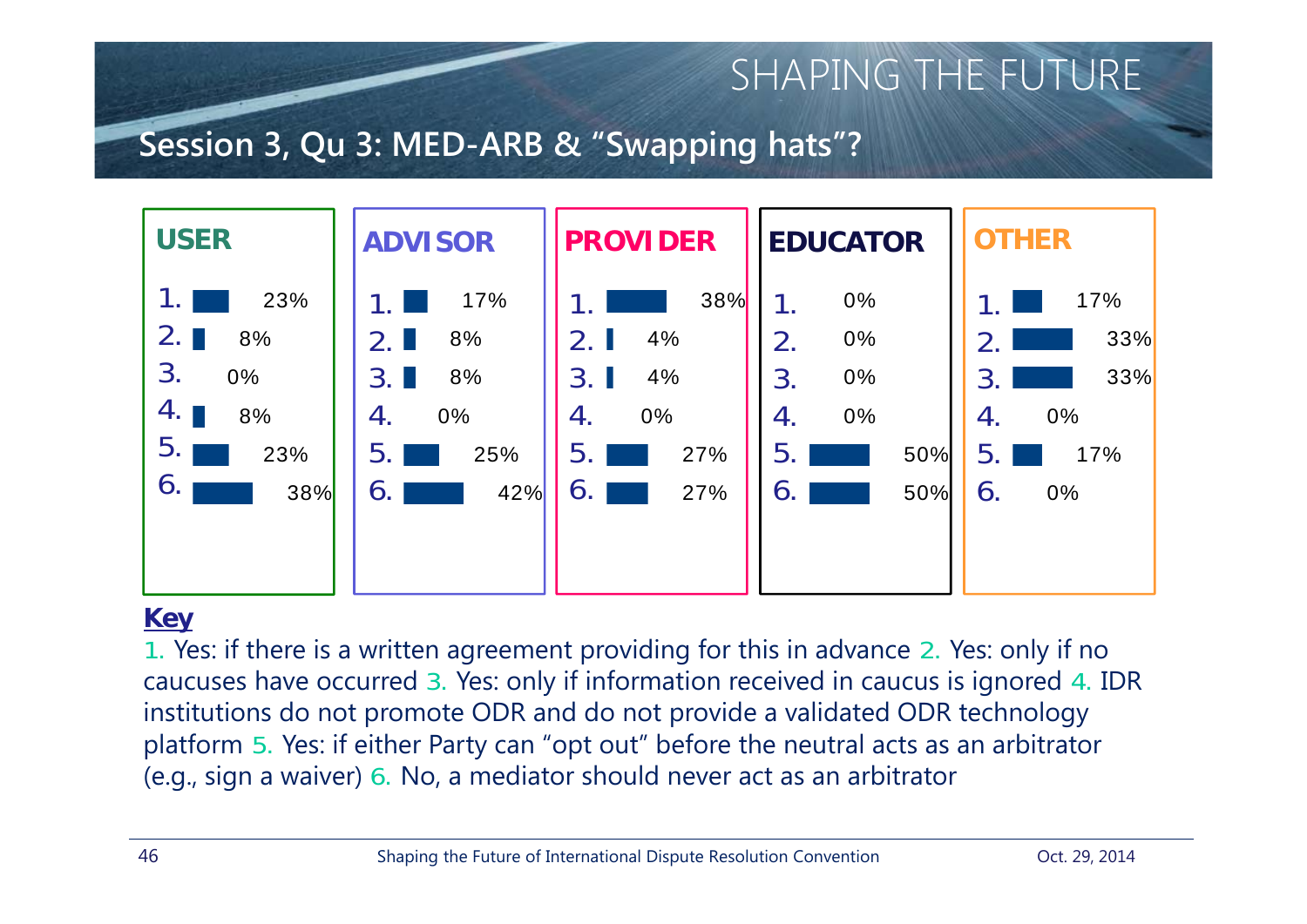# Session 3, Qu 3: MED-ARB & "Swapping hats"?

| | USER | ADVISOR | PROVIDER | EDUCATOR | OTHER |
|---|---|---|---|---|---|
| 1. | 23% | 17% | 38% | 0% | 17% |
| 2. | 8% | 8% | 4% | 0% | 33% |
| 3. | 0% | 8% | 4% | 0% | 33% |
| 4. | 8% | 0% | 0% | 0% | 0% |
| 5. | 23% | 25% | 27% | 50% | 17% |
| 6. | 38% | 42% | 27% | 50% | 0% |

**Key**

1. Yes: if there is a written agreement providing for this in advance 2. Yes: only if no caucuses have occurred 3. Yes: only if information received in caucus is ignored 4. IDR institutions do not promote ODR and do not provide a validated ODR technology platform 5. Yes: if either Party can "opt out" before the neutral acts as an arbitrator (e.g., sign a waiver) 6. No, a mediator should never act as an arbitrator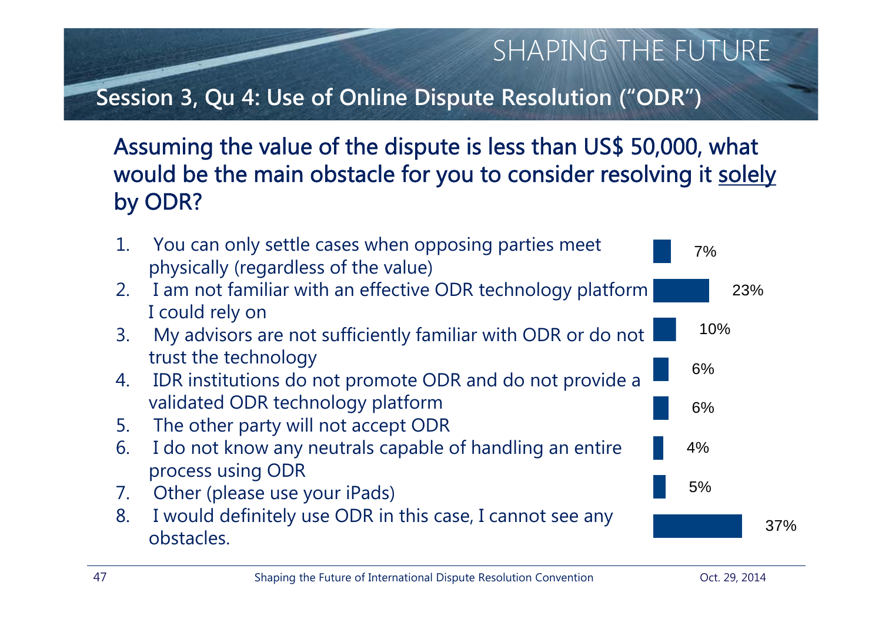## Session 3, Qu 4: Use of Online Dispute Resolution ("ODR")

### Assuming the value of the dispute is less than US$ 50,000, what would be the main obstacle for you to consider resolving it solely by ODR?

| Option | Response |
| --- | --- |
| 1. You can only settle cases when opposing parties meet physically (regardless of the value) | 7% |
| 2. I am not familiar with an effective ODR technology platform I could rely on | 23% |
| 3. My advisors are not sufficiently familiar with ODR or do not trust the technology | 10% |
| 4. IDR institutions do not promote ODR and do not provide a validated ODR technology platform | 6% |
| 5. The other party will not accept ODR | 6% |
| 6. I do not know any neutrals capable of handling an entire process using ODR | 4% |
| 7. Other (please use your iPads) | 5% |
| 8. I would definitely use ODR in this case, I cannot see any obstacles. | 37% |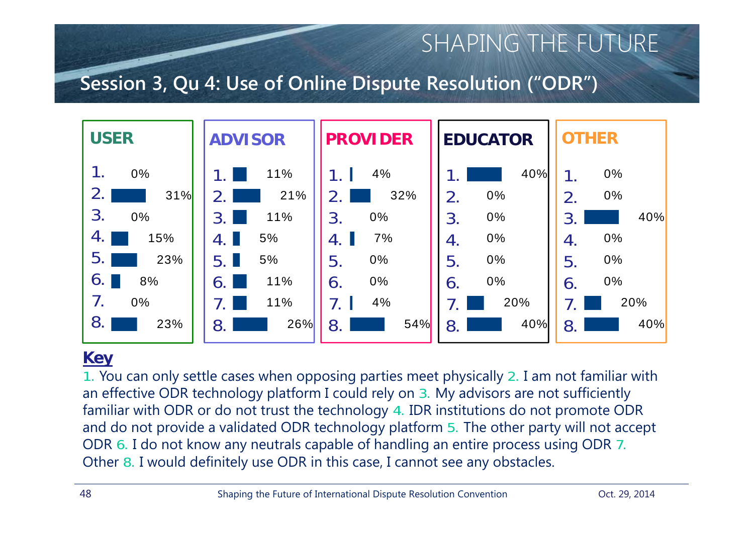# SHAPING THE FUTURE

## Session 3, Qu 4: Use of Online Dispute Resolution ("ODR")

| | USER | ADVISOR | PROVIDER | EDUCATOR | OTHER |
|---|---|---|---|---|---|
| 1. | 0% | 11% | 4% | 40% | 0% |
| 2. | 31% | 21% | 32% | 0% | 0% |
| 3. | 0% | 11% | 0% | 0% | 40% |
| 4. | 15% | 5% | 7% | 0% | 0% |
| 5. | 23% | 5% | 0% | 0% | 0% |
| 6. | 8% | 11% | 0% | 0% | 0% |
| 7. | 0% | 11% | 4% | 20% | 20% |
| 8. | 23% | 26% | 54% | 40% | 40% |

**Key**

1. You can only settle cases when opposing parties meet physically 2. I am not familiar with an effective ODR technology platform I could rely on 3. My advisors are not sufficiently familiar with ODR or do not trust the technology 4. IDR institutions do not promote ODR and do not provide a validated ODR technology platform 5. The other party will not accept ODR 6. I do not know any neutrals capable of handling an entire process using ODR 7. Other 8. I would definitely use ODR in this case, I cannot see any obstacles.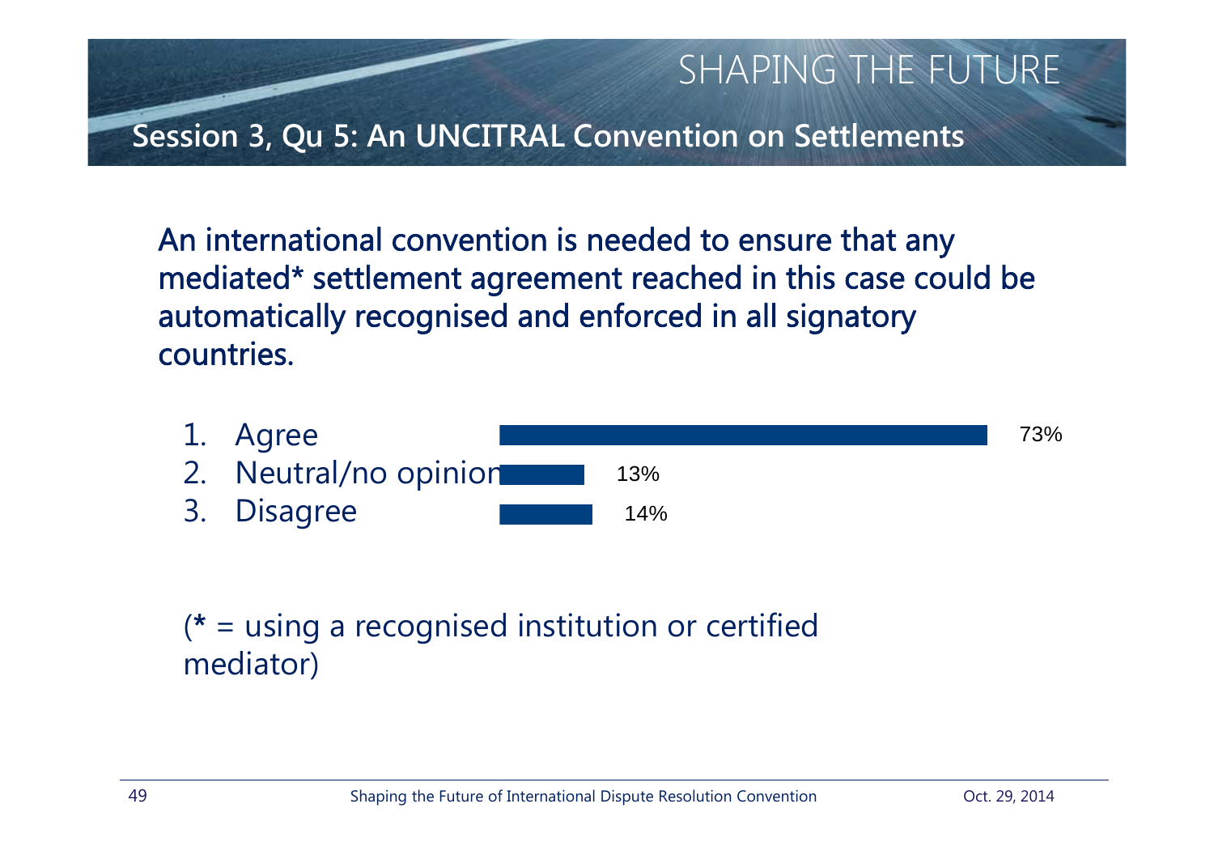## Session 3, Qu 5: An UNCITRAL Convention on Settlements

An international convention is needed to ensure that any mediated* settlement agreement reached in this case could be automatically recognised and enforced in all signatory countries.

| Response | Percentage |
| --- | --- |
| 1. Agree | 73% |
| 2. Neutral/no opinion | 13% |
| 3. Disagree | 14% |

(* = using a recognised institution or certified mediator)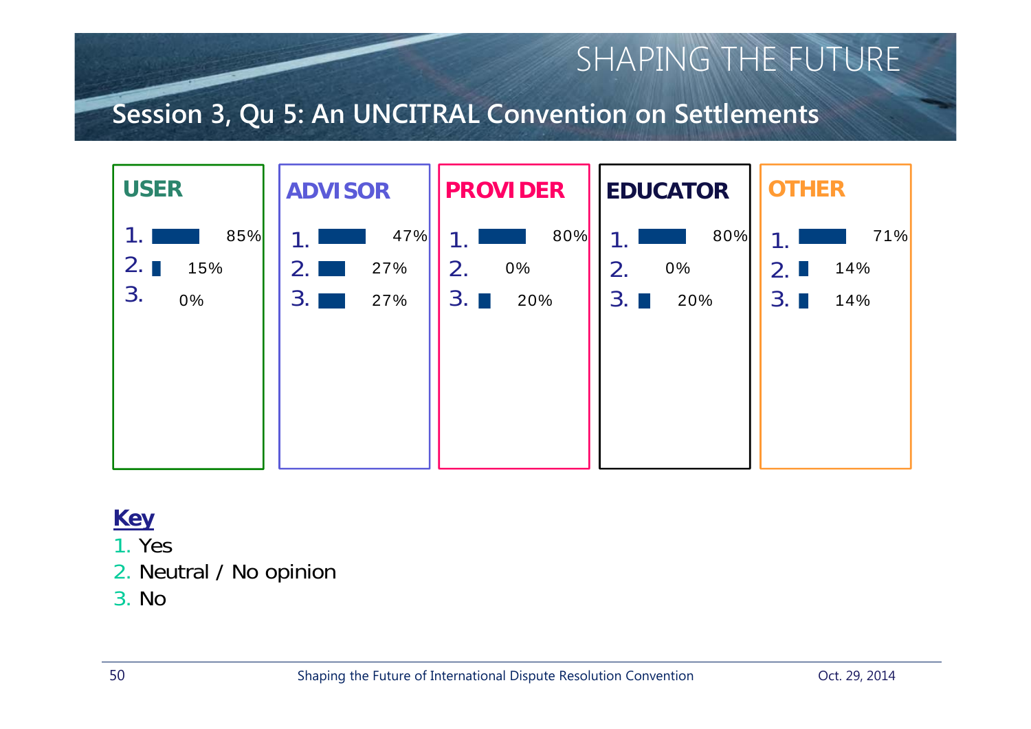# SHAPING THE FUTURE

## Session 3, Qu 5: An UNCITRAL Convention on Settlements

| | USER | ADVISOR | PROVIDER | EDUCATOR | OTHER |
|---|---|---|---|---|---|
| 1. | 85% | 47% | 80% | 80% | 71% |
| 2. | 15% | 27% | 0% | 0% | 14% |
| 3. | 0% | 27% | 20% | 20% | 14% |

**Key**

1. Yes
2. Neutral / No opinion
3. No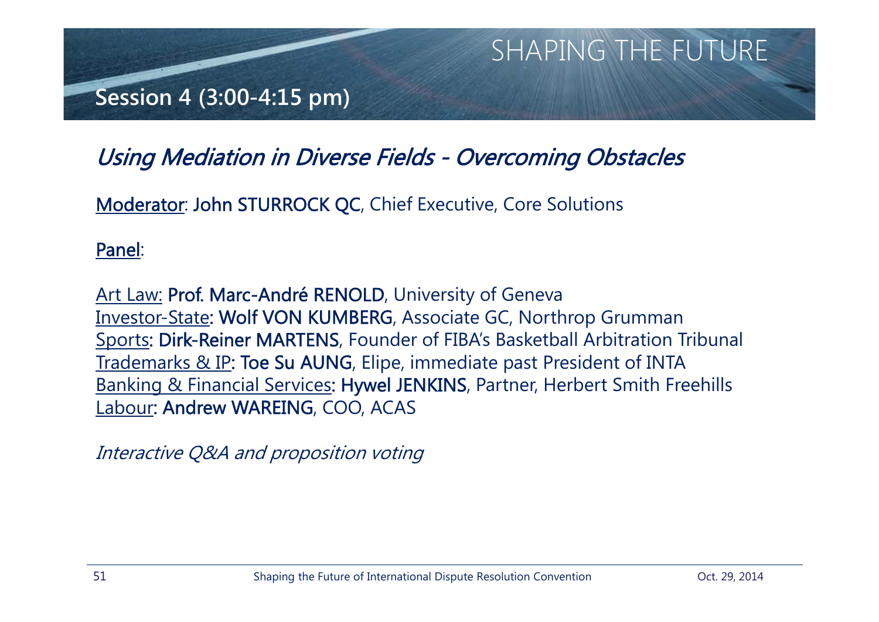SHAPING THE FUTURE

## Session 4 (3:00-4:15 pm)

### *Using Mediation in Diverse Fields - Overcoming Obstacles*

Moderator: **John STURROCK QC**, Chief Executive, Core Solutions

Panel:

Art Law: **Prof. Marc-André RENOLD**, University of Geneva
Investor-State: **Wolf VON KUMBERG**, Associate GC, Northrop Grumman
Sports: **Dirk-Reiner MARTENS**, Founder of FIBA's Basketball Arbitration Tribunal
Trademarks & IP: **Toe Su AUNG**, Elipe, immediate past President of INTA
Banking & Financial Services: **Hywel JENKINS**, Partner, Herbert Smith Freehills
Labour: **Andrew WAREING**, COO, ACAS

*Interactive Q&A and proposition voting*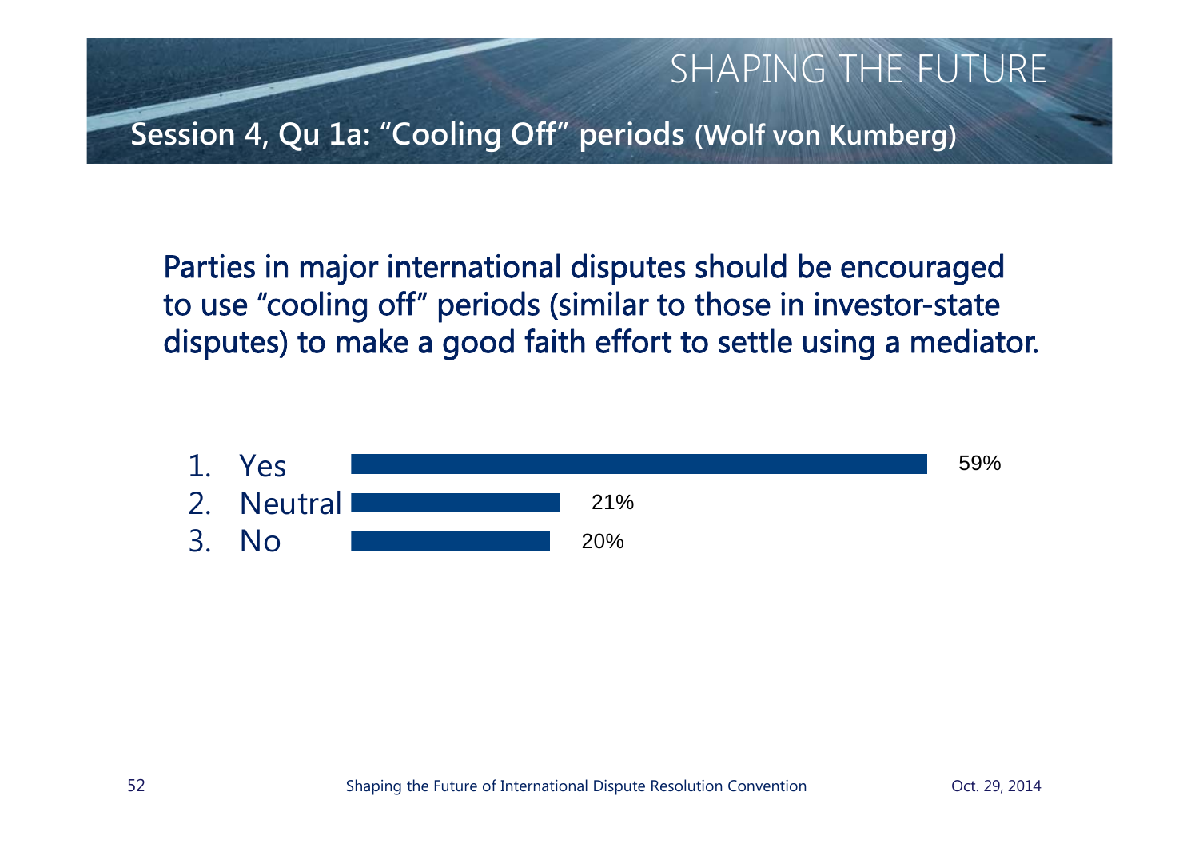## Session 4, Qu 1a: "Cooling Off" periods (Wolf von Kumberg)

Parties in major international disputes should be encouraged to use "cooling off" periods (similar to those in investor-state disputes) to make a good faith effort to settle using a mediator.

| Response | Percentage |
| --- | --- |
| 1. Yes | 59% |
| 2. Neutral | 21% |
| 3. No | 20% |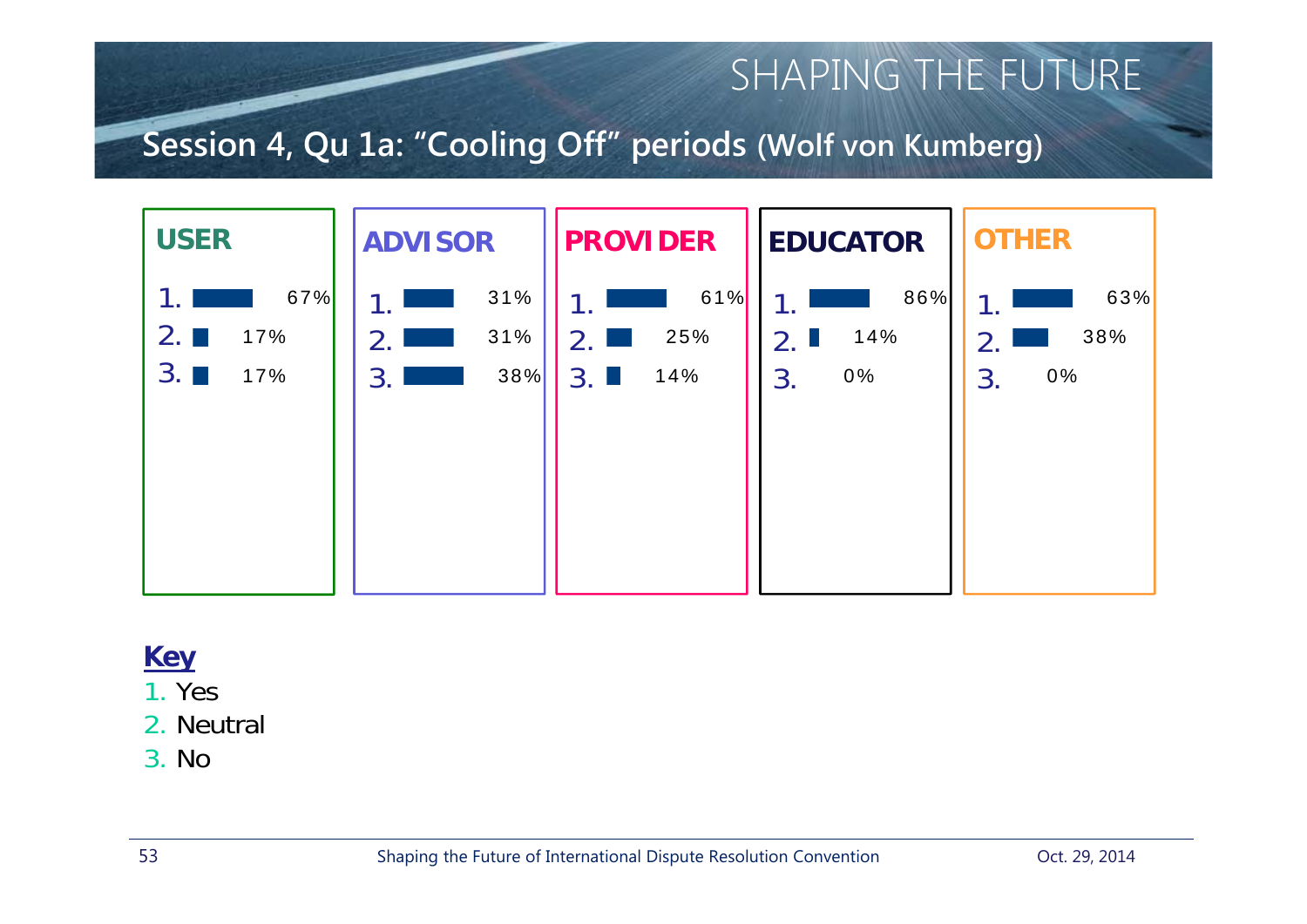# SHAPING THE FUTURE

## Session 4, Qu 1a: "Cooling Off" periods (Wolf von Kumberg)

| | USER | ADVISOR | PROVIDER | EDUCATOR | OTHER |
|---|---|---|---|---|---|
| 1. | 67% | 31% | 61% | 86% | 63% |
| 2. | 17% | 31% | 25% | 14% | 38% |
| 3. | 17% | 38% | 14% | 0% | 0% |

**Key**

1. Yes
2. Neutral
3. No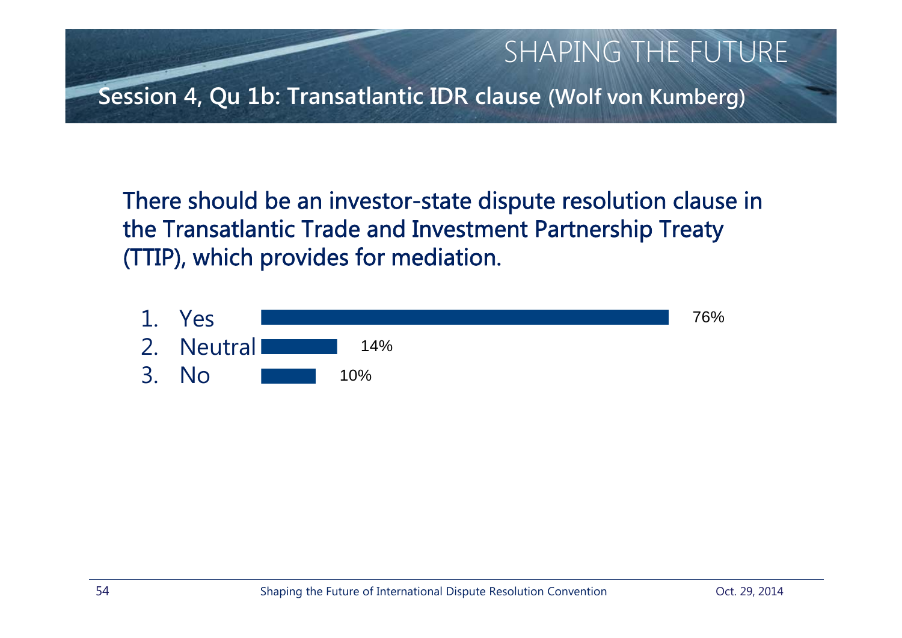## SHAPING THE FUTURE

## Session 4, Qu 1b: Transatlantic IDR clause (Wolf von Kumberg)

There should be an investor-state dispute resolution clause in the Transatlantic Trade and Investment Partnership Treaty (TTIP), which provides for mediation.

| Response | Percentage |
| --- | --- |
| 1. Yes | 76% |
| 2. Neutral | 14% |
| 3. No | 10% |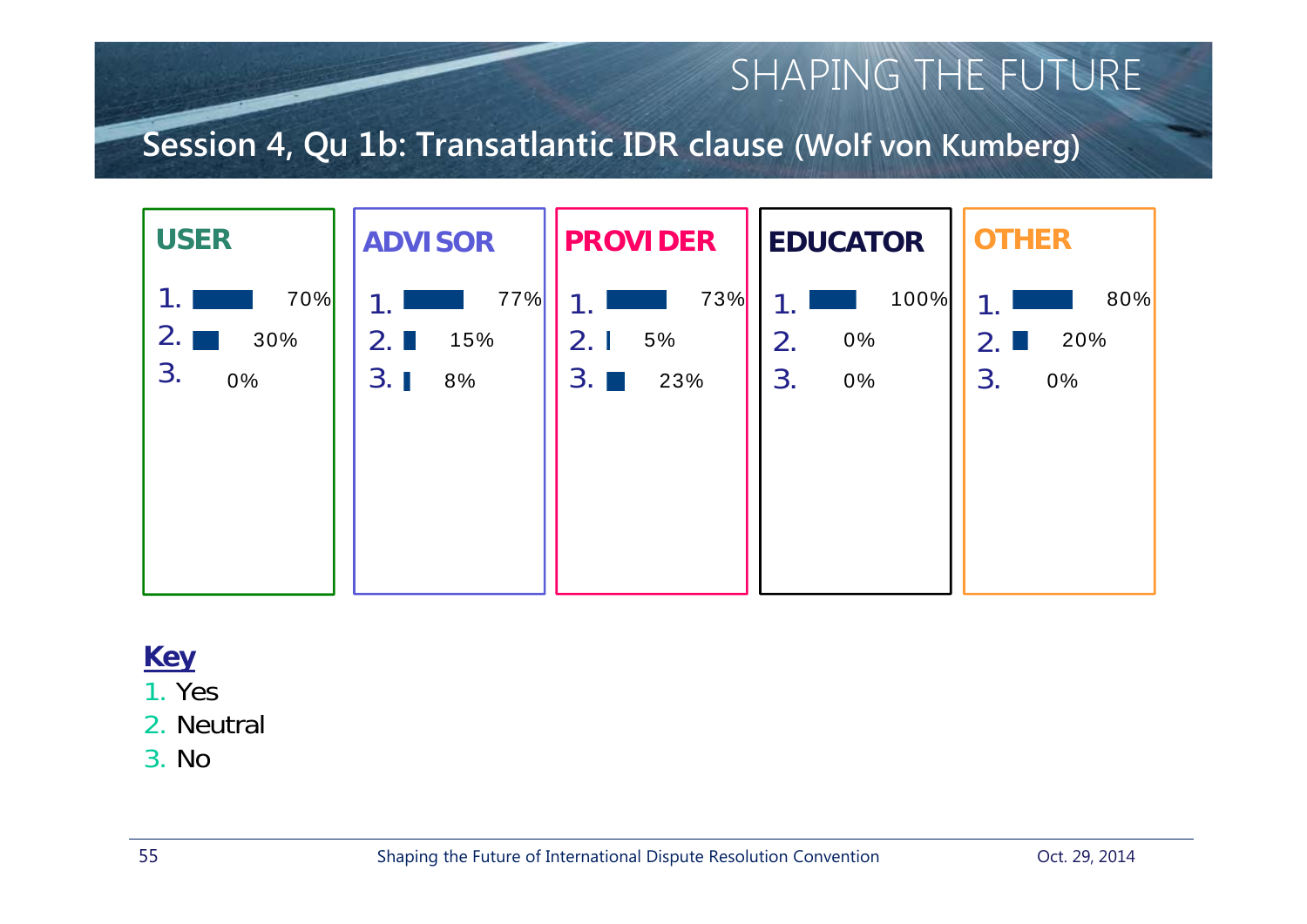# SHAPING THE FUTURE

## Session 4, Qu 1b: Transatlantic IDR clause (Wolf von Kumberg)

| | USER | ADVISOR | PROVIDER | EDUCATOR | OTHER |
|---|---|---|---|---|---|
| 1. | 70% | 77% | 73% | 100% | 80% |
| 2. | 30% | 15% | 5% | 0% | 20% |
| 3. | 0% | 8% | 23% | 0% | 0% |

**Key**

1. Yes
2. Neutral
3. No

Shaping the Future of International Dispute Resolution Convention — Oct. 29, 2014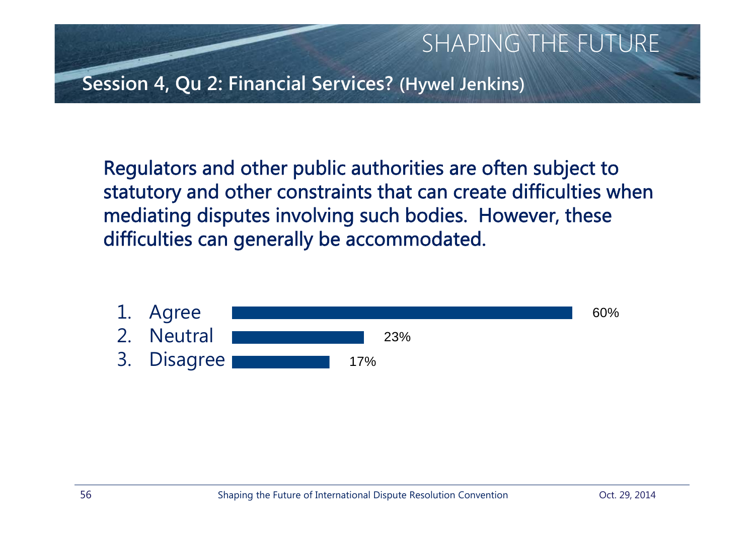## Session 4, Qu 2: Financial Services? (Hywel Jenkins)

Regulators and other public authorities are often subject to statutory and other constraints that can create difficulties when mediating disputes involving such bodies. However, these difficulties can generally be accommodated.

| Response | Percentage |
|---|---|
| 1. Agree | 60% |
| 2. Neutral | 23% |
| 3. Disagree | 17% |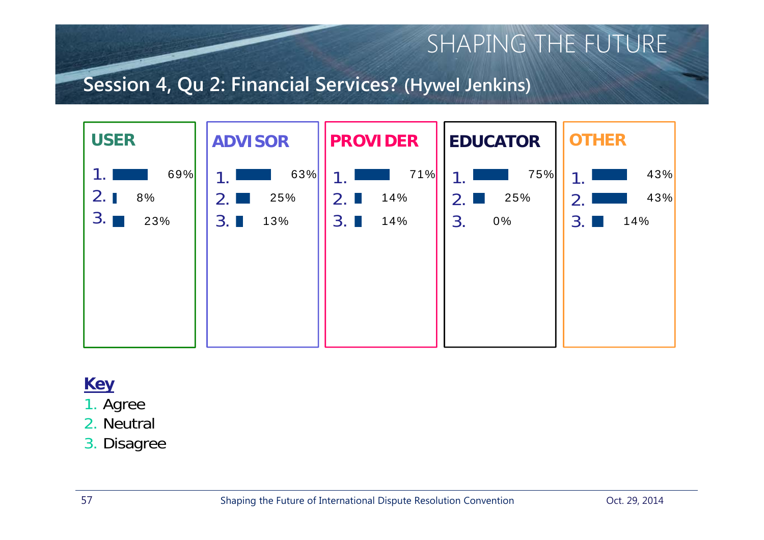# SHAPING THE FUTURE

## Session 4, Qu 2: Financial Services? (Hywel Jenkins)

| | USER | ADVISOR | PROVIDER | EDUCATOR | OTHER |
|---|---|---|---|---|---|
| 1. | 69% | 63% | 71% | 75% | 43% |
| 2. | 8% | 25% | 14% | 25% | 43% |
| 3. | 23% | 13% | 14% | 0% | 14% |

**Key**

1. Agree
2. Neutral
3. Disagree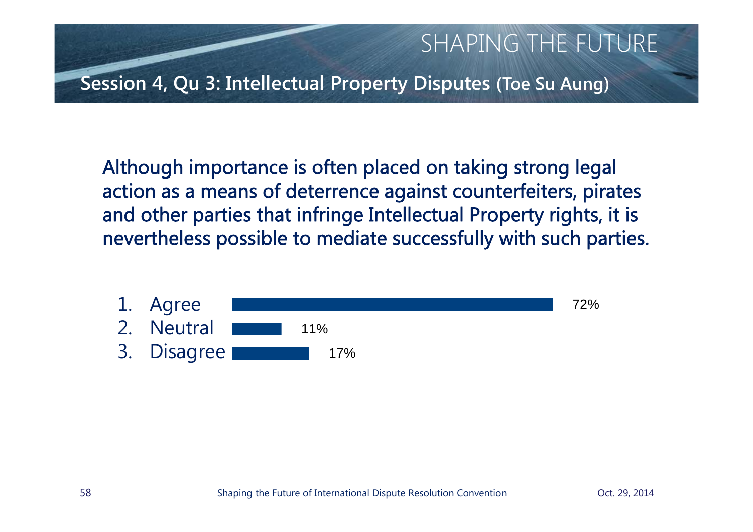SHAPING THE FUTURE

## Session 4, Qu 3: Intellectual Property Disputes (Toe Su Aung)

Although importance is often placed on taking strong legal action as a means of deterrence against counterfeiters, pirates and other parties that infringe Intellectual Property rights, it is nevertheless possible to mediate successfully with such parties.

| Response | Percentage |
| --- | --- |
| 1. Agree | 72% |
| 2. Neutral | 11% |
| 3. Disagree | 17% |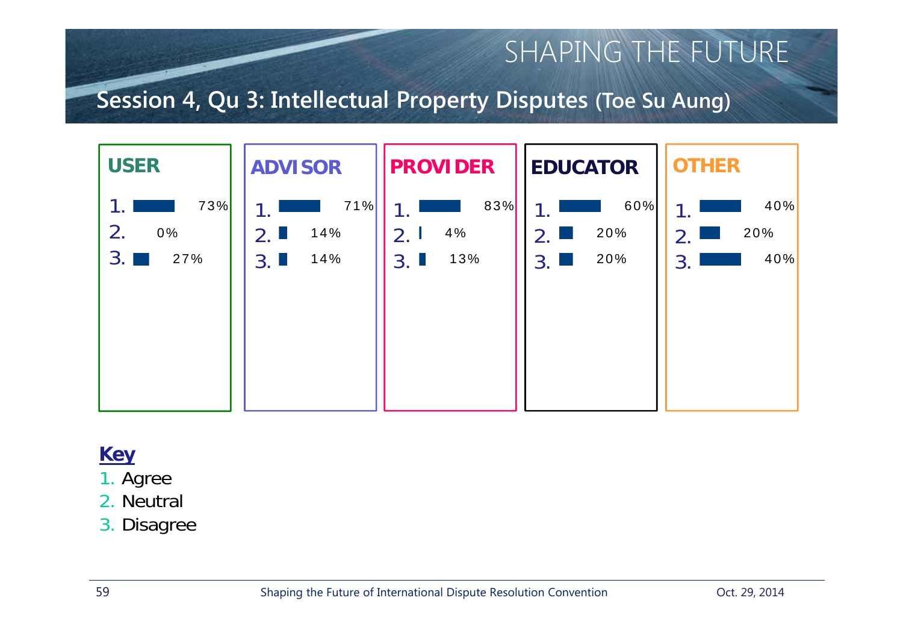# SHAPING THE FUTURE

## Session 4, Qu 3: Intellectual Property Disputes (Toe Su Aung)

| | USER | ADVISOR | PROVIDER | EDUCATOR | OTHER |
|---|---|---|---|---|---|
| 1. | 73% | 71% | 83% | 60% | 40% |
| 2. | 0% | 14% | 4% | 20% | 20% |
| 3. | 27% | 14% | 13% | 20% | 40% |

**Key**

1. Agree
2. Neutral
3. Disagree

Shaping the Future of International Dispute Resolution Convention

Oct. 29, 2014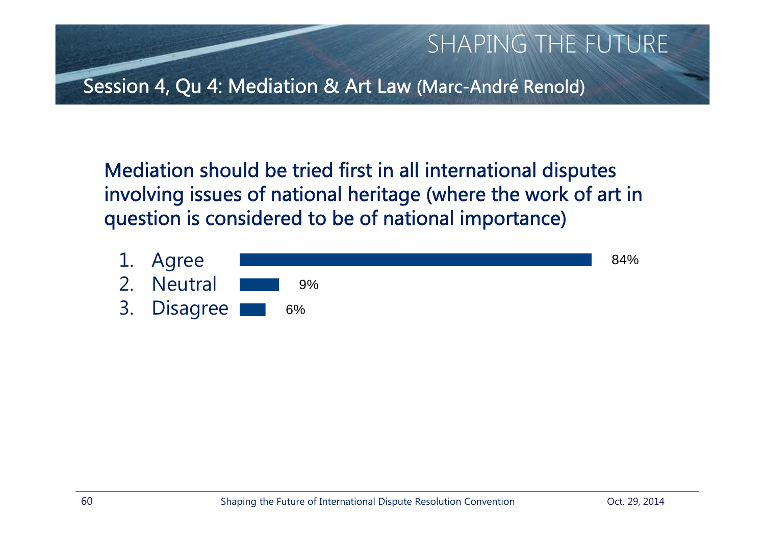# SHAPING THE FUTURE

## Session 4, Qu 4: Mediation & Art Law (Marc-André Renold)

Mediation should be tried first in all international disputes involving issues of national heritage (where the work of art in question is considered to be of national importance)

1. Agree — 84%
2. Neutral — 9%
3. Disagree — 6%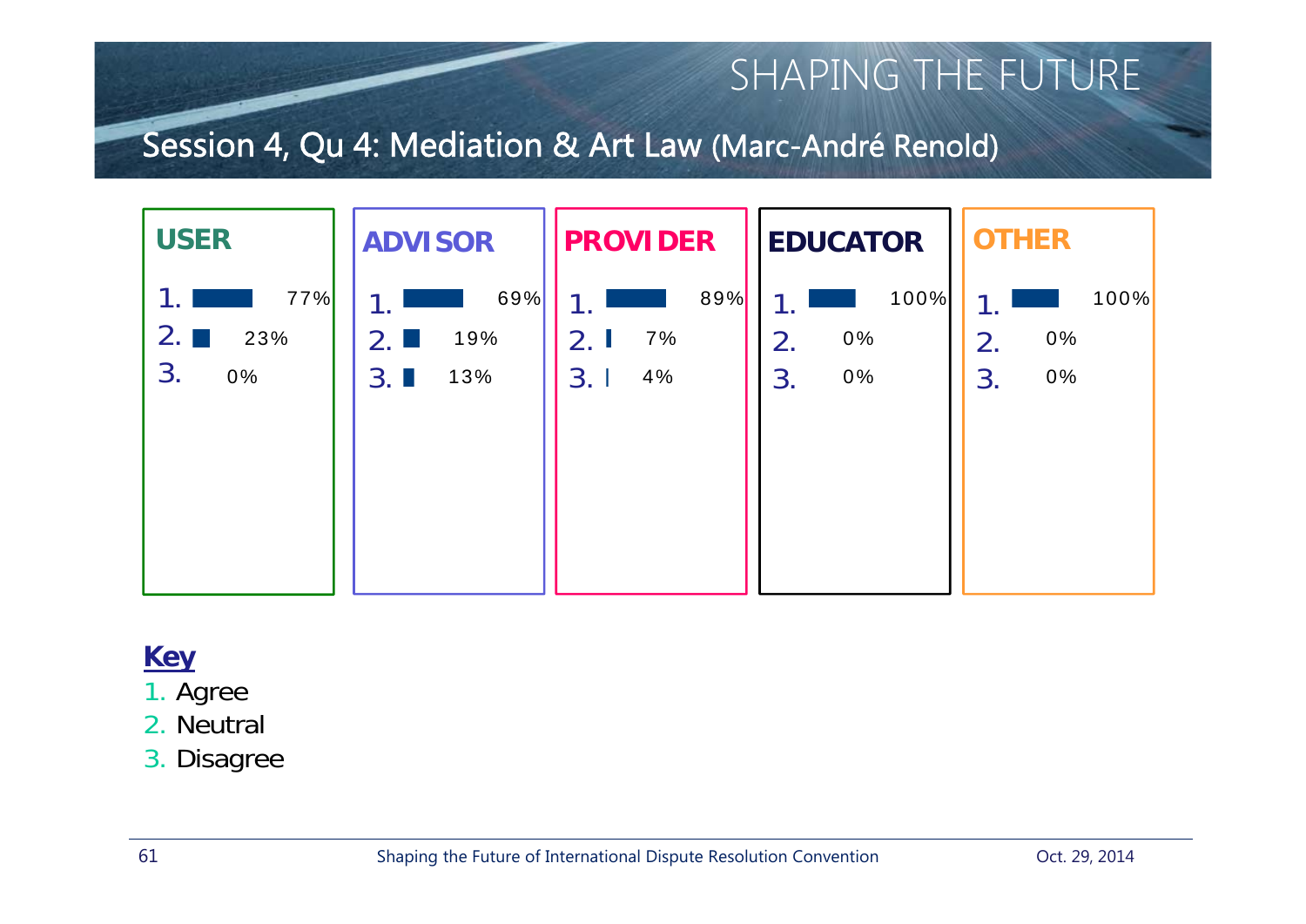SHAPING THE FUTURE

## Session 4, Qu 4: Mediation & Art Law (Marc-André Renold)

| | USER | ADVISOR | PROVIDER | EDUCATOR | OTHER |
|---|---|---|---|---|---|
| 1. | 77% | 69% | 89% | 100% | 100% |
| 2. | 23% | 19% | 7% | 0% | 0% |
| 3. | 0% | 13% | 4% | 0% | 0% |

**Key**

1. Agree
2. Neutral
3. Disagree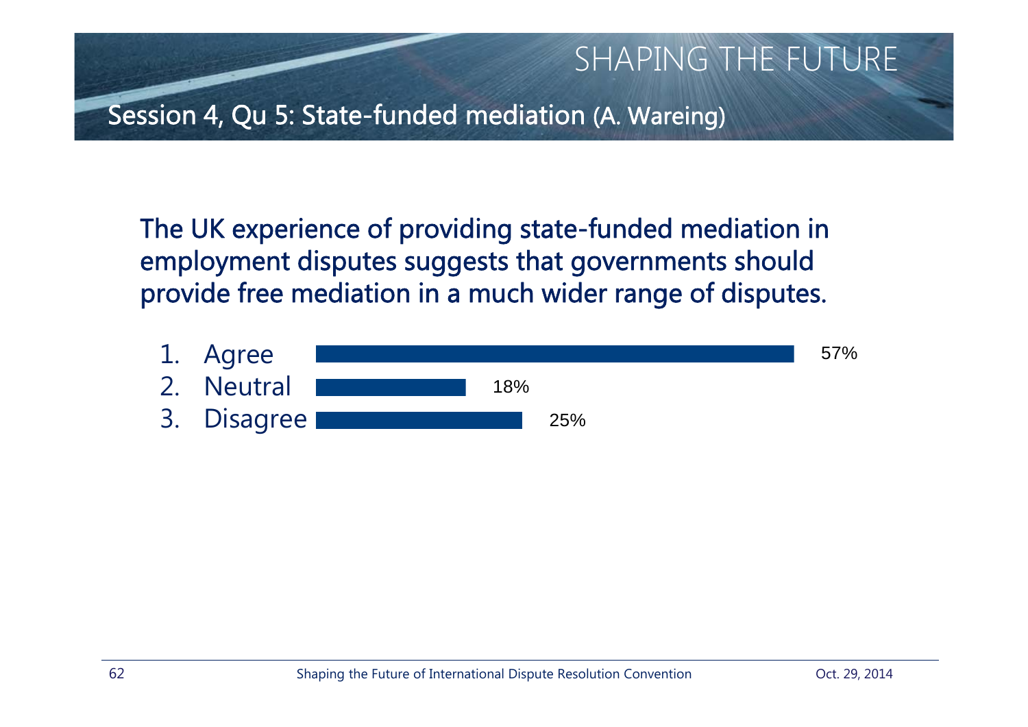# SHAPING THE FUTURE

## Session 4, Qu 5: State-funded mediation (A. Wareing)

**The UK experience of providing state-funded mediation in employment disputes suggests that governments should provide free mediation in a much wider range of disputes.**

| Response | Percentage |
|---|---|
| 1. Agree | 57% |
| 2. Neutral | 18% |
| 3. Disagree | 25% |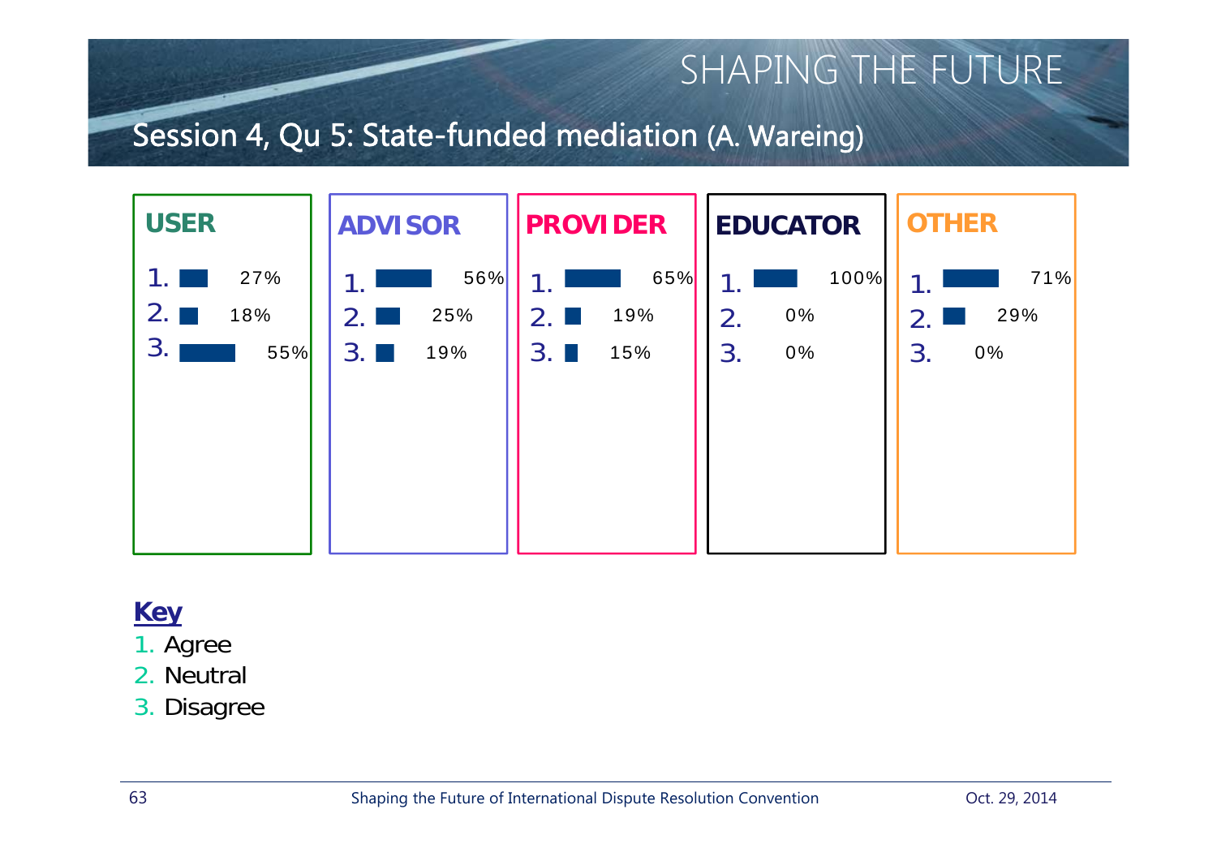# SHAPING THE FUTURE

## Session 4, Qu 5: State-funded mediation (A. Wareing)

| | USER | ADVISOR | PROVIDER | EDUCATOR | OTHER |
|---|---|---|---|---|---|
| 1. | 27% | 56% | 65% | 100% | 71% |
| 2. | 18% | 25% | 19% | 0% | 29% |
| 3. | 55% | 19% | 15% | 0% | 0% |

**Key**

1. Agree
2. Neutral
3. Disagree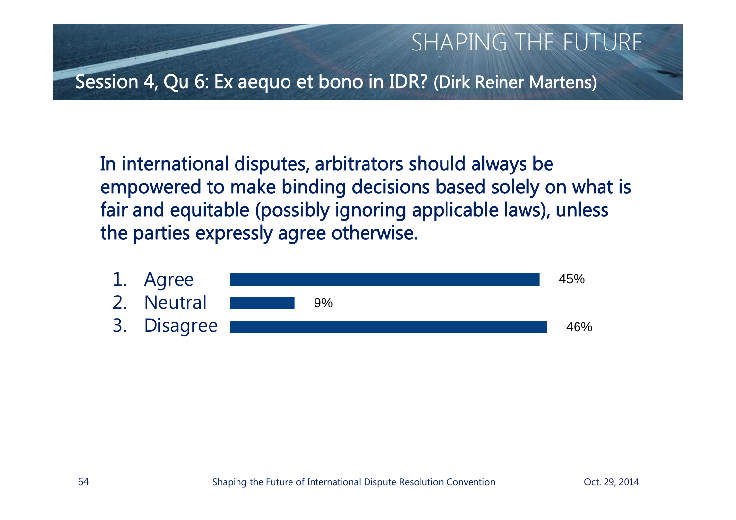## Session 4, Qu 6: Ex aequo et bono in IDR? (Dirk Reiner Martens)

In international disputes, arbitrators should always be empowered to make binding decisions based solely on what is fair and equitable (possibly ignoring applicable laws), unless the parties expressly agree otherwise.

| Response | Percentage |
| --- | --- |
| 1. Agree | 45% |
| 2. Neutral | 9% |
| 3. Disagree | 46% |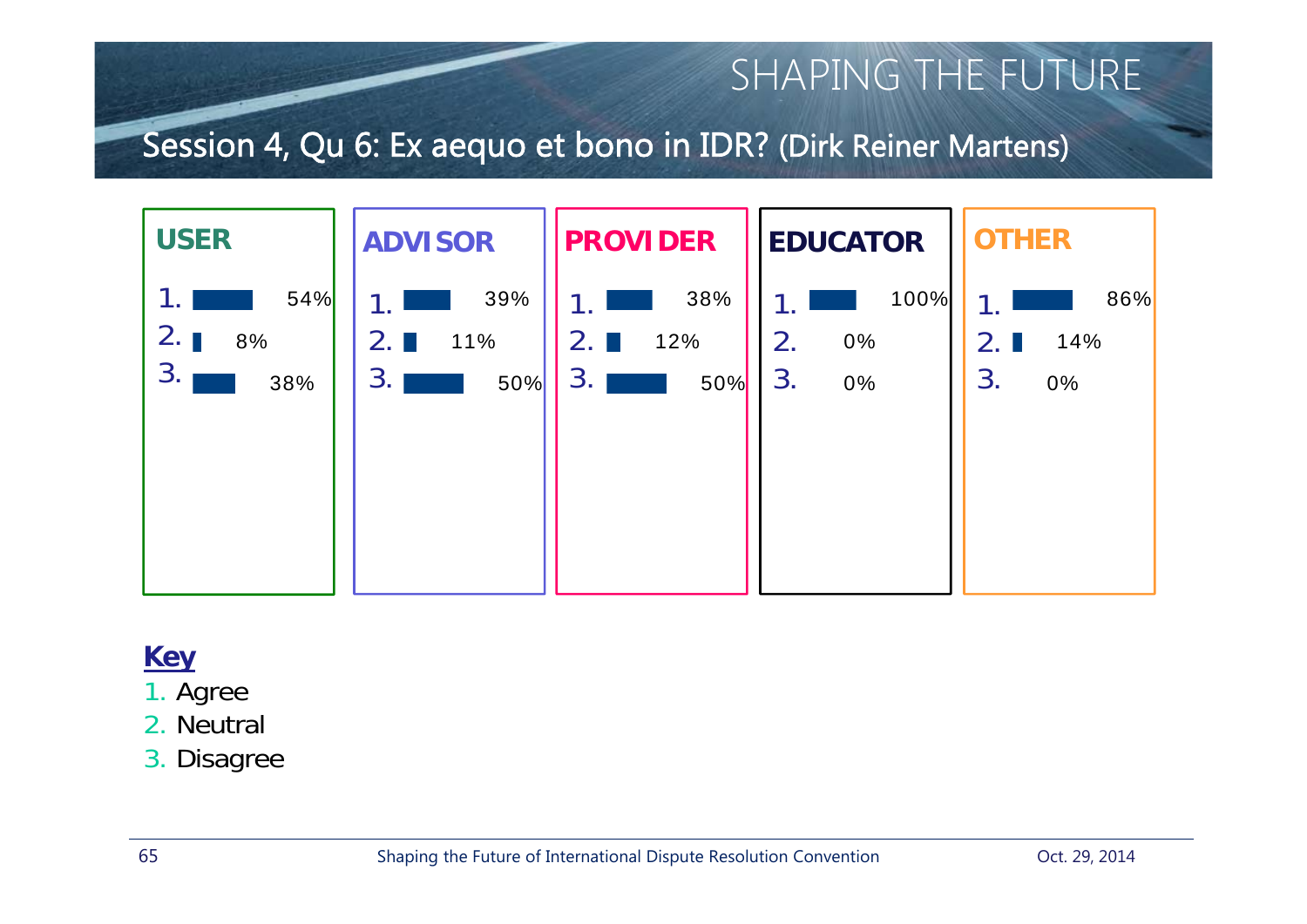# SHAPING THE FUTURE

## Session 4, Qu 6: Ex aequo et bono in IDR? (Dirk Reiner Martens)

| | USER | ADVISOR | PROVIDER | EDUCATOR | OTHER |
|---|---|---|---|---|---|
| 1. | 54% | 39% | 38% | 100% | 86% |
| 2. | 8% | 11% | 12% | 0% | 14% |
| 3. | 38% | 50% | 50% | 0% | 0% |

**Key**

1. Agree
2. Neutral
3. Disagree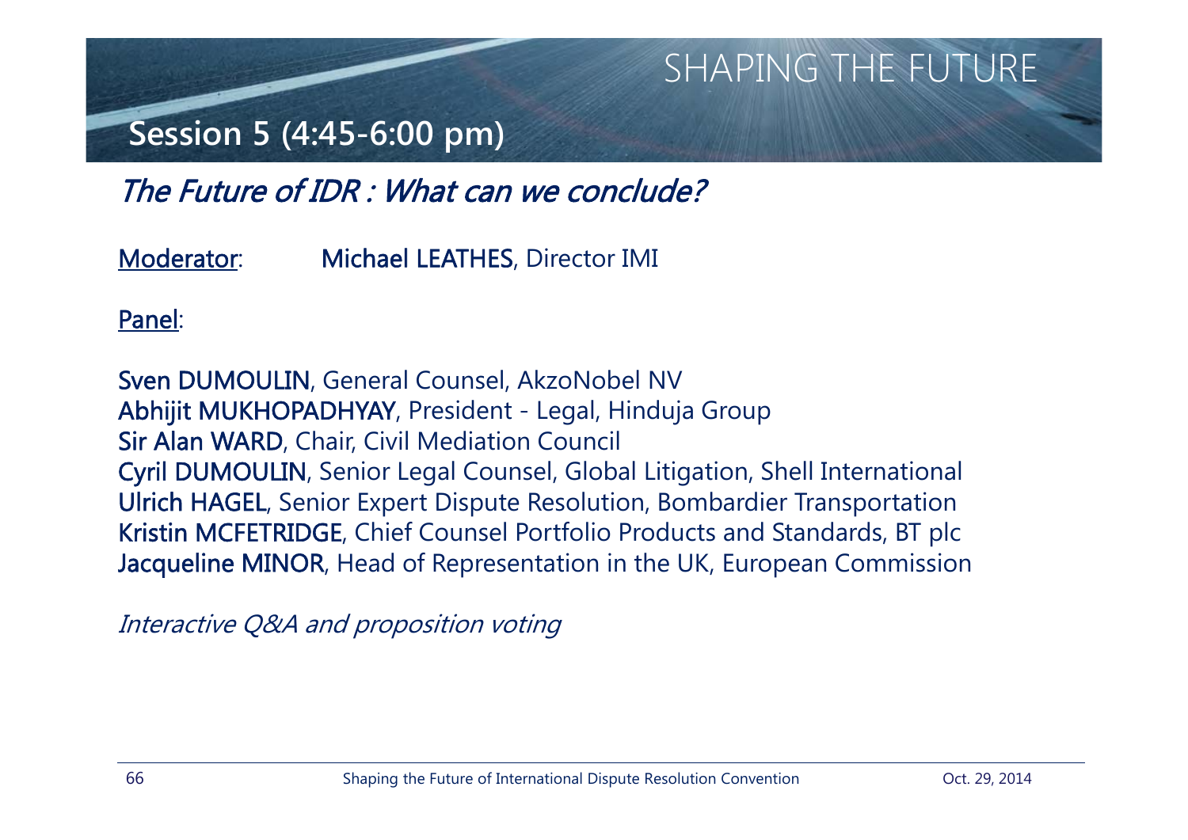SHAPING THE FUTURE

## Session 5 (4:45-6:00 pm)

### *The Future of IDR : What can we conclude?*

Moderator: **Michael LEATHES**, Director IMI

Panel:

**Sven DUMOULIN**, General Counsel, AkzoNobel NV
**Abhijit MUKHOPADHYAY**, President - Legal, Hinduja Group
**Sir Alan WARD**, Chair, Civil Mediation Council
**Cyril DUMOULIN**, Senior Legal Counsel, Global Litigation, Shell International
**Ulrich HAGEL**, Senior Expert Dispute Resolution, Bombardier Transportation
**Kristin MCFETRIDGE**, Chief Counsel Portfolio Products and Standards, BT plc
**Jacqueline MINOR**, Head of Representation in the UK, European Commission

*Interactive Q&A and proposition voting*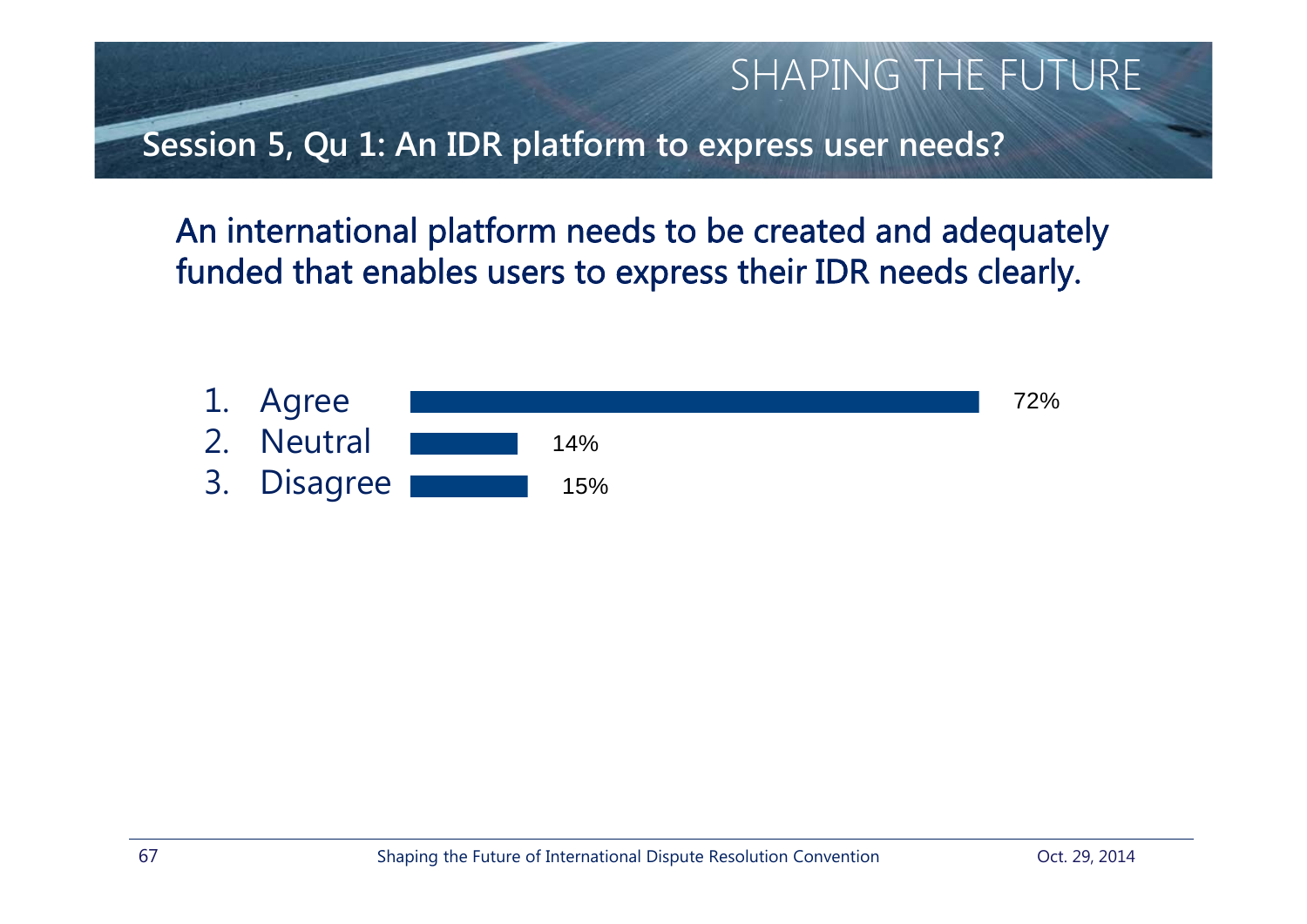SHAPING THE FUTURE

## Session 5, Qu 1: An IDR platform to express user needs?

An international platform needs to be created and adequately funded that enables users to express their IDR needs clearly.

| Response | Percentage |
| --- | --- |
| 1. Agree | 72% |
| 2. Neutral | 14% |
| 3. Disagree | 15% |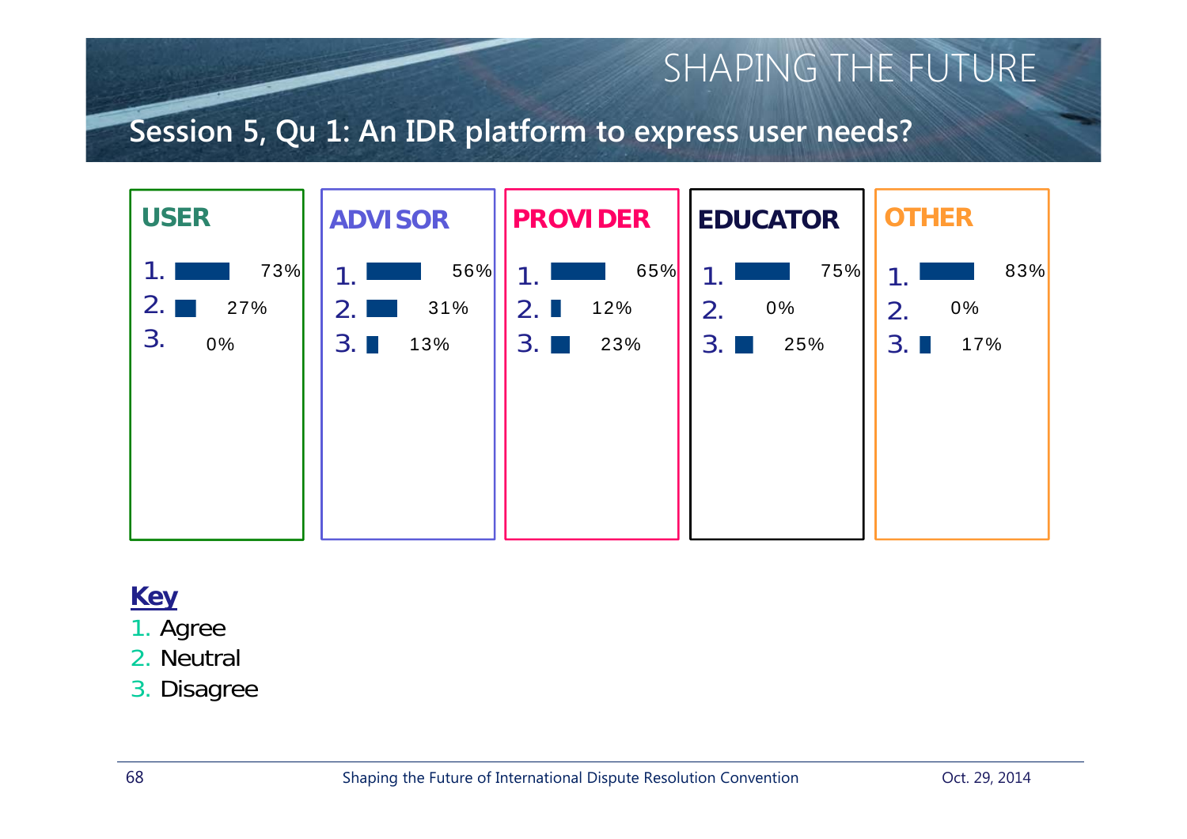# SHAPING THE FUTURE

## Session 5, Qu 1: An IDR platform to express user needs?

| | USER | ADVISOR | PROVIDER | EDUCATOR | OTHER |
|---|---|---|---|---|---|
| 1. | 73% | 56% | 65% | 75% | 83% |
| 2. | 27% | 31% | 12% | 0% | 0% |
| 3. | 0% | 13% | 23% | 25% | 17% |

**Key**

1. Agree
2. Neutral
3. Disagree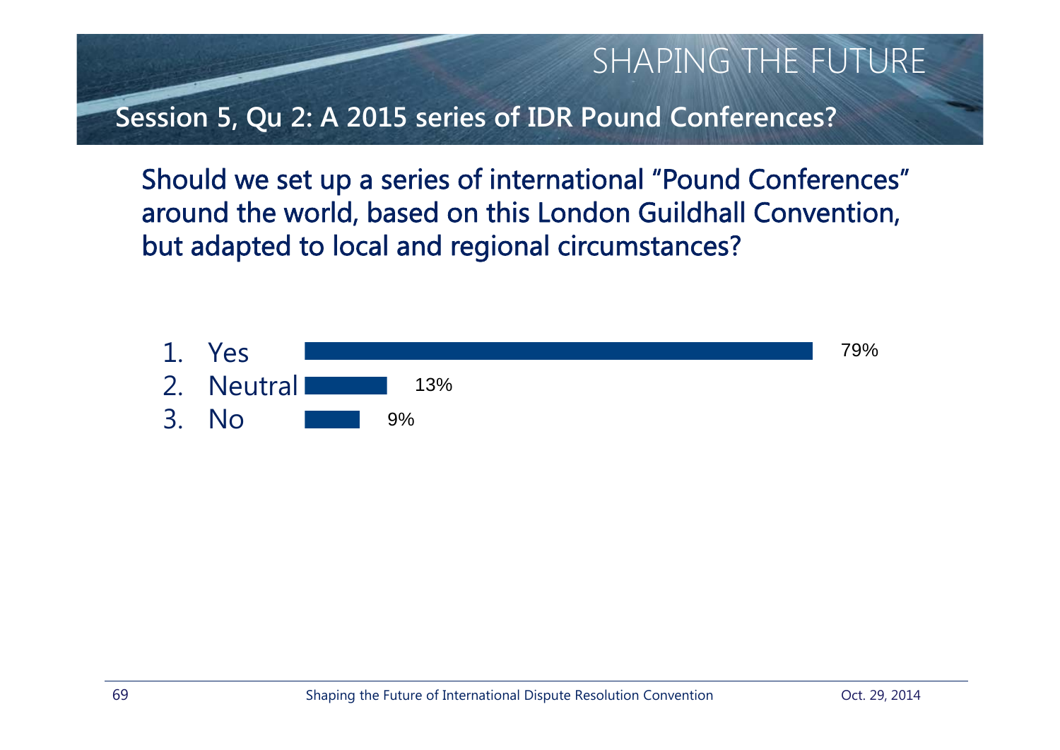SHAPING THE FUTURE

## Session 5, Qu 2: A 2015 series of IDR Pound Conferences?

Should we set up a series of international "Pound Conferences" around the world, based on this London Guildhall Convention, but adapted to local and regional circumstances?

| Response | Percentage |
|---|---|
| 1. Yes | 79% |
| 2. Neutral | 13% |
| 3. No | 9% |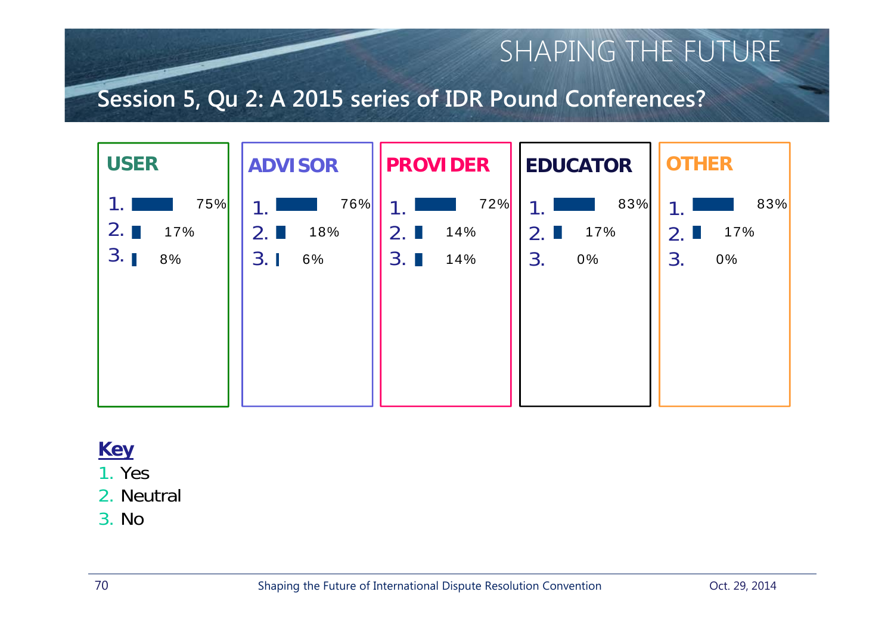# SHAPING THE FUTURE

## Session 5, Qu 2: A 2015 series of IDR Pound Conferences?

| | USER | ADVISOR | PROVIDER | EDUCATOR | OTHER |
|---|---|---|---|---|---|
| 1. | 75% | 76% | 72% | 83% | 83% |
| 2. | 17% | 18% | 14% | 17% | 17% |
| 3. | 8% | 6% | 14% | 0% | 0% |

**Key**

1. Yes
2. Neutral
3. No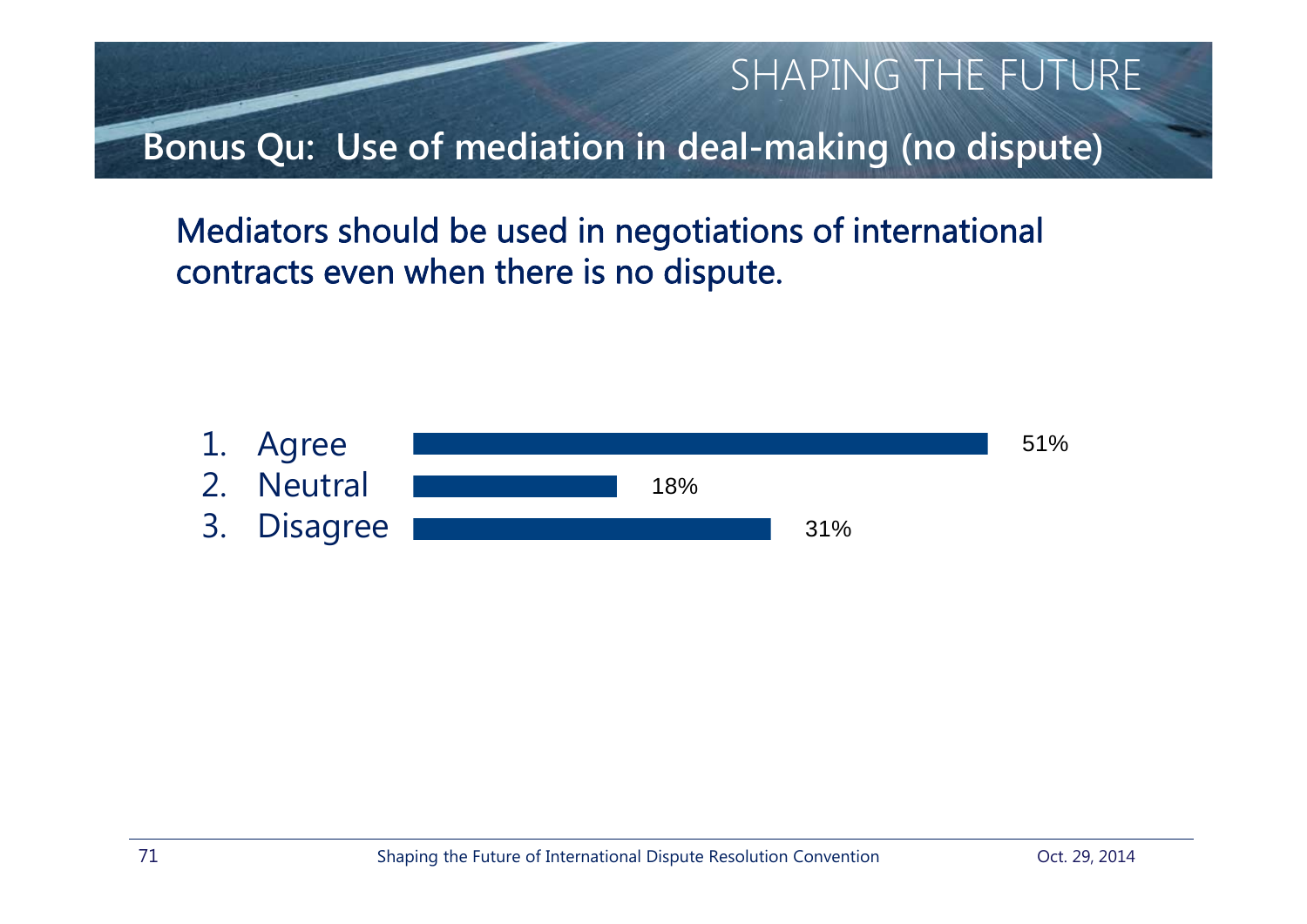# SHAPING THE FUTURE

## Bonus Qu: Use of mediation in deal-making (no dispute)

Mediators should be used in negotiations of international contracts even when there is no dispute.

| Response | Percentage |
|---|---|
| 1. Agree | 51% |
| 2. Neutral | 18% |
| 3. Disagree | 31% |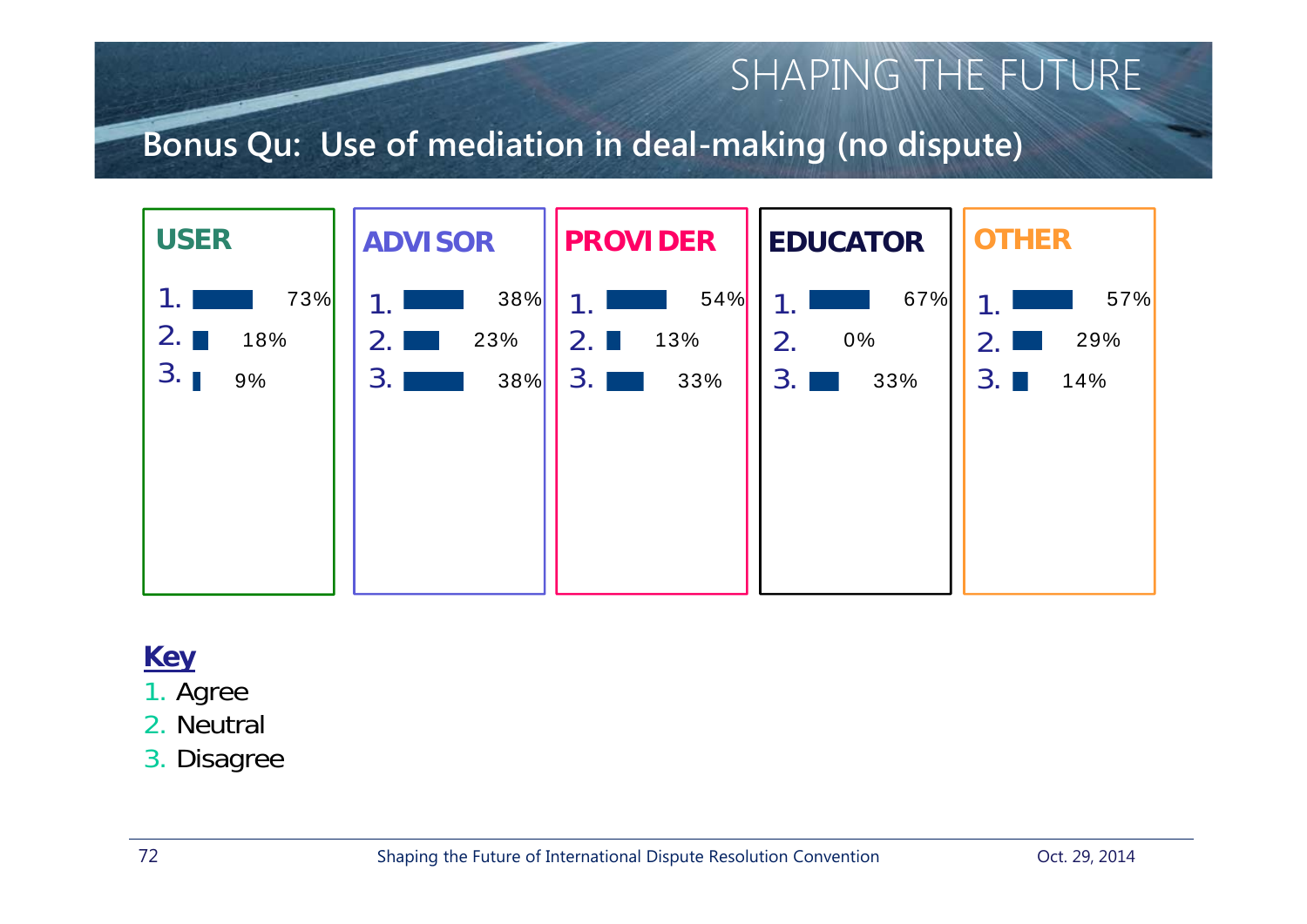# SHAPING THE FUTURE

## Bonus Qu: Use of mediation in deal-making (no dispute)

| | USER | ADVISOR | PROVIDER | EDUCATOR | OTHER |
|---|---|---|---|---|---|
| 1. | 73% | 38% | 54% | 67% | 57% |
| 2. | 18% | 23% | 13% | 0% | 29% |
| 3. | 9% | 38% | 33% | 33% | 14% |

**Key**

1. Agree
2. Neutral
3. Disagree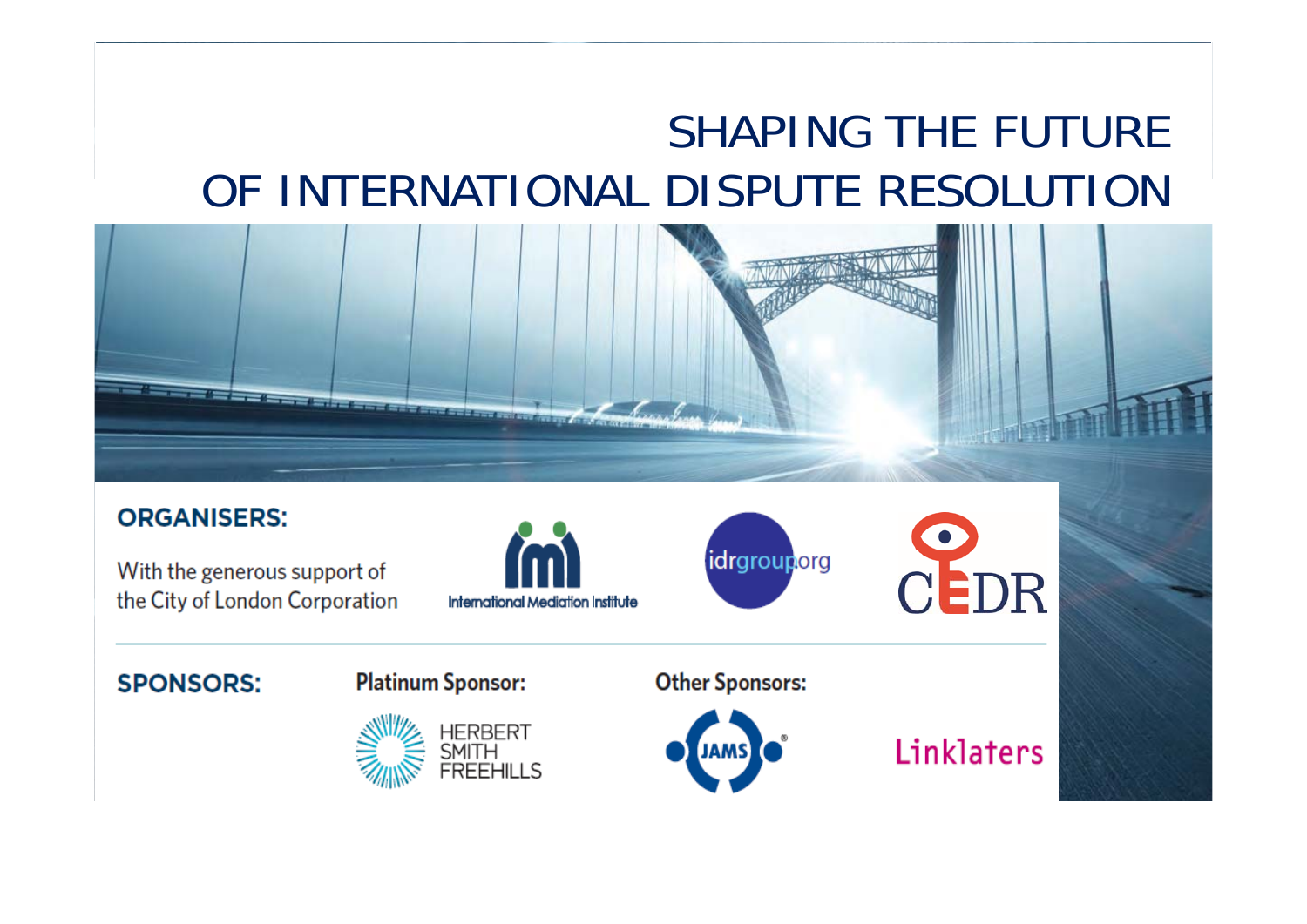# SHAPING THE FUTURE OF INTERNATIONAL DISPUTE RESOLUTION

**ORGANISERS:**

With the generous support of the City of London Corporation

International Mediation Institute

idrgroup.org

CEDR

**SPONSORS:**

**Platinum Sponsor:**

HERBERT SMITH FREEHILLS

**Other Sponsors:**

JAMS

Linklaters